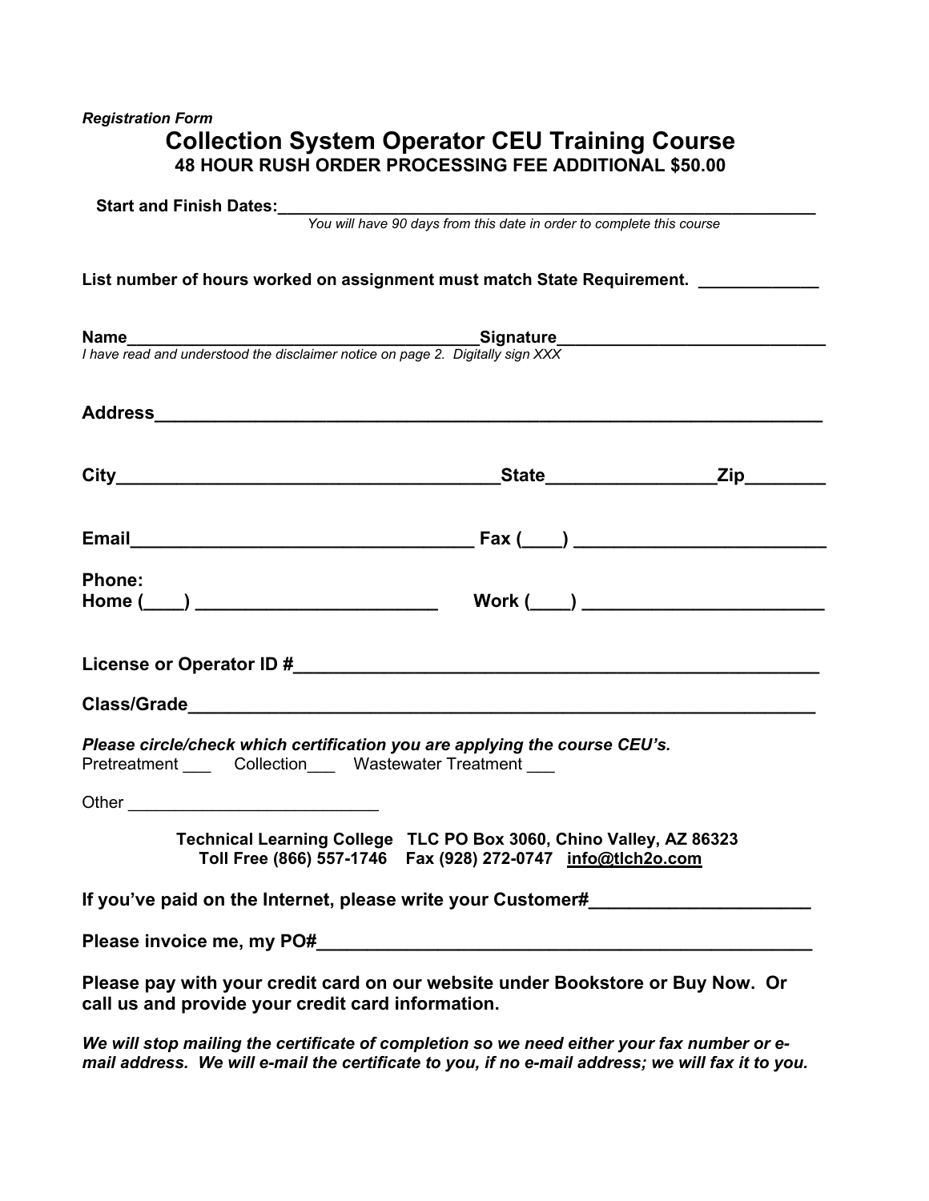*Registration Form*

# Collection System Operator CEU Training Course

**48 HOUR RUSH ORDER PROCESSING FEE ADDITIONAL $50.00**

**Start and Finish Dates:**_______________________________________________

*You will have 90 days from this date in order to complete this course*

**List number of hours worked on assignment must match State Requirement.** ____________

**Name**_____________________________________**Signature**____________________________

*I have read and understood the disclaimer notice on page 2. Digitally sign XXX*

**Address**______________________________________________________________

**City**______________________________________**State**________________**Zip**________

**Email**__________________________________ **Fax (____)** ________________________

**Phone:**
**Home (____)** ________________________ **Work (____)** ________________________

**License or Operator ID #**_____________________________________________________

**Class/Grade**___________________________________________________________

***Please circle/check which certification you are applying the course CEU's.***
Pretreatment ___ Collection___ Wastewater Treatment ___

Other __________________________

**Technical Learning College TLC PO Box 3060, Chino Valley, AZ 86323**
**Toll Free (866) 557-1746 Fax (928) 272-0747 info@tlch2o.com**

**If you've paid on the Internet, please write your Customer#**_____________________

**Please invoice me, my PO#**_________________________________________________

**Please pay with your credit card on our website under Bookstore or Buy Now. Or call us and provide your credit card information.**

***We will stop mailing the certificate of completion so we need either your fax number or e-mail address. We will e-mail the certificate to you, if no e-mail address; we will fax it to you.***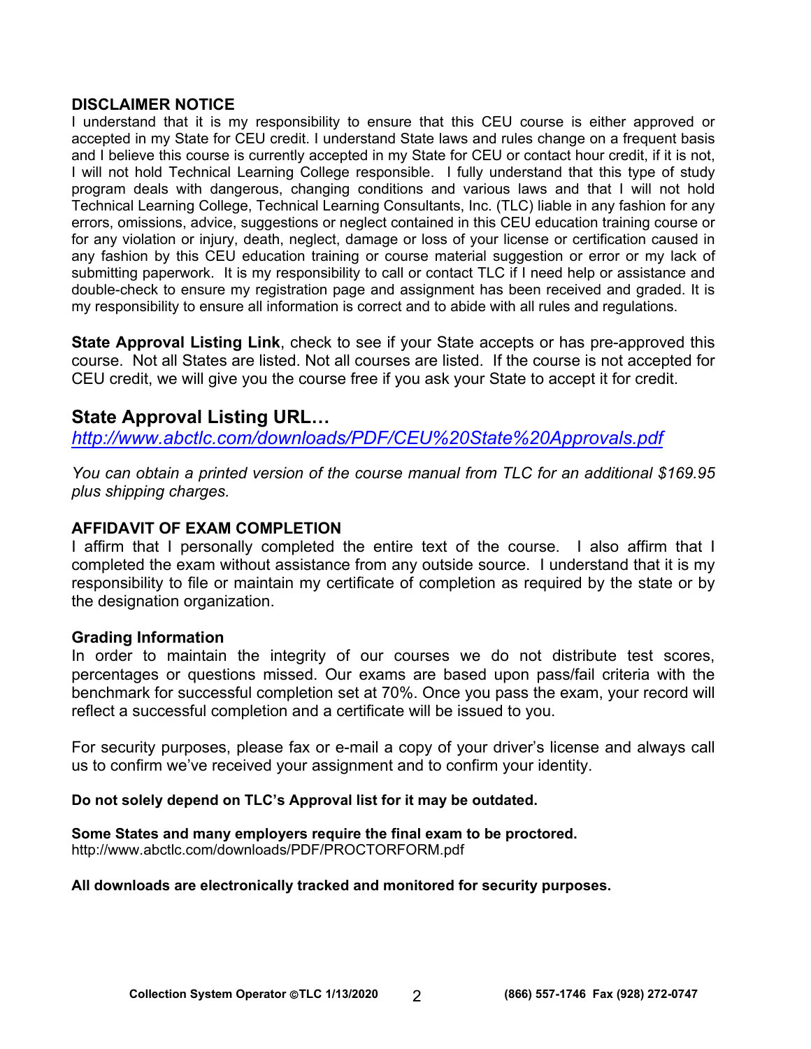## DISCLAIMER NOTICE

I understand that it is my responsibility to ensure that this CEU course is either approved or accepted in my State for CEU credit. I understand State laws and rules change on a frequent basis and I believe this course is currently accepted in my State for CEU or contact hour credit, if it is not, I will not hold Technical Learning College responsible. I fully understand that this type of study program deals with dangerous, changing conditions and various laws and that I will not hold Technical Learning College, Technical Learning Consultants, Inc. (TLC) liable in any fashion for any errors, omissions, advice, suggestions or neglect contained in this CEU education training course or for any violation or injury, death, neglect, damage or loss of your license or certification caused in any fashion by this CEU education training or course material suggestion or error or my lack of submitting paperwork. It is my responsibility to call or contact TLC if I need help or assistance and double-check to ensure my registration page and assignment has been received and graded. It is my responsibility to ensure all information is correct and to abide with all rules and regulations.

**State Approval Listing Link**, check to see if your State accepts or has pre-approved this course. Not all States are listed. Not all courses are listed. If the course is not accepted for CEU credit, we will give you the course free if you ask your State to accept it for credit.

## State Approval Listing URL…

*http://www.abctlc.com/downloads/PDF/CEU%20State%20Approvals.pdf*

*You can obtain a printed version of the course manual from TLC for an additional $169.95 plus shipping charges.*

## AFFIDAVIT OF EXAM COMPLETION

I affirm that I personally completed the entire text of the course. I also affirm that I completed the exam without assistance from any outside source. I understand that it is my responsibility to file or maintain my certificate of completion as required by the state or by the designation organization.

## Grading Information

In order to maintain the integrity of our courses we do not distribute test scores, percentages or questions missed. Our exams are based upon pass/fail criteria with the benchmark for successful completion set at 70%. Once you pass the exam, your record will reflect a successful completion and a certificate will be issued to you.

For security purposes, please fax or e-mail a copy of your driver's license and always call us to confirm we've received your assignment and to confirm your identity.

**Do not solely depend on TLC's Approval list for it may be outdated.**

**Some States and many employers require the final exam to be proctored.**
http://www.abctlc.com/downloads/PDF/PROCTORFORM.pdf

**All downloads are electronically tracked and monitored for security purposes.**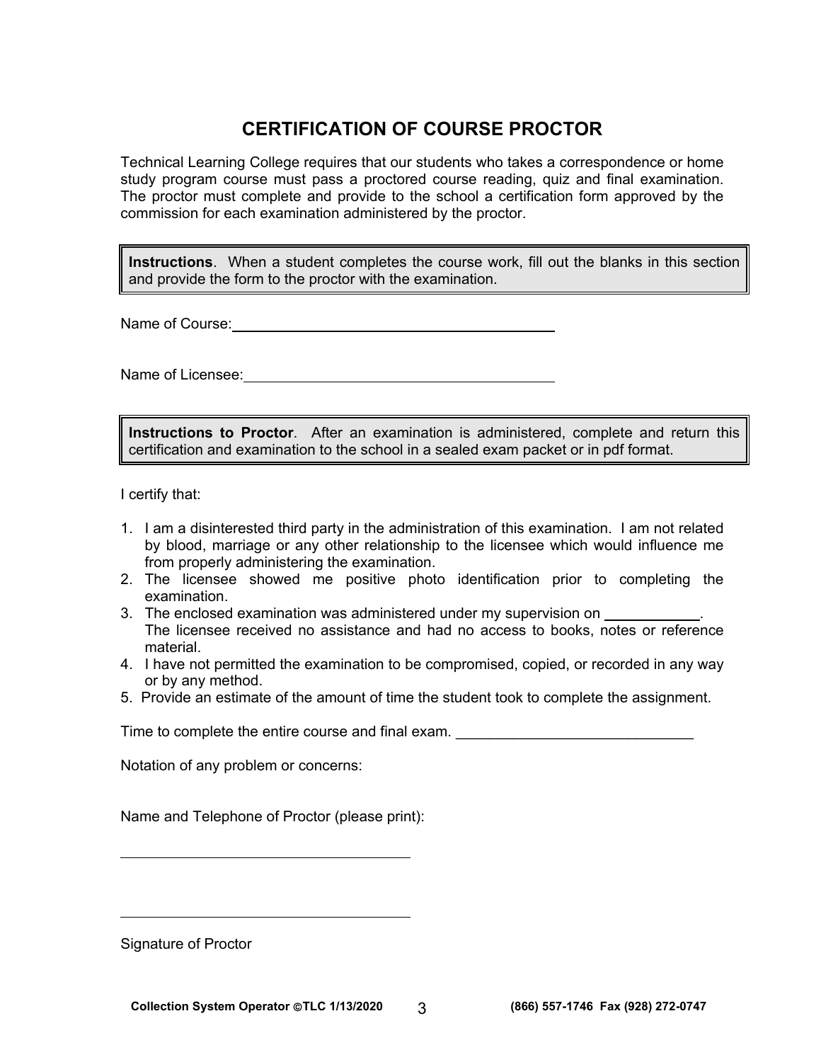# CERTIFICATION OF COURSE PROCTOR

Technical Learning College requires that our students who takes a correspondence or home study program course must pass a proctored course reading, quiz and final examination. The proctor must complete and provide to the school a certification form approved by the commission for each examination administered by the proctor.

> **Instructions**. When a student completes the course work, fill out the blanks in this section and provide the form to the proctor with the examination.

Name of Course: ____________________________________________

Name of Licensee: __________________________________________

> **Instructions to Proctor**. After an examination is administered, complete and return this certification and examination to the school in a sealed exam packet or in pdf format.

I certify that:

1. I am a disinterested third party in the administration of this examination. I am not related by blood, marriage or any other relationship to the licensee which would influence me from properly administering the examination.
2. The licensee showed me positive photo identification prior to completing the examination.
3. The enclosed examination was administered under my supervision on ____________. The licensee received no assistance and had no access to books, notes or reference material.
4. I have not permitted the examination to be compromised, copied, or recorded in any way or by any method.
5. Provide an estimate of the amount of time the student took to complete the assignment.

Time to complete the entire course and final exam. ______________________________

Notation of any problem or concerns:

Name and Telephone of Proctor (please print):

____________________________________

____________________________________

Signature of Proctor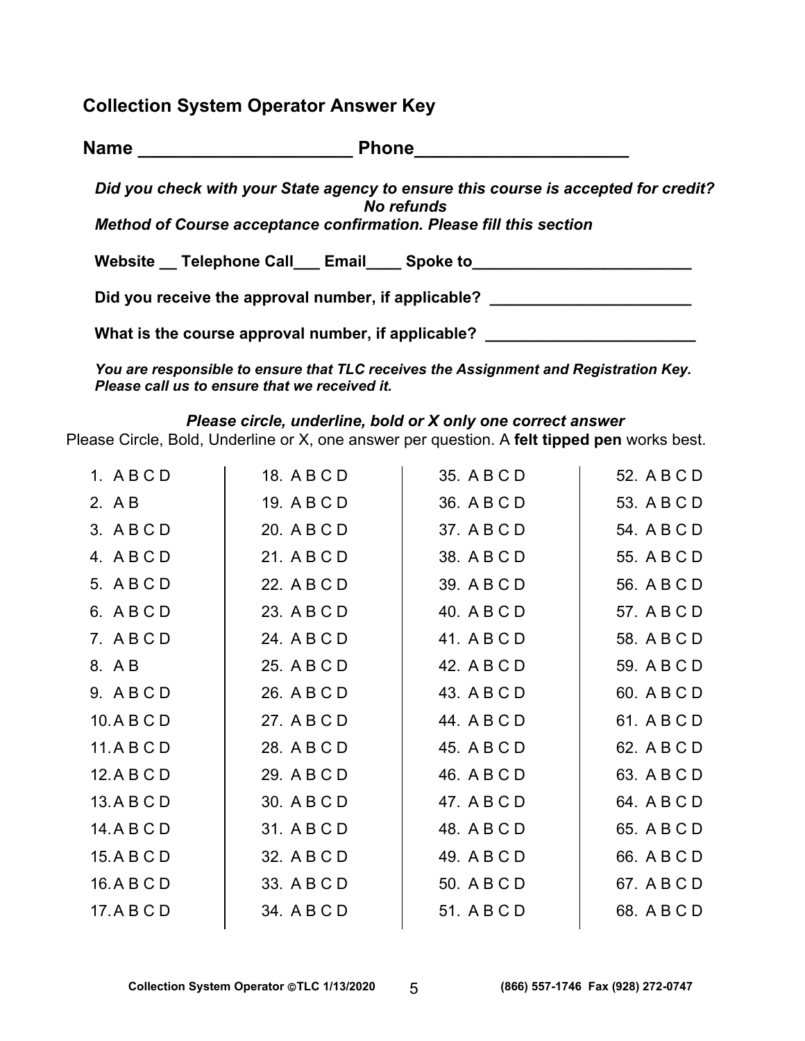## Collection System Operator Answer Key

**Name _____________________ Phone_____________________**

***Did you check with your State agency to ensure this course is accepted for credit? No refunds***

***Method of Course acceptance confirmation. Please fill this section***

**Website __ Telephone Call___ Email____ Spoke to________________________**

**Did you receive the approval number, if applicable? ______________________**

**What is the course approval number, if applicable? _______________________**

***You are responsible to ensure that TLC receives the Assignment and Registration Key. Please call us to ensure that we received it.***

***Please circle, underline, bold or X only one correct answer***

Please Circle, Bold, Underline or X, one answer per question. A **felt tipped pen** works best.

| | | | |
|---|---|---|---|
| 1. A B C D | 18. A B C D | 35. A B C D | 52. A B C D |
| 2. A B | 19. A B C D | 36. A B C D | 53. A B C D |
| 3. A B C D | 20. A B C D | 37. A B C D | 54. A B C D |
| 4. A B C D | 21. A B C D | 38. A B C D | 55. A B C D |
| 5. A B C D | 22. A B C D | 39. A B C D | 56. A B C D |
| 6. A B C D | 23. A B C D | 40. A B C D | 57. A B C D |
| 7. A B C D | 24. A B C D | 41. A B C D | 58. A B C D |
| 8. A B | 25. A B C D | 42. A B C D | 59. A B C D |
| 9. A B C D | 26. A B C D | 43. A B C D | 60. A B C D |
| 10. A B C D | 27. A B C D | 44. A B C D | 61. A B C D |
| 11. A B C D | 28. A B C D | 45. A B C D | 62. A B C D |
| 12. A B C D | 29. A B C D | 46. A B C D | 63. A B C D |
| 13. A B C D | 30. A B C D | 47. A B C D | 64. A B C D |
| 14. A B C D | 31. A B C D | 48. A B C D | 65. A B C D |
| 15. A B C D | 32. A B C D | 49. A B C D | 66. A B C D |
| 16. A B C D | 33. A B C D | 50. A B C D | 67. A B C D |
| 17. A B C D | 34. A B C D | 51. A B C D | 68. A B C D |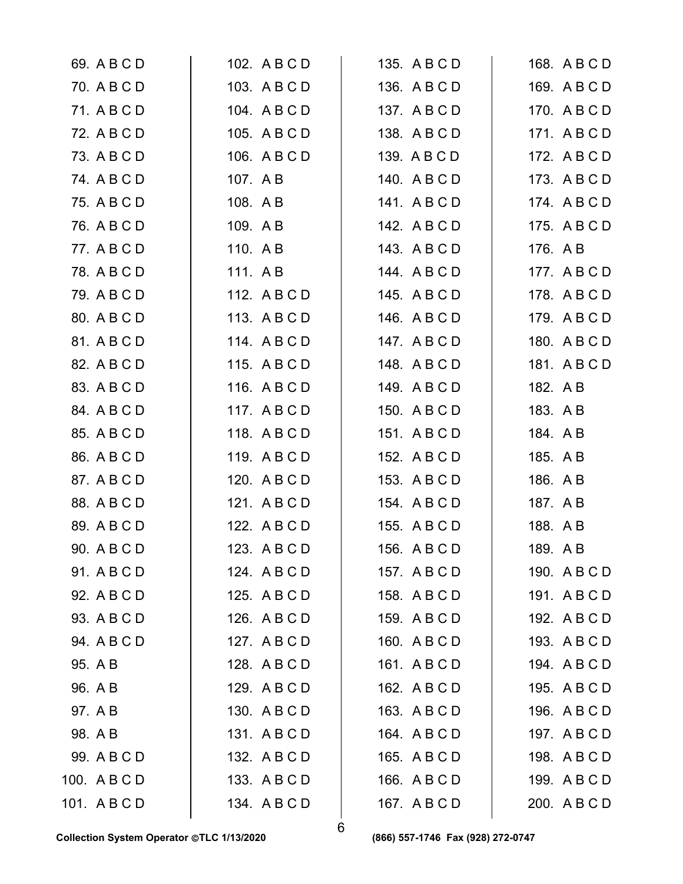69. A B C D
70. A B C D
71. A B C D
72. A B C D
73. A B C D
74. A B C D
75. A B C D
76. A B C D
77. A B C D
78. A B C D
79. A B C D
80. A B C D
81. A B C D
82. A B C D
83. A B C D
84. A B C D
85. A B C D
86. A B C D
87. A B C D
88. A B C D
89. A B C D
90. A B C D
91. A B C D
92. A B C D
93. A B C D
94. A B C D
95. A B
96. A B
97. A B
98. A B
99. A B C D
100. A B C D
101. A B C D
102. A B C D
103. A B C D
104. A B C D
105. A B C D
106. A B C D
107. A B
108. A B
109. A B
110. A B
111. A B
112. A B C D
113. A B C D
114. A B C D
115. A B C D
116. A B C D
117. A B C D
118. A B C D
119. A B C D
120. A B C D
121. A B C D
122. A B C D
123. A B C D
124. A B C D
125. A B C D
126. A B C D
127. A B C D
128. A B C D
129. A B C D
130. A B C D
131. A B C D
132. A B C D
133. A B C D
134. A B C D
135. A B C D
136. A B C D
137. A B C D
138. A B C D
139. A B C D
140. A B C D
141. A B C D
142. A B C D
143. A B C D
144. A B C D
145. A B C D
146. A B C D
147. A B C D
148. A B C D
149. A B C D
150. A B C D
151. A B C D
152. A B C D
153. A B C D
154. A B C D
155. A B C D
156. A B C D
157. A B C D
158. A B C D
159. A B C D
160. A B C D
161. A B C D
162. A B C D
163. A B C D
164. A B C D
165. A B C D
166. A B C D
167. A B C D
168. A B C D
169. A B C D
170. A B C D
171. A B C D
172. A B C D
173. A B C D
174. A B C D
175. A B C D
176. A B
177. A B C D
178. A B C D
179. A B C D
180. A B C D
181. A B C D
182. A B
183. A B
184. A B
185. A B
186. A B
187. A B
188. A B
189. A B
190. A B C D
191. A B C D
192. A B C D
193. A B C D
194. A B C D
195. A B C D
196. A B C D
197. A B C D
198. A B C D
199. A B C D
200. A B C D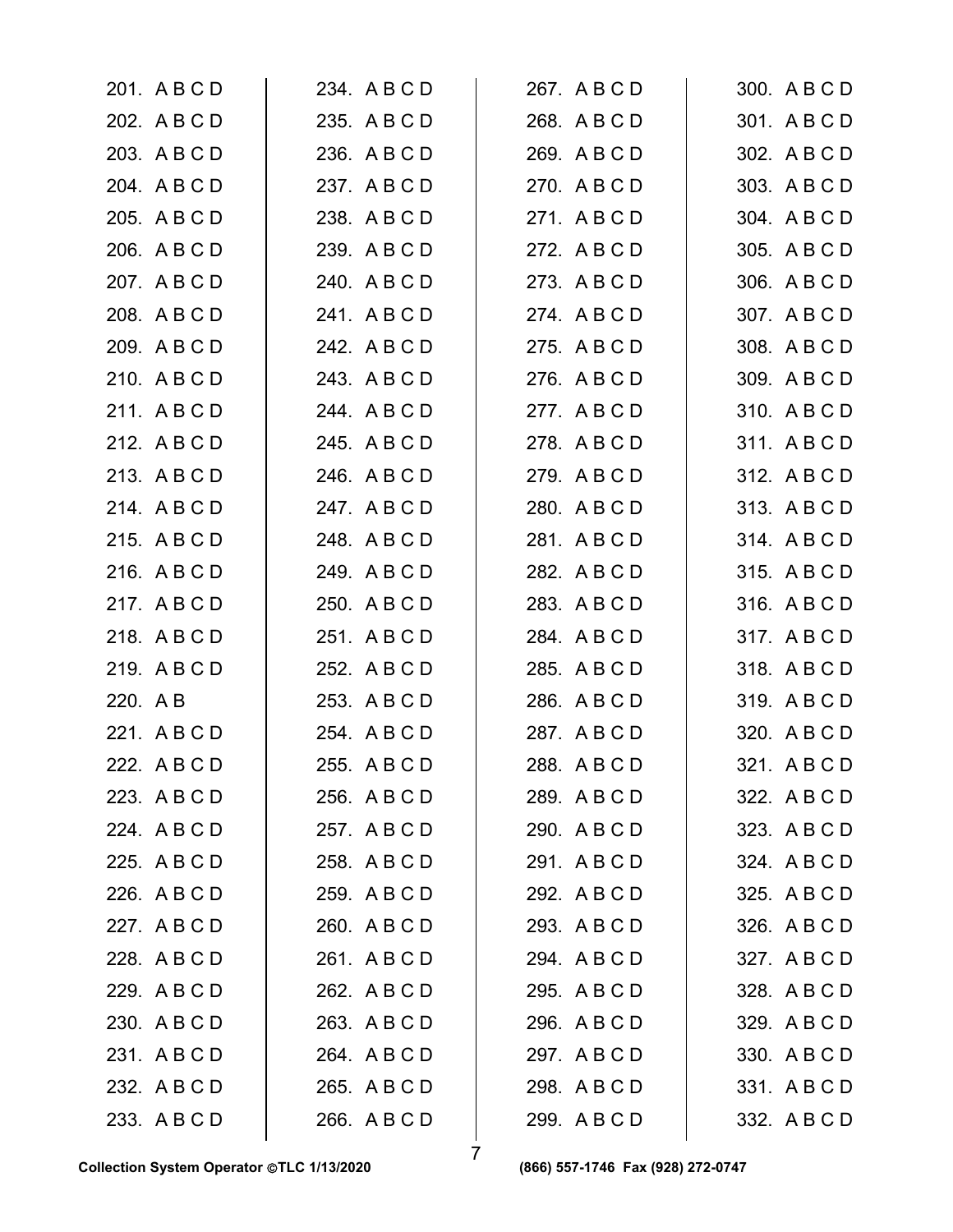201. A B C D
202. A B C D
203. A B C D
204. A B C D
205. A B C D
206. A B C D
207. A B C D
208. A B C D
209. A B C D
210. A B C D
211. A B C D
212. A B C D
213. A B C D
214. A B C D
215. A B C D
216. A B C D
217. A B C D
218. A B C D
219. A B C D
220. A B
221. A B C D
222. A B C D
223. A B C D
224. A B C D
225. A B C D
226. A B C D
227. A B C D
228. A B C D
229. A B C D
230. A B C D
231. A B C D
232. A B C D
233. A B C D
234. A B C D
235. A B C D
236. A B C D
237. A B C D
238. A B C D
239. A B C D
240. A B C D
241. A B C D
242. A B C D
243. A B C D
244. A B C D
245. A B C D
246. A B C D
247. A B C D
248. A B C D
249. A B C D
250. A B C D
251. A B C D
252. A B C D
253. A B C D
254. A B C D
255. A B C D
256. A B C D
257. A B C D
258. A B C D
259. A B C D
260. A B C D
261. A B C D
262. A B C D
263. A B C D
264. A B C D
265. A B C D
266. A B C D
267. A B C D
268. A B C D
269. A B C D
270. A B C D
271. A B C D
272. A B C D
273. A B C D
274. A B C D
275. A B C D
276. A B C D
277. A B C D
278. A B C D
279. A B C D
280. A B C D
281. A B C D
282. A B C D
283. A B C D
284. A B C D
285. A B C D
286. A B C D
287. A B C D
288. A B C D
289. A B C D
290. A B C D
291. A B C D
292. A B C D
293. A B C D
294. A B C D
295. A B C D
296. A B C D
297. A B C D
298. A B C D
299. A B C D
300. A B C D
301. A B C D
302. A B C D
303. A B C D
304. A B C D
305. A B C D
306. A B C D
307. A B C D
308. A B C D
309. A B C D
310. A B C D
311. A B C D
312. A B C D
313. A B C D
314. A B C D
315. A B C D
316. A B C D
317. A B C D
318. A B C D
319. A B C D
320. A B C D
321. A B C D
322. A B C D
323. A B C D
324. A B C D
325. A B C D
326. A B C D
327. A B C D
328. A B C D
329. A B C D
330. A B C D
331. A B C D
332. A B C D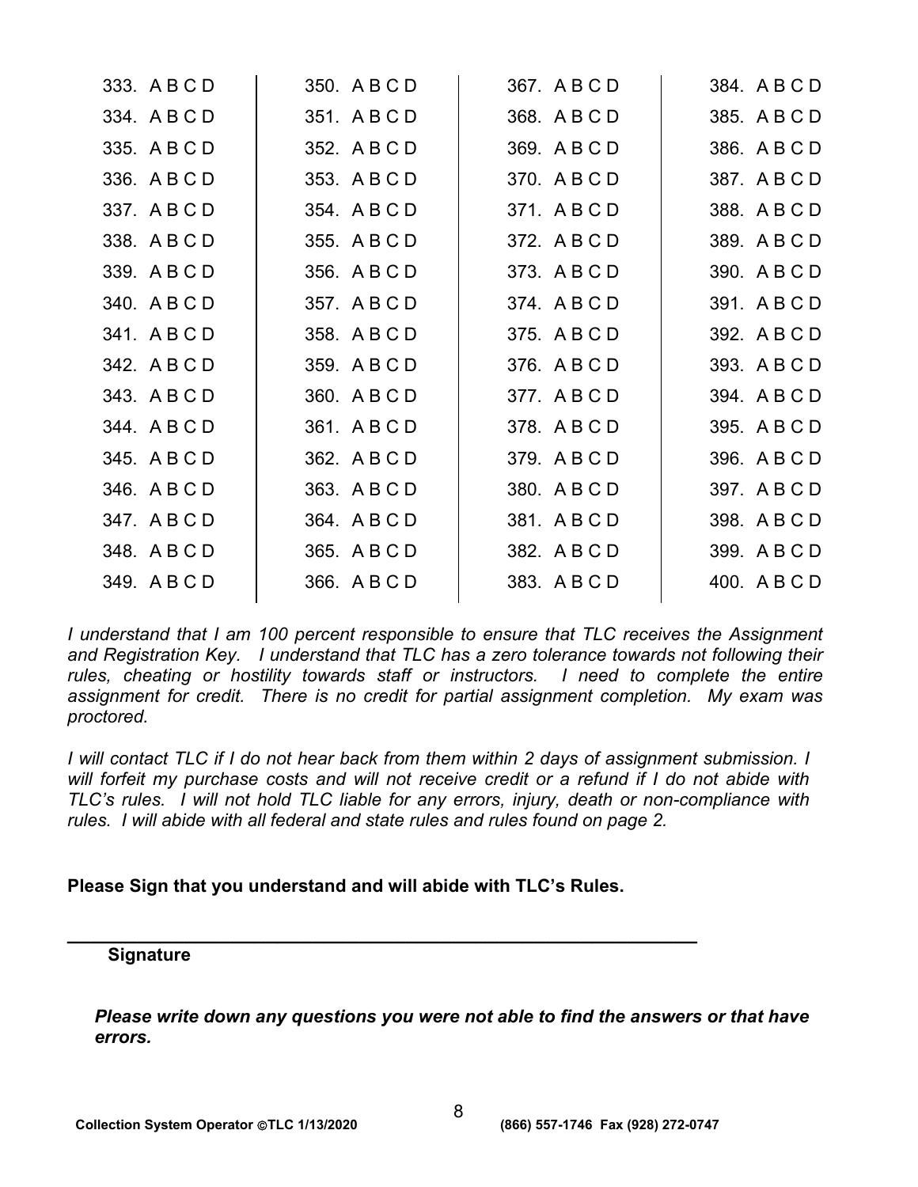| | | | |
|---|---|---|---|
| 333. A B C D | 350. A B C D | 367. A B C D | 384. A B C D |
| 334. A B C D | 351. A B C D | 368. A B C D | 385. A B C D |
| 335. A B C D | 352. A B C D | 369. A B C D | 386. A B C D |
| 336. A B C D | 353. A B C D | 370. A B C D | 387. A B C D |
| 337. A B C D | 354. A B C D | 371. A B C D | 388. A B C D |
| 338. A B C D | 355. A B C D | 372. A B C D | 389. A B C D |
| 339. A B C D | 356. A B C D | 373. A B C D | 390. A B C D |
| 340. A B C D | 357. A B C D | 374. A B C D | 391. A B C D |
| 341. A B C D | 358. A B C D | 375. A B C D | 392. A B C D |
| 342. A B C D | 359. A B C D | 376. A B C D | 393. A B C D |
| 343. A B C D | 360. A B C D | 377. A B C D | 394. A B C D |
| 344. A B C D | 361. A B C D | 378. A B C D | 395. A B C D |
| 345. A B C D | 362. A B C D | 379. A B C D | 396. A B C D |
| 346. A B C D | 363. A B C D | 380. A B C D | 397. A B C D |
| 347. A B C D | 364. A B C D | 381. A B C D | 398. A B C D |
| 348. A B C D | 365. A B C D | 382. A B C D | 399. A B C D |
| 349. A B C D | 366. A B C D | 383. A B C D | 400. A B C D |

*I understand that I am 100 percent responsible to ensure that TLC receives the Assignment and Registration Key. I understand that TLC has a zero tolerance towards not following their rules, cheating or hostility towards staff or instructors. I need to complete the entire assignment for credit. There is no credit for partial assignment completion. My exam was proctored.*

*I will contact TLC if I do not hear back from them within 2 days of assignment submission. I will forfeit my purchase costs and will not receive credit or a refund if I do not abide with TLC's rules. I will not hold TLC liable for any errors, injury, death or non-compliance with rules. I will abide with all federal and state rules and rules found on page 2.*

**Please Sign that you understand and will abide with TLC's Rules.**

_________________________________________________________________

**Signature**

***Please write down any questions you were not able to find the answers or that have errors.***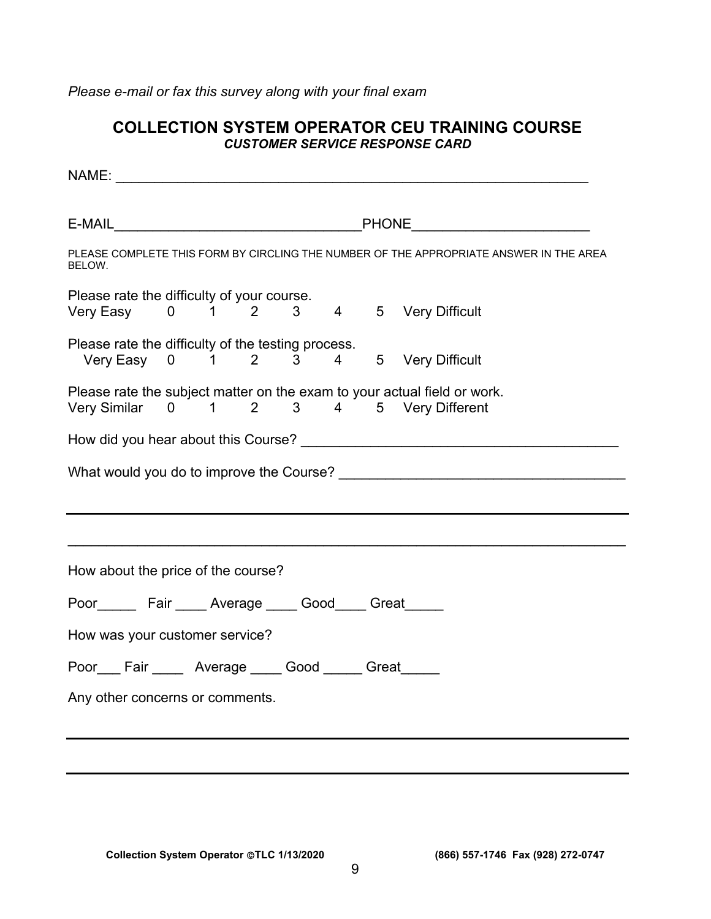*Please e-mail or fax this survey along with your final exam*

## COLLECTION SYSTEM OPERATOR CEU TRAINING COURSE
***CUSTOMER SERVICE RESPONSE CARD***

NAME: _______________________________________________________________

E-MAIL________________________________PHONE______________________

PLEASE COMPLETE THIS FORM BY CIRCLING THE NUMBER OF THE APPROPRIATE ANSWER IN THE AREA BELOW.

Please rate the difficulty of your course.
Very Easy 0 1 2 3 4 5 Very Difficult

Please rate the difficulty of the testing process.
Very Easy 0 1 2 3 4 5 Very Difficult

Please rate the subject matter on the exam to your actual field or work.
Very Similar 0 1 2 3 4 5 Very Different

How did you hear about this Course? __________________________________________

What would you do to improve the Course? ____________________________________

_____________________________________________________________________________

_____________________________________________________________________________

How about the price of the course?

Poor_____ Fair ____ Average ____ Good____ Great_____

How was your customer service?

Poor___ Fair ____ Average ____ Good _____ Great_____

Any other concerns or comments.

_____________________________________________________________________________

_____________________________________________________________________________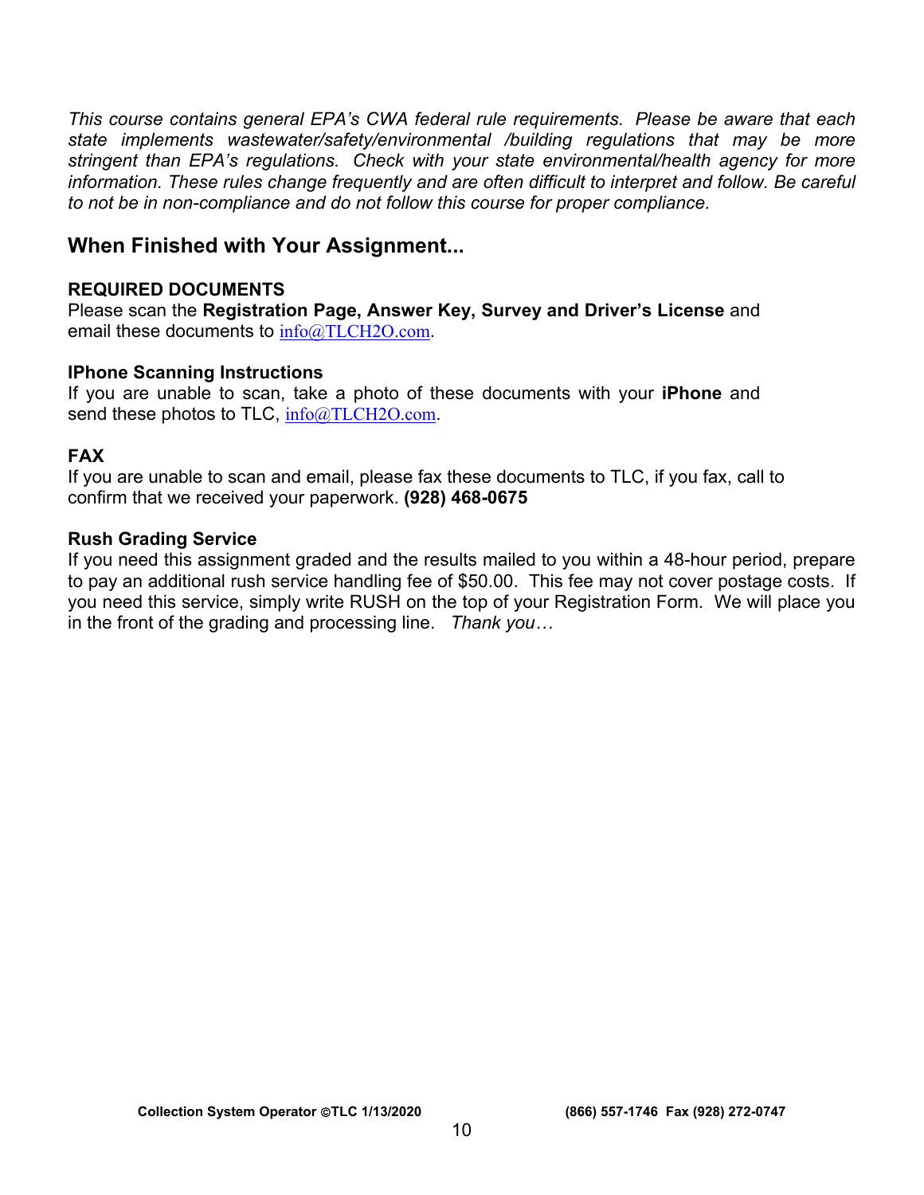*This course contains general EPA's CWA federal rule requirements. Please be aware that each state implements wastewater/safety/environmental /building regulations that may be more stringent than EPA's regulations. Check with your state environmental/health agency for more information. These rules change frequently and are often difficult to interpret and follow. Be careful to not be in non-compliance and do not follow this course for proper compliance.*

## When Finished with Your Assignment...

**REQUIRED DOCUMENTS**
Please scan the **Registration Page, Answer Key, Survey and Driver's License** and email these documents to info@TLCH2O.com.

**IPhone Scanning Instructions**
If you are unable to scan, take a photo of these documents with your **iPhone** and send these photos to TLC, info@TLCH2O.com.

**FAX**
If you are unable to scan and email, please fax these documents to TLC, if you fax, call to confirm that we received your paperwork. **(928) 468-0675**

**Rush Grading Service**
If you need this assignment graded and the results mailed to you within a 48-hour period, prepare to pay an additional rush service handling fee of $50.00. This fee may not cover postage costs. If you need this service, simply write RUSH on the top of your Registration Form. We will place you in the front of the grading and processing line. *Thank you…*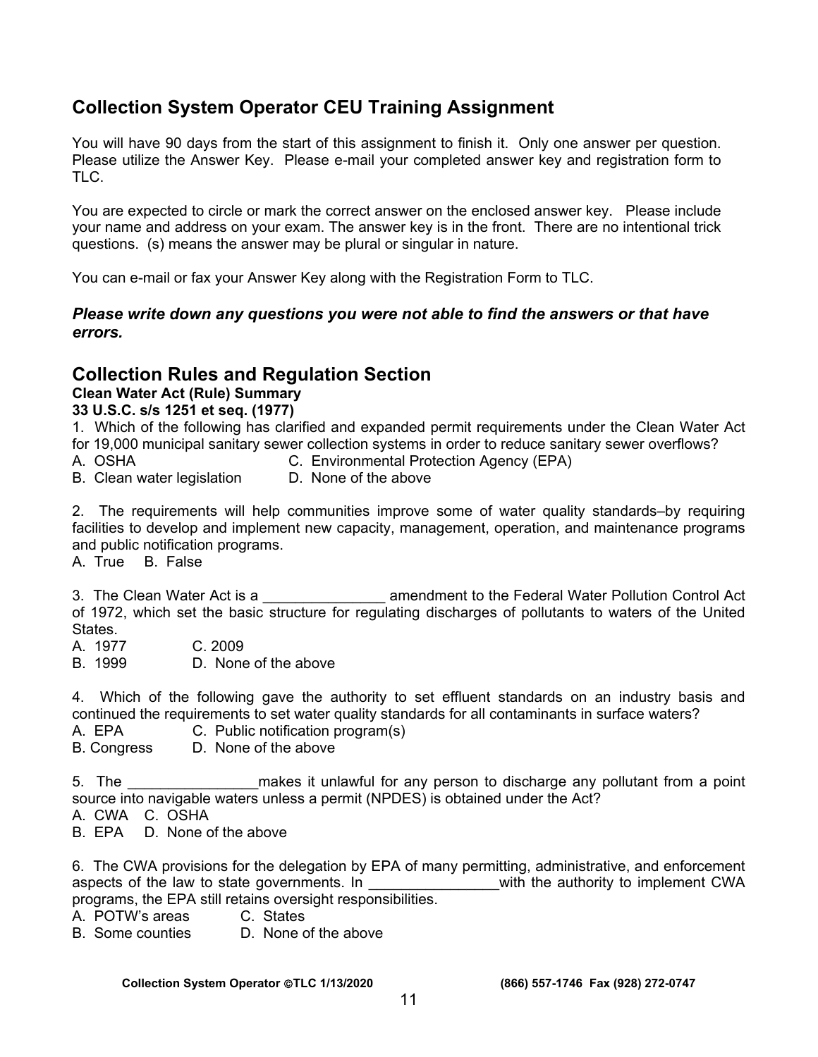## Collection System Operator CEU Training Assignment

You will have 90 days from the start of this assignment to finish it. Only one answer per question. Please utilize the Answer Key. Please e-mail your completed answer key and registration form to TLC.

You are expected to circle or mark the correct answer on the enclosed answer key. Please include your name and address on your exam. The answer key is in the front. There are no intentional trick questions. (s) means the answer may be plural or singular in nature.

You can e-mail or fax your Answer Key along with the Registration Form to TLC.

***Please write down any questions you were not able to find the answers or that have errors.***

## Collection Rules and Regulation Section

**Clean Water Act (Rule) Summary**

**33 U.S.C. s/s 1251 et seq. (1977)**

1. Which of the following has clarified and expanded permit requirements under the Clean Water Act for 19,000 municipal sanitary sewer collection systems in order to reduce sanitary sewer overflows?

A. OSHA
B. Clean water legislation
C. Environmental Protection Agency (EPA)
D. None of the above

2. The requirements will help communities improve some of water quality standards–by requiring facilities to develop and implement new capacity, management, operation, and maintenance programs and public notification programs.

A. True B. False

3. The Clean Water Act is a _______________ amendment to the Federal Water Pollution Control Act of 1972, which set the basic structure for regulating discharges of pollutants to waters of the United States.

A. 1977
B. 1999
C. 2009
D. None of the above

4. Which of the following gave the authority to set effluent standards on an industry basis and continued the requirements to set water quality standards for all contaminants in surface waters?

A. EPA
B. Congress
C. Public notification program(s)
D. None of the above

5. The ________________makes it unlawful for any person to discharge any pollutant from a point source into navigable waters unless a permit (NPDES) is obtained under the Act?

A. CWA
B. EPA
C. OSHA
D. None of the above

6. The CWA provisions for the delegation by EPA of many permitting, administrative, and enforcement aspects of the law to state governments. In ________________with the authority to implement CWA programs, the EPA still retains oversight responsibilities.

A. POTW's areas
B. Some counties
C. States
D. None of the above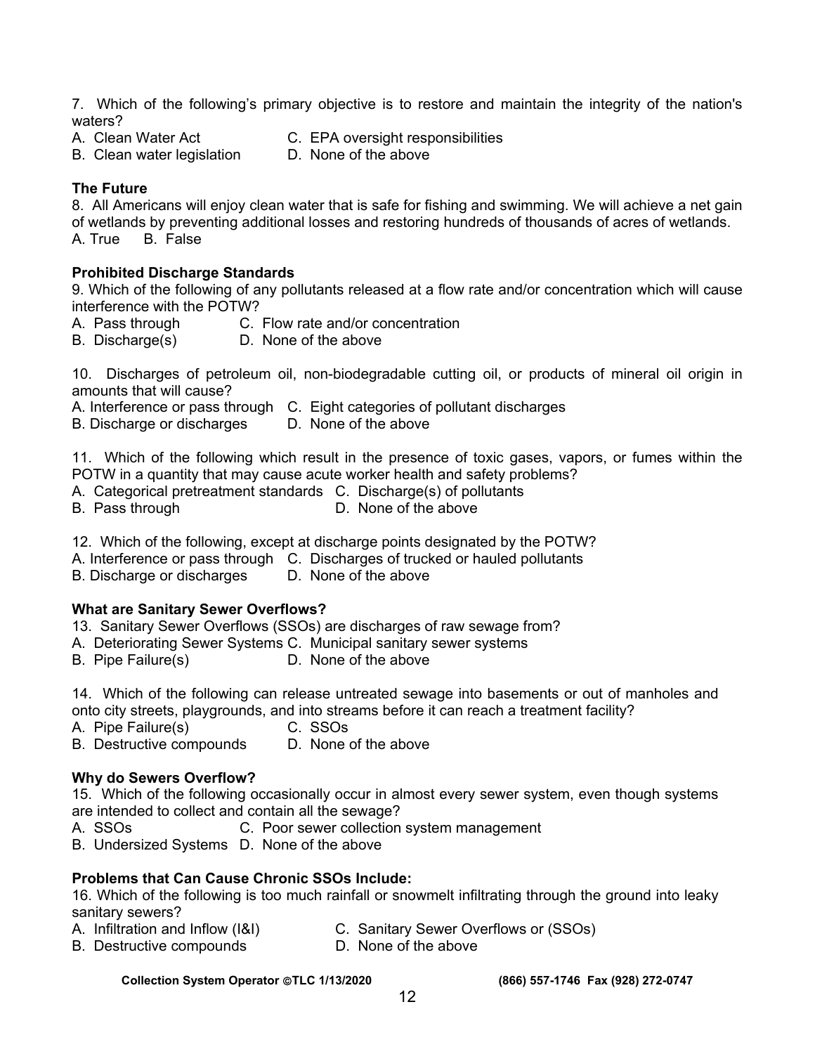7. Which of the following's primary objective is to restore and maintain the integrity of the nation's waters?
A. Clean Water Act
B. Clean water legislation
C. EPA oversight responsibilities
D. None of the above

**The Future**

8. All Americans will enjoy clean water that is safe for fishing and swimming. We will achieve a net gain of wetlands by preventing additional losses and restoring hundreds of thousands of acres of wetlands.
A. True B. False

**Prohibited Discharge Standards**

9. Which of the following of any pollutants released at a flow rate and/or concentration which will cause interference with the POTW?
A. Pass through
B. Discharge(s)
C. Flow rate and/or concentration
D. None of the above

10. Discharges of petroleum oil, non-biodegradable cutting oil, or products of mineral oil origin in amounts that will cause?
A. Interference or pass through
B. Discharge or discharges
C. Eight categories of pollutant discharges
D. None of the above

11. Which of the following which result in the presence of toxic gases, vapors, or fumes within the POTW in a quantity that may cause acute worker health and safety problems?
A. Categorical pretreatment standards
B. Pass through
C. Discharge(s) of pollutants
D. None of the above

12. Which of the following, except at discharge points designated by the POTW?
A. Interference or pass through
B. Discharge or discharges
C. Discharges of trucked or hauled pollutants
D. None of the above

**What are Sanitary Sewer Overflows?**

13. Sanitary Sewer Overflows (SSOs) are discharges of raw sewage from?
A. Deteriorating Sewer Systems
B. Pipe Failure(s)
C. Municipal sanitary sewer systems
D. None of the above

14. Which of the following can release untreated sewage into basements or out of manholes and onto city streets, playgrounds, and into streams before it can reach a treatment facility?
A. Pipe Failure(s)
B. Destructive compounds
C. SSOs
D. None of the above

**Why do Sewers Overflow?**

15. Which of the following occasionally occur in almost every sewer system, even though systems are intended to collect and contain all the sewage?
A. SSOs
B. Undersized Systems
C. Poor sewer collection system management
D. None of the above

**Problems that Can Cause Chronic SSOs Include:**

16. Which of the following is too much rainfall or snowmelt infiltrating through the ground into leaky sanitary sewers?
A. Infiltration and Inflow (I&I)
B. Destructive compounds
C. Sanitary Sewer Overflows or (SSOs)
D. None of the above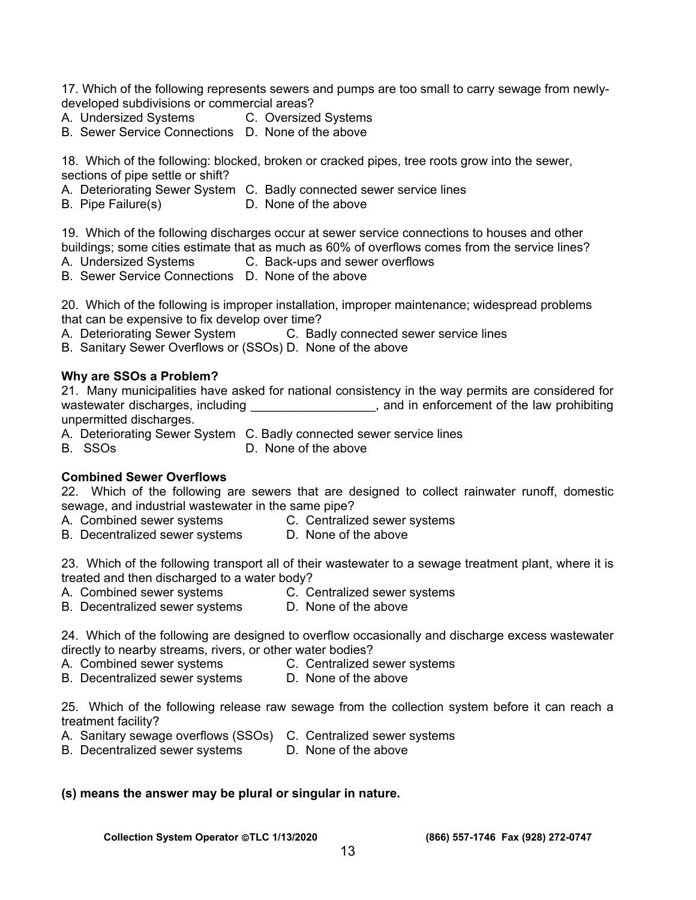17. Which of the following represents sewers and pumps are too small to carry sewage from newly-developed subdivisions or commercial areas?
A. Undersized Systems C. Oversized Systems
B. Sewer Service Connections D. None of the above

18. Which of the following: blocked, broken or cracked pipes, tree roots grow into the sewer, sections of pipe settle or shift?
A. Deteriorating Sewer System C. Badly connected sewer service lines
B. Pipe Failure(s) D. None of the above

19. Which of the following discharges occur at sewer service connections to houses and other buildings; some cities estimate that as much as 60% of overflows comes from the service lines?
A. Undersized Systems C. Back-ups and sewer overflows
B. Sewer Service Connections D. None of the above

20. Which of the following is improper installation, improper maintenance; widespread problems that can be expensive to fix develop over time?
A. Deteriorating Sewer System C. Badly connected sewer service lines
B. Sanitary Sewer Overflows or (SSOs) D. None of the above

**Why are SSOs a Problem?**

21. Many municipalities have asked for national consistency in the way permits are considered for wastewater discharges, including __________________, and in enforcement of the law prohibiting unpermitted discharges.
A. Deteriorating Sewer System C. Badly connected sewer service lines
B. SSOs D. None of the above

**Combined Sewer Overflows**

22. Which of the following are sewers that are designed to collect rainwater runoff, domestic sewage, and industrial wastewater in the same pipe?
A. Combined sewer systems C. Centralized sewer systems
B. Decentralized sewer systems D. None of the above

23. Which of the following transport all of their wastewater to a sewage treatment plant, where it is treated and then discharged to a water body?
A. Combined sewer systems C. Centralized sewer systems
B. Decentralized sewer systems D. None of the above

24. Which of the following are designed to overflow occasionally and discharge excess wastewater directly to nearby streams, rivers, or other water bodies?
A. Combined sewer systems C. Centralized sewer systems
B. Decentralized sewer systems D. None of the above

25. Which of the following release raw sewage from the collection system before it can reach a treatment facility?
A. Sanitary sewage overflows (SSOs) C. Centralized sewer systems
B. Decentralized sewer systems D. None of the above

**(s) means the answer may be plural or singular in nature.**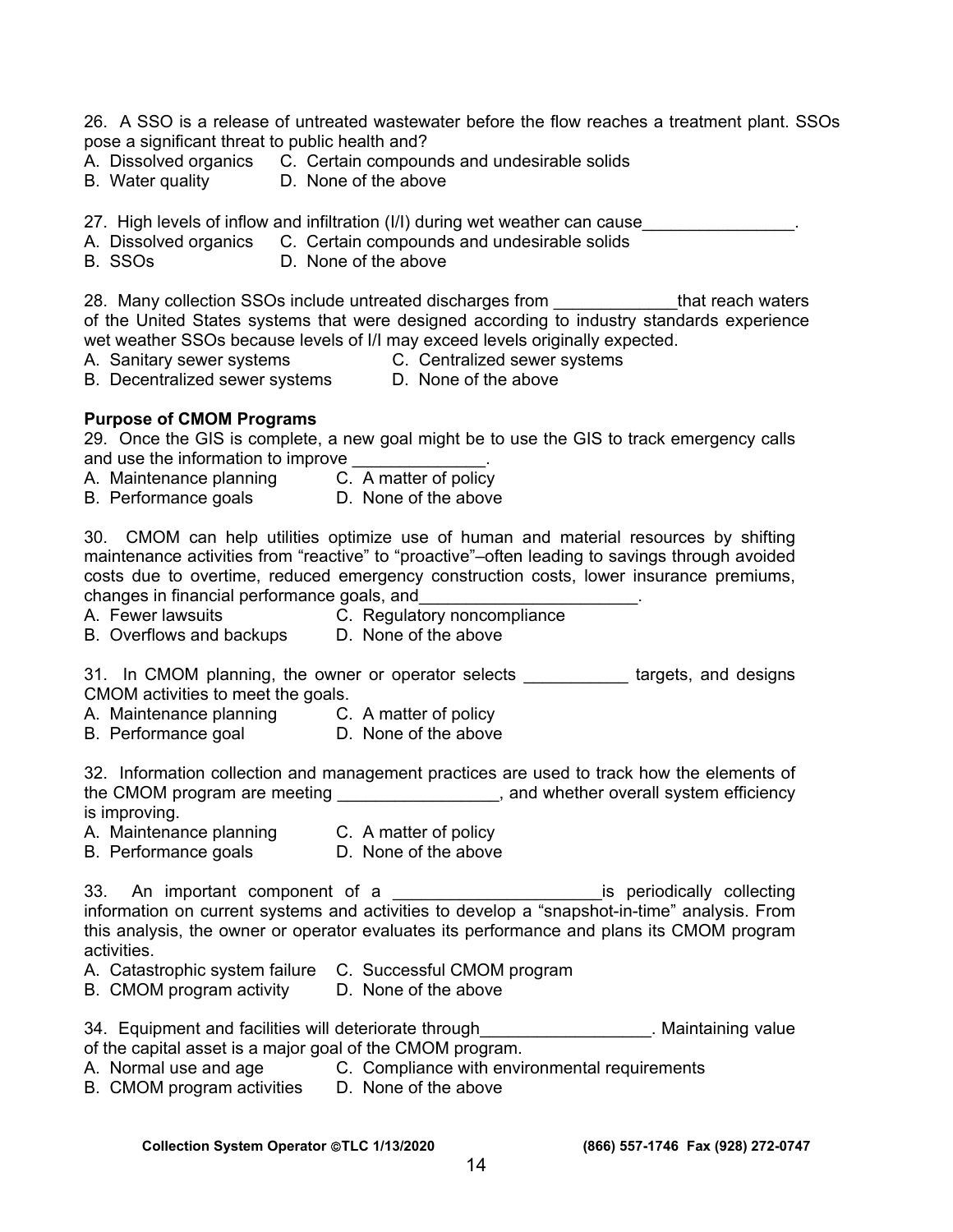26. A SSO is a release of untreated wastewater before the flow reaches a treatment plant. SSOs pose a significant threat to public health and?

A. Dissolved organics
B. Water quality
C. Certain compounds and undesirable solids
D. None of the above

27. High levels of inflow and infiltration (I/I) during wet weather can cause________________.

A. Dissolved organics
B. SSOs
C. Certain compounds and undesirable solids
D. None of the above

28. Many collection SSOs include untreated discharges from _____________that reach waters of the United States systems that were designed according to industry standards experience wet weather SSOs because levels of I/I may exceed levels originally expected.

A. Sanitary sewer systems
B. Decentralized sewer systems
C. Centralized sewer systems
D. None of the above

**Purpose of CMOM Programs**

29. Once the GIS is complete, a new goal might be to use the GIS to track emergency calls and use the information to improve ______________.

A. Maintenance planning
B. Performance goals
C. A matter of policy
D. None of the above

30. CMOM can help utilities optimize use of human and material resources by shifting maintenance activities from "reactive" to "proactive"–often leading to savings through avoided costs due to overtime, reduced emergency construction costs, lower insurance premiums, changes in financial performance goals, and_______________________.

A. Fewer lawsuits
B. Overflows and backups
C. Regulatory noncompliance
D. None of the above

31. In CMOM planning, the owner or operator selects ___________ targets, and designs CMOM activities to meet the goals.

A. Maintenance planning
B. Performance goal
C. A matter of policy
D. None of the above

32. Information collection and management practices are used to track how the elements of the CMOM program are meeting _________________, and whether overall system efficiency is improving.

A. Maintenance planning
B. Performance goals
C. A matter of policy
D. None of the above

33. An important component of a ______________________is periodically collecting information on current systems and activities to develop a "snapshot-in-time" analysis. From this analysis, the owner or operator evaluates its performance and plans its CMOM program activities.

A. Catastrophic system failure
B. CMOM program activity
C. Successful CMOM program
D. None of the above

34. Equipment and facilities will deteriorate through__________________. Maintaining value of the capital asset is a major goal of the CMOM program.

A. Normal use and age
B. CMOM program activities
C. Compliance with environmental requirements
D. None of the above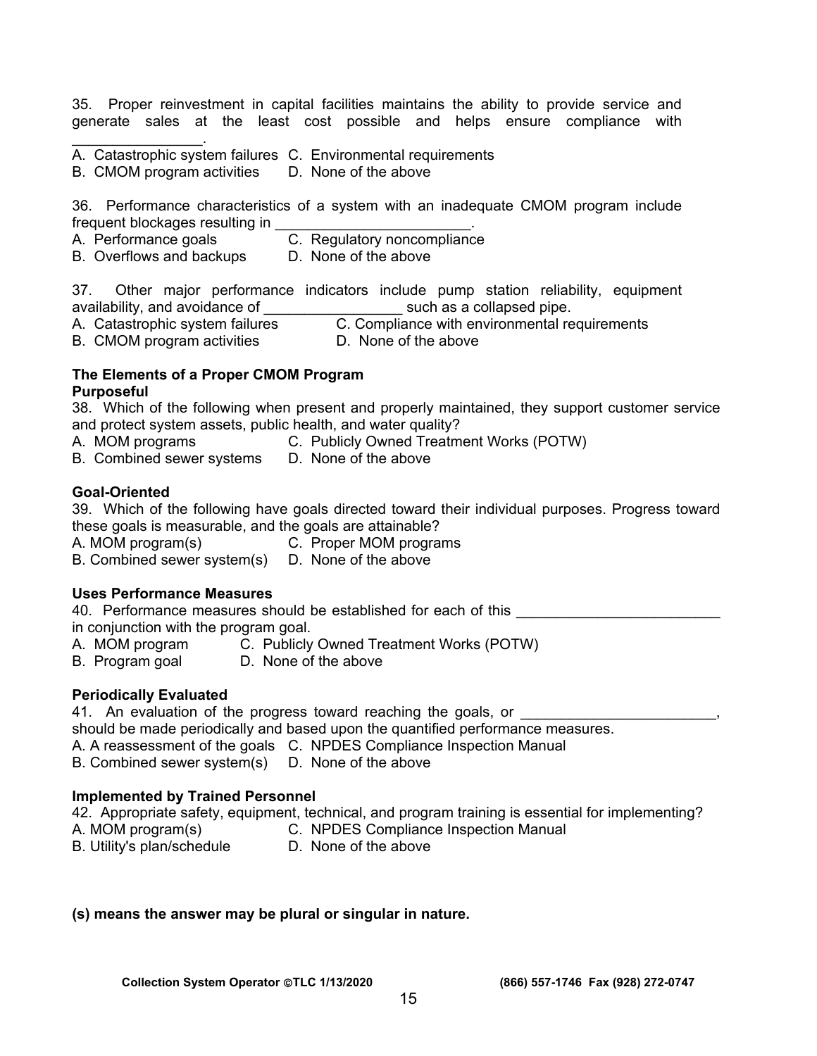35. Proper reinvestment in capital facilities maintains the ability to provide service and generate sales at the least cost possible and helps ensure compliance with ________________.

A. Catastrophic system failures C. Environmental requirements
B. CMOM program activities D. None of the above

36. Performance characteristics of a system with an inadequate CMOM program include frequent blockages resulting in ________________________.

A. Performance goals C. Regulatory noncompliance
B. Overflows and backups D. None of the above

37. Other major performance indicators include pump station reliability, equipment availability, and avoidance of _________________ such as a collapsed pipe.

A. Catastrophic system failures C. Compliance with environmental requirements
B. CMOM program activities D. None of the above

**The Elements of a Proper CMOM Program**

**Purposeful**

38. Which of the following when present and properly maintained, they support customer service and protect system assets, public health, and water quality?

A. MOM programs C. Publicly Owned Treatment Works (POTW)
B. Combined sewer systems D. None of the above

**Goal-Oriented**

39. Which of the following have goals directed toward their individual purposes. Progress toward these goals is measurable, and the goals are attainable?

A. MOM program(s) C. Proper MOM programs
B. Combined sewer system(s) D. None of the above

**Uses Performance Measures**

40. Performance measures should be established for each of this _________________________ in conjunction with the program goal.

A. MOM program C. Publicly Owned Treatment Works (POTW)
B. Program goal D. None of the above

**Periodically Evaluated**

41. An evaluation of the progress toward reaching the goals, or ________________________, should be made periodically and based upon the quantified performance measures.

A. A reassessment of the goals C. NPDES Compliance Inspection Manual
B. Combined sewer system(s) D. None of the above

**Implemented by Trained Personnel**

42. Appropriate safety, equipment, technical, and program training is essential for implementing?

A. MOM program(s) C. NPDES Compliance Inspection Manual
B. Utility's plan/schedule D. None of the above

**(s) means the answer may be plural or singular in nature.**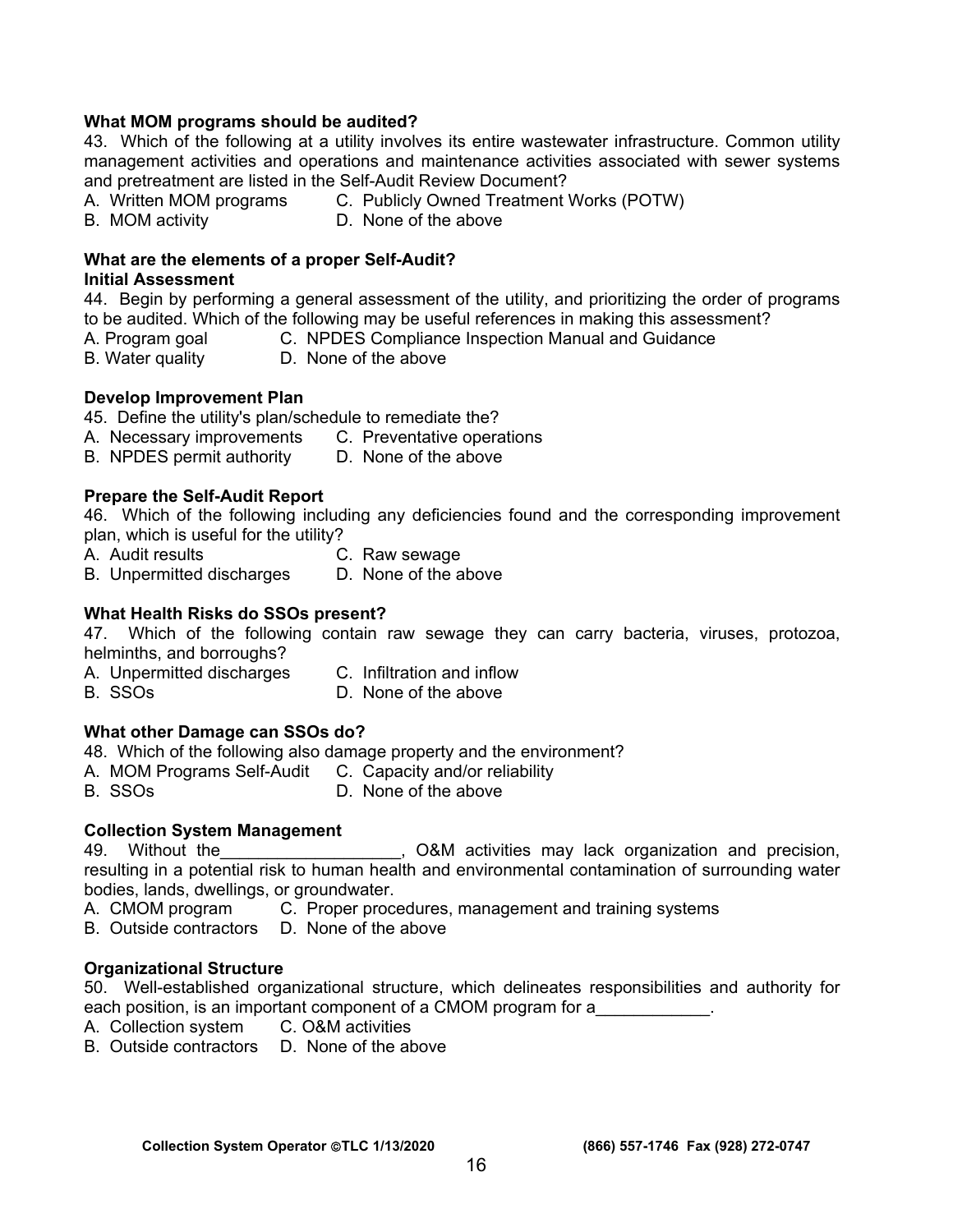**What MOM programs should be audited?**

43. Which of the following at a utility involves its entire wastewater infrastructure. Common utility management activities and operations and maintenance activities associated with sewer systems and pretreatment are listed in the Self-Audit Review Document?

A. Written MOM programs C. Publicly Owned Treatment Works (POTW)
B. MOM activity D. None of the above

**What are the elements of a proper Self-Audit?**
**Initial Assessment**

44. Begin by performing a general assessment of the utility, and prioritizing the order of programs to be audited. Which of the following may be useful references in making this assessment?

A. Program goal C. NPDES Compliance Inspection Manual and Guidance
B. Water quality D. None of the above

**Develop Improvement Plan**

45. Define the utility's plan/schedule to remediate the?

A. Necessary improvements C. Preventative operations
B. NPDES permit authority D. None of the above

**Prepare the Self-Audit Report**

46. Which of the following including any deficiencies found and the corresponding improvement plan, which is useful for the utility?

A. Audit results C. Raw sewage
B. Unpermitted discharges D. None of the above

**What Health Risks do SSOs present?**

47. Which of the following contain raw sewage they can carry bacteria, viruses, protozoa, helminths, and borroughs?

A. Unpermitted discharges C. Infiltration and inflow
B. SSOs D. None of the above

**What other Damage can SSOs do?**

48. Which of the following also damage property and the environment?

A. MOM Programs Self-Audit C. Capacity and/or reliability
B. SSOs D. None of the above

**Collection System Management**

49. Without the___________________, O&M activities may lack organization and precision, resulting in a potential risk to human health and environmental contamination of surrounding water bodies, lands, dwellings, or groundwater.

A. CMOM program C. Proper procedures, management and training systems
B. Outside contractors D. None of the above

**Organizational Structure**

50. Well-established organizational structure, which delineates responsibilities and authority for each position, is an important component of a CMOM program for a____________.

A. Collection system C. O&M activities
B. Outside contractors D. None of the above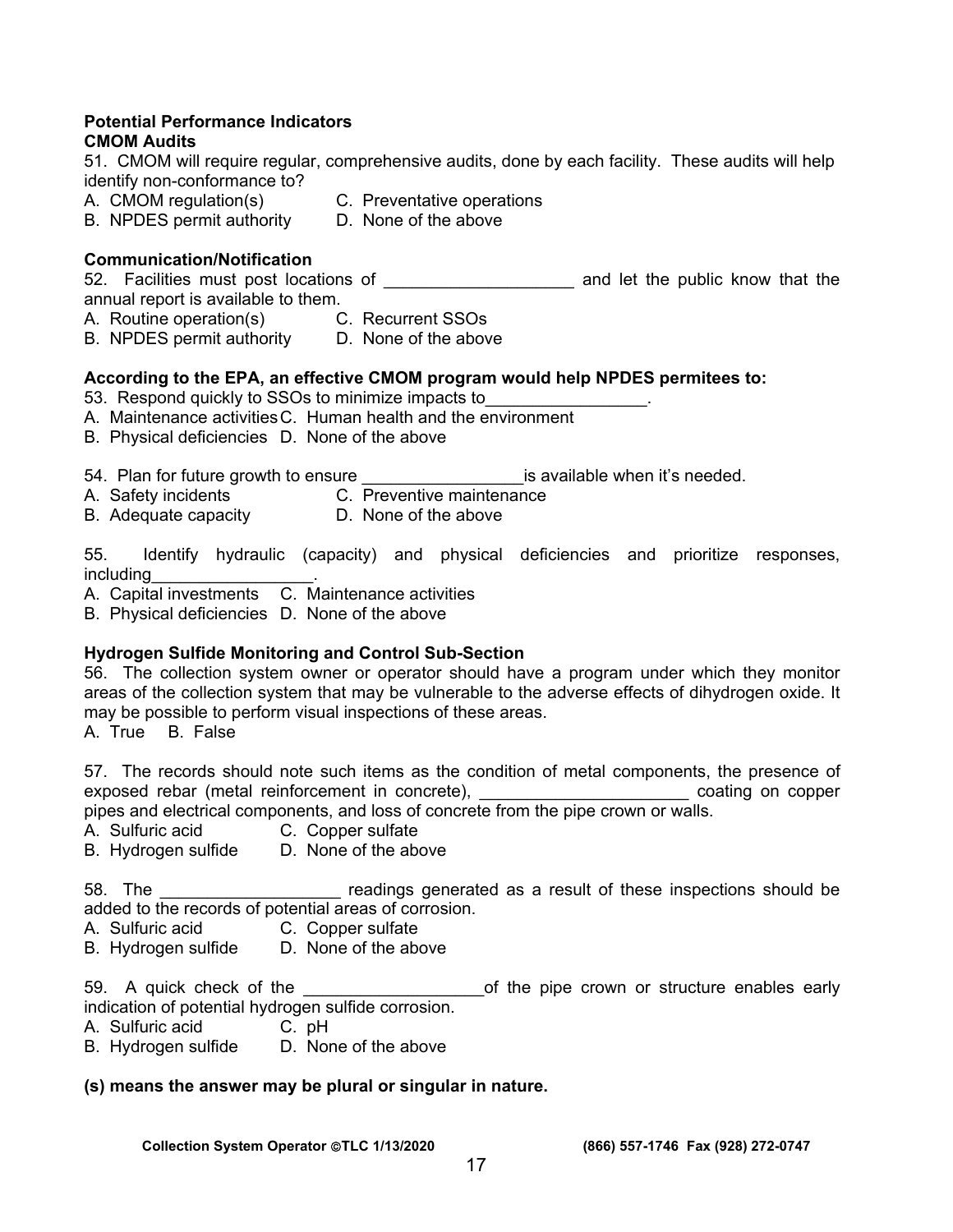**Potential Performance Indicators**
**CMOM Audits**

51. CMOM will require regular, comprehensive audits, done by each facility. These audits will help identify non-conformance to?

A. CMOM regulation(s) C. Preventative operations
B. NPDES permit authority D. None of the above

**Communication/Notification**

52. Facilities must post locations of ____________________ and let the public know that the annual report is available to them.

A. Routine operation(s) C. Recurrent SSOs
B. NPDES permit authority D. None of the above

**According to the EPA, an effective CMOM program would help NPDES permitees to:**

53. Respond quickly to SSOs to minimize impacts to_________________.

A. Maintenance activities C. Human health and the environment
B. Physical deficiencies D. None of the above

54. Plan for future growth to ensure _________________is available when it's needed.

A. Safety incidents C. Preventive maintenance
B. Adequate capacity D. None of the above

55. Identify hydraulic (capacity) and physical deficiencies and prioritize responses, including_________________.

A. Capital investments C. Maintenance activities
B. Physical deficiencies D. None of the above

**Hydrogen Sulfide Monitoring and Control Sub-Section**

56. The collection system owner or operator should have a program under which they monitor areas of the collection system that may be vulnerable to the adverse effects of dihydrogen oxide. It may be possible to perform visual inspections of these areas.

A. True B. False

57. The records should note such items as the condition of metal components, the presence of exposed rebar (metal reinforcement in concrete), ______________________ coating on copper pipes and electrical components, and loss of concrete from the pipe crown or walls.

A. Sulfuric acid C. Copper sulfate
B. Hydrogen sulfide D. None of the above

58. The ___________________ readings generated as a result of these inspections should be added to the records of potential areas of corrosion.

A. Sulfuric acid C. Copper sulfate
B. Hydrogen sulfide D. None of the above

59. A quick check of the ___________________of the pipe crown or structure enables early indication of potential hydrogen sulfide corrosion.

A. Sulfuric acid C. pH
B. Hydrogen sulfide D. None of the above

**(s) means the answer may be plural or singular in nature.**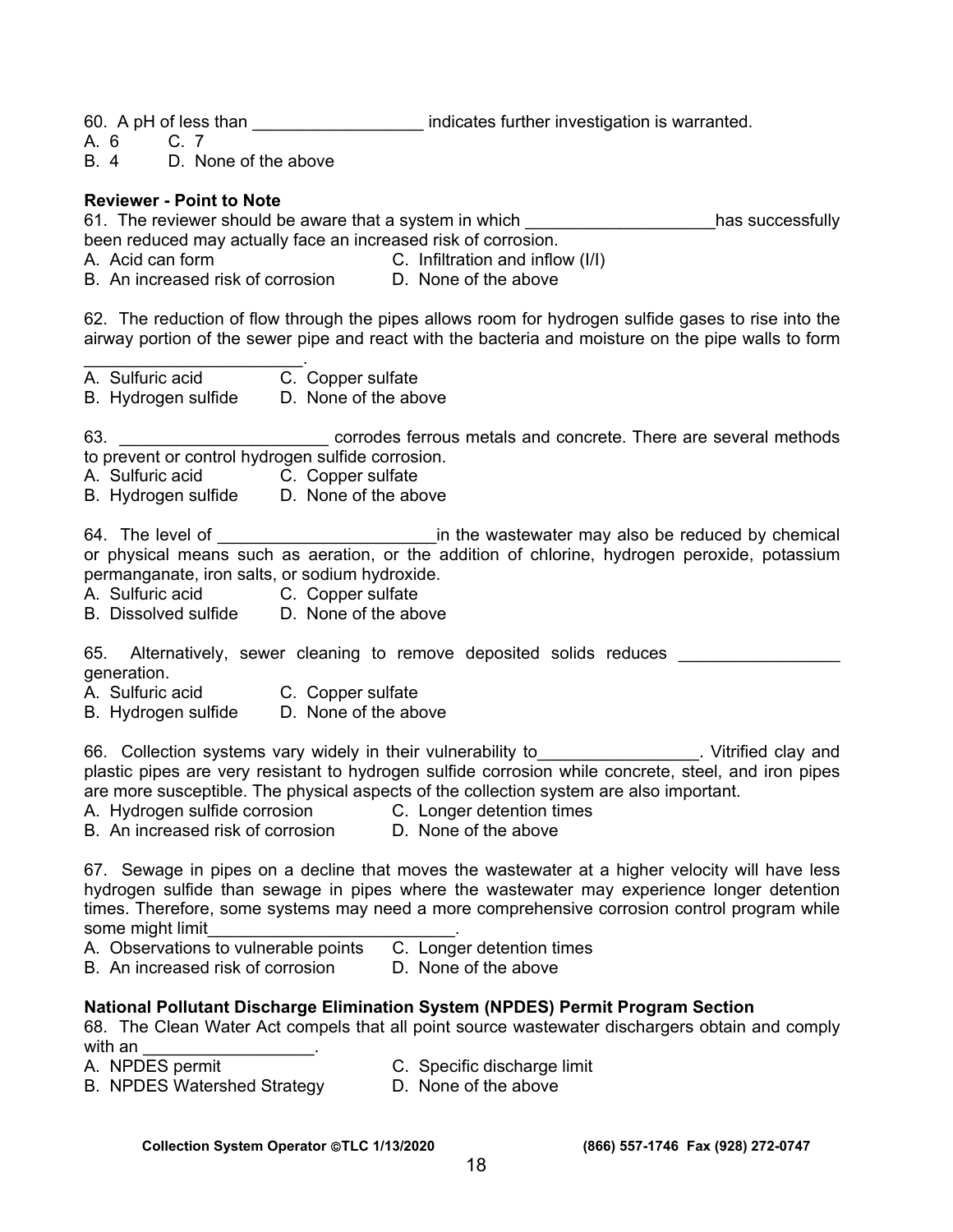60. A pH of less than __________________ indicates further investigation is warranted.
A. 6 C. 7
B. 4 D. None of the above

**Reviewer - Point to Note**

61. The reviewer should be aware that a system in which ____________________has successfully been reduced may actually face an increased risk of corrosion.
A. Acid can form C. Infiltration and inflow (I/I)
B. An increased risk of corrosion D. None of the above

62. The reduction of flow through the pipes allows room for hydrogen sulfide gases to rise into the airway portion of the sewer pipe and react with the bacteria and moisture on the pipe walls to form _______________________.
A. Sulfuric acid C. Copper sulfate
B. Hydrogen sulfide D. None of the above

63. ______________________ corrodes ferrous metals and concrete. There are several methods to prevent or control hydrogen sulfide corrosion.
A. Sulfuric acid C. Copper sulfate
B. Hydrogen sulfide D. None of the above

64. The level of _______________________in the wastewater may also be reduced by chemical or physical means such as aeration, or the addition of chlorine, hydrogen peroxide, potassium permanganate, iron salts, or sodium hydroxide.
A. Sulfuric acid C. Copper sulfate
B. Dissolved sulfide D. None of the above

65. Alternatively, sewer cleaning to remove deposited solids reduces _________________ generation.
A. Sulfuric acid C. Copper sulfate
B. Hydrogen sulfide D. None of the above

66. Collection systems vary widely in their vulnerability to_________________. Vitrified clay and plastic pipes are very resistant to hydrogen sulfide corrosion while concrete, steel, and iron pipes are more susceptible. The physical aspects of the collection system are also important.
A. Hydrogen sulfide corrosion C. Longer detention times
B. An increased risk of corrosion D. None of the above

67. Sewage in pipes on a decline that moves the wastewater at a higher velocity will have less hydrogen sulfide than sewage in pipes where the wastewater may experience longer detention times. Therefore, some systems may need a more comprehensive corrosion control program while some might limit__________________________.
A. Observations to vulnerable points C. Longer detention times
B. An increased risk of corrosion D. None of the above

**National Pollutant Discharge Elimination System (NPDES) Permit Program Section**

68. The Clean Water Act compels that all point source wastewater dischargers obtain and comply with an __________________.
A. NPDES permit C. Specific discharge limit
B. NPDES Watershed Strategy D. None of the above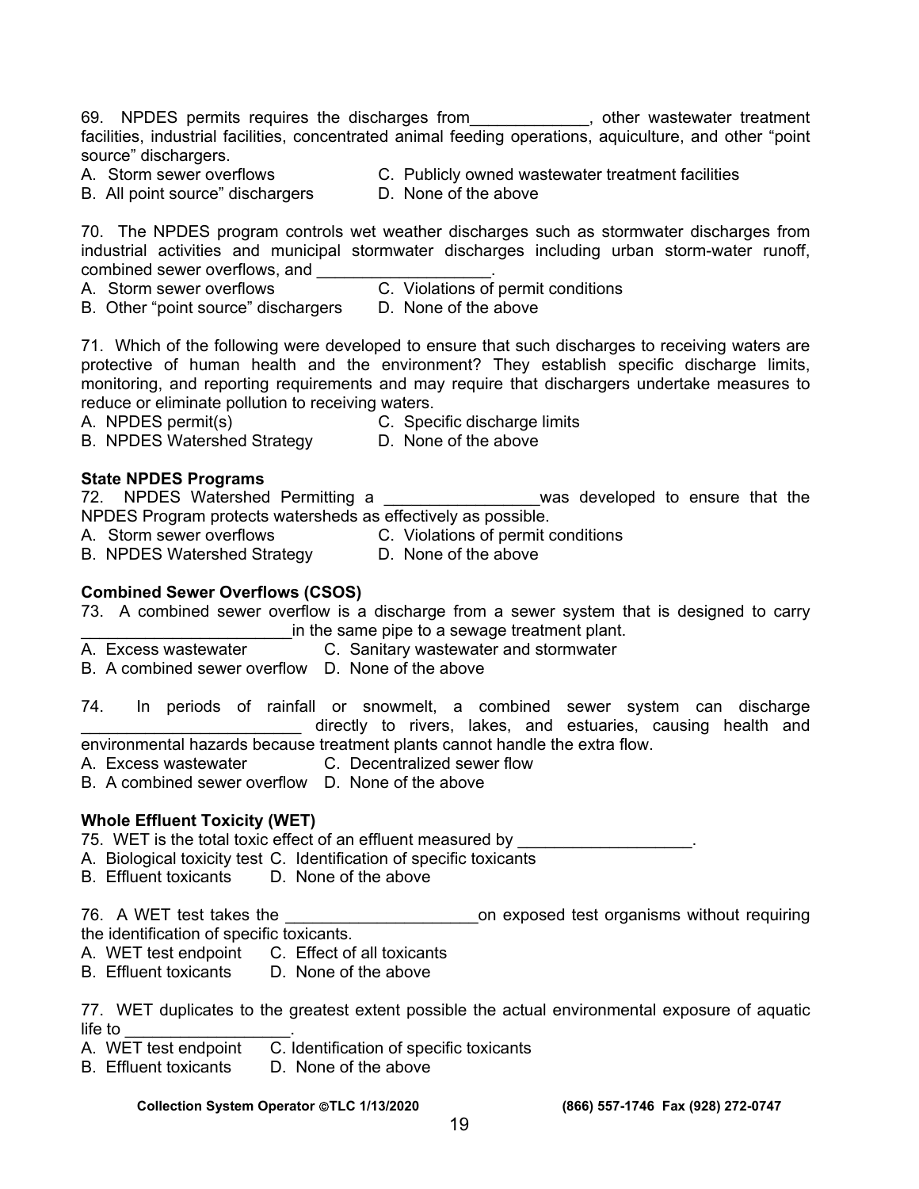69. NPDES permits requires the discharges from_____________, other wastewater treatment facilities, industrial facilities, concentrated animal feeding operations, aquiculture, and other “point source” dischargers.

A. Storm sewer overflows
B. All point source” dischargers
C. Publicly owned wastewater treatment facilities
D. None of the above

70. The NPDES program controls wet weather discharges such as stormwater discharges from industrial activities and municipal stormwater discharges including urban storm-water runoff, combined sewer overflows, and ___________________.

A. Storm sewer overflows
B. Other “point source” dischargers
C. Violations of permit conditions
D. None of the above

71. Which of the following were developed to ensure that such discharges to receiving waters are protective of human health and the environment? They establish specific discharge limits, monitoring, and reporting requirements and may require that dischargers undertake measures to reduce or eliminate pollution to receiving waters.

A. NPDES permit(s)
B. NPDES Watershed Strategy
C. Specific discharge limits
D. None of the above

**State NPDES Programs**

72. NPDES Watershed Permitting a _________________was developed to ensure that the NPDES Program protects watersheds as effectively as possible.

A. Storm sewer overflows
B. NPDES Watershed Strategy
C. Violations of permit conditions
D. None of the above

**Combined Sewer Overflows (CSOS)**

73. A combined sewer overflow is a discharge from a sewer system that is designed to carry _______________________in the same pipe to a sewage treatment plant.

A. Excess wastewater
B. A combined sewer overflow
C. Sanitary wastewater and stormwater
D. None of the above

74. In periods of rainfall or snowmelt, a combined sewer system can discharge ________________________ directly to rivers, lakes, and estuaries, causing health and environmental hazards because treatment plants cannot handle the extra flow.

A. Excess wastewater
B. A combined sewer overflow
C. Decentralized sewer flow
D. None of the above

**Whole Effluent Toxicity (WET)**

75. WET is the total toxic effect of an effluent measured by ___________________.

A. Biological toxicity test
B. Effluent toxicants
C. Identification of specific toxicants
D. None of the above

76. A WET test takes the _____________________on exposed test organisms without requiring the identification of specific toxicants.

A. WET test endpoint
B. Effluent toxicants
C. Effect of all toxicants
D. None of the above

77. WET duplicates to the greatest extent possible the actual environmental exposure of aquatic life to __________________.

A. WET test endpoint
B. Effluent toxicants
C. Identification of specific toxicants
D. None of the above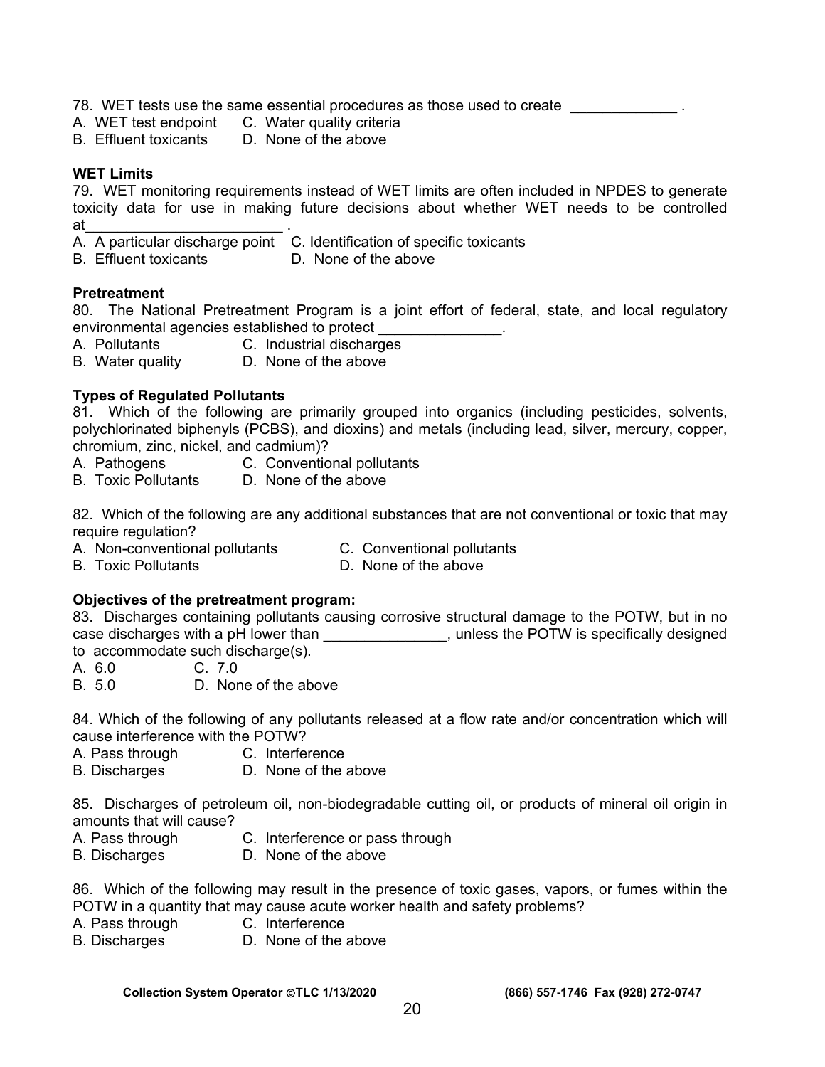78. WET tests use the same essential procedures as those used to create _____________ .

A. WET test endpoint  C. Water quality criteria
B. Effluent toxicants  D. None of the above

**WET Limits**

79. WET monitoring requirements instead of WET limits are often included in NPDES to generate toxicity data for use in making future decisions about whether WET needs to be controlled at________________________ .

A. A particular discharge point  C. Identification of specific toxicants
B. Effluent toxicants  D. None of the above

**Pretreatment**

80. The National Pretreatment Program is a joint effort of federal, state, and local regulatory environmental agencies established to protect _______________.

A. Pollutants  C. Industrial discharges
B. Water quality  D. None of the above

**Types of Regulated Pollutants**

81. Which of the following are primarily grouped into organics (including pesticides, solvents, polychlorinated biphenyls (PCBS), and dioxins) and metals (including lead, silver, mercury, copper, chromium, zinc, nickel, and cadmium)?

A. Pathogens  C. Conventional pollutants
B. Toxic Pollutants  D. None of the above

82. Which of the following are any additional substances that are not conventional or toxic that may require regulation?

A. Non-conventional pollutants  C. Conventional pollutants
B. Toxic Pollutants  D. None of the above

**Objectives of the pretreatment program:**

83. Discharges containing pollutants causing corrosive structural damage to the POTW, but in no case discharges with a pH lower than _______________, unless the POTW is specifically designed to accommodate such discharge(s).

A. 6.0  C. 7.0
B. 5.0  D. None of the above

84. Which of the following of any pollutants released at a flow rate and/or concentration which will cause interference with the POTW?

A. Pass through  C. Interference
B. Discharges  D. None of the above

85. Discharges of petroleum oil, non-biodegradable cutting oil, or products of mineral oil origin in amounts that will cause?

A. Pass through  C. Interference or pass through
B. Discharges  D. None of the above

86. Which of the following may result in the presence of toxic gases, vapors, or fumes within the POTW in a quantity that may cause acute worker health and safety problems?

A. Pass through  C. Interference
B. Discharges  D. None of the above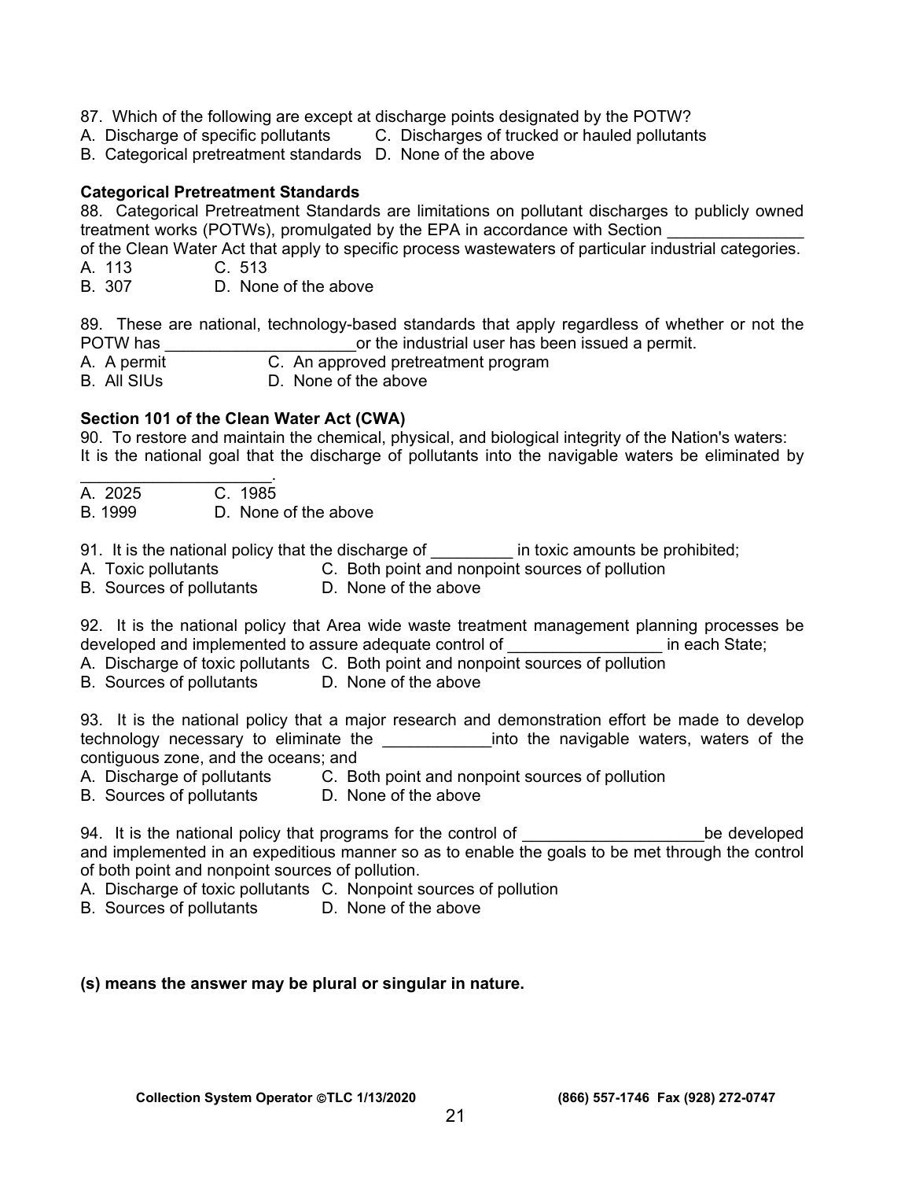87. Which of the following are except at discharge points designated by the POTW?
A. Discharge of specific pollutants  C. Discharges of trucked or hauled pollutants
B. Categorical pretreatment standards  D. None of the above

**Categorical Pretreatment Standards**

88. Categorical Pretreatment Standards are limitations on pollutant discharges to publicly owned treatment works (POTWs), promulgated by the EPA in accordance with Section _______________ of the Clean Water Act that apply to specific process wastewaters of particular industrial categories.
A. 113  C. 513
B. 307  D. None of the above

89. These are national, technology-based standards that apply regardless of whether or not the POTW has _____________________or the industrial user has been issued a permit.
A. A permit  C. An approved pretreatment program
B. All SIUs  D. None of the above

**Section 101 of the Clean Water Act (CWA)**

90. To restore and maintain the chemical, physical, and biological integrity of the Nation's waters: It is the national goal that the discharge of pollutants into the navigable waters be eliminated by _____________________.
A. 2025  C. 1985
B. 1999  D. None of the above

91. It is the national policy that the discharge of _________ in toxic amounts be prohibited;
A. Toxic pollutants  C. Both point and nonpoint sources of pollution
B. Sources of pollutants  D. None of the above

92. It is the national policy that Area wide waste treatment management planning processes be developed and implemented to assure adequate control of _________________ in each State;
A. Discharge of toxic pollutants  C. Both point and nonpoint sources of pollution
B. Sources of pollutants  D. None of the above

93. It is the national policy that a major research and demonstration effort be made to develop technology necessary to eliminate the ____________into the navigable waters, waters of the contiguous zone, and the oceans; and
A. Discharge of pollutants  C. Both point and nonpoint sources of pollution
B. Sources of pollutants  D. None of the above

94. It is the national policy that programs for the control of ___________________be developed and implemented in an expeditious manner so as to enable the goals to be met through the control of both point and nonpoint sources of pollution.
A. Discharge of toxic pollutants  C. Nonpoint sources of pollution
B. Sources of pollutants  D. None of the above

**(s) means the answer may be plural or singular in nature.**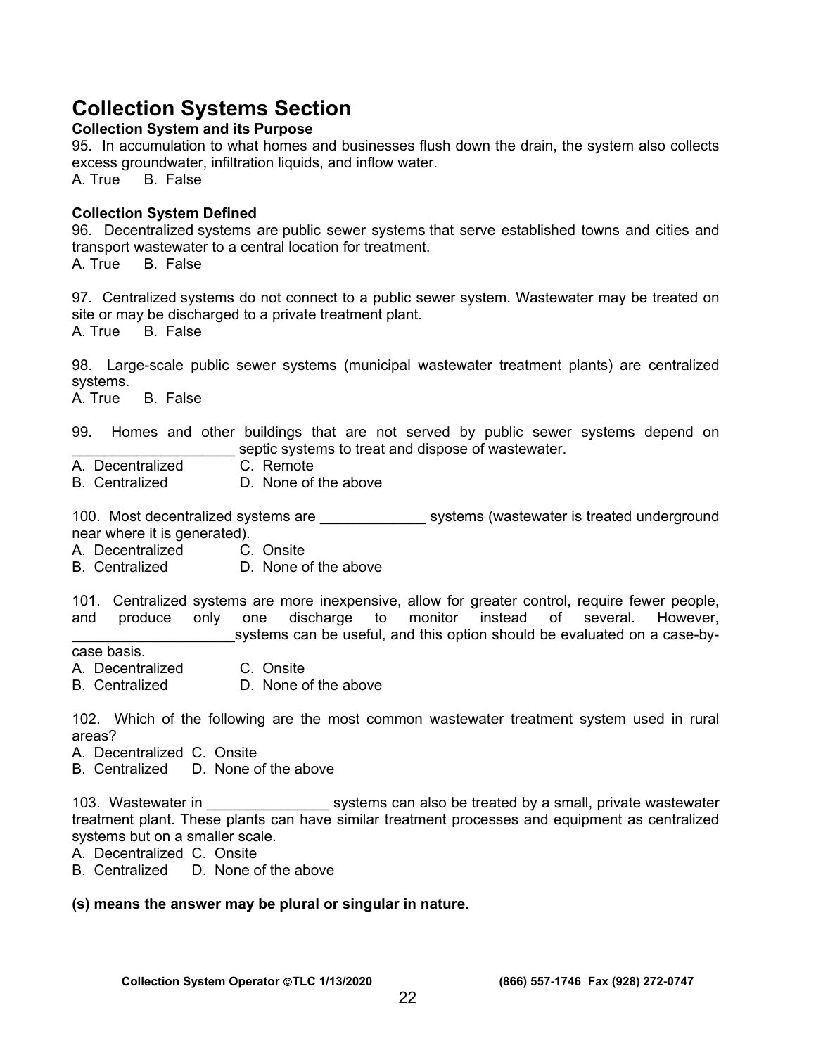# Collection Systems Section

**Collection System and its Purpose**

95. In accumulation to what homes and businesses flush down the drain, the system also collects excess groundwater, infiltration liquids, and inflow water.
A. True B. False

**Collection System Defined**

96. Decentralized systems are public sewer systems that serve established towns and cities and transport wastewater to a central location for treatment.
A. True B. False

97. Centralized systems do not connect to a public sewer system. Wastewater may be treated on site or may be discharged to a private treatment plant.
A. True B. False

98. Large-scale public sewer systems (municipal wastewater treatment plants) are centralized systems.
A. True B. False

99. Homes and other buildings that are not served by public sewer systems depend on ____________________ septic systems to treat and dispose of wastewater.
A. Decentralized C. Remote
B. Centralized D. None of the above

100. Most decentralized systems are _____________ systems (wastewater is treated underground near where it is generated).
A. Decentralized C. Onsite
B. Centralized D. None of the above

101. Centralized systems are more inexpensive, allow for greater control, require fewer people, and produce only one discharge to monitor instead of several. However, ____________________systems can be useful, and this option should be evaluated on a case-by-case basis.
A. Decentralized C. Onsite
B. Centralized D. None of the above

102. Which of the following are the most common wastewater treatment system used in rural areas?
A. Decentralized C. Onsite
B. Centralized D. None of the above

103. Wastewater in _______________ systems can also be treated by a small, private wastewater treatment plant. These plants can have similar treatment processes and equipment as centralized systems but on a smaller scale.
A. Decentralized C. Onsite
B. Centralized D. None of the above

**(s) means the answer may be plural or singular in nature.**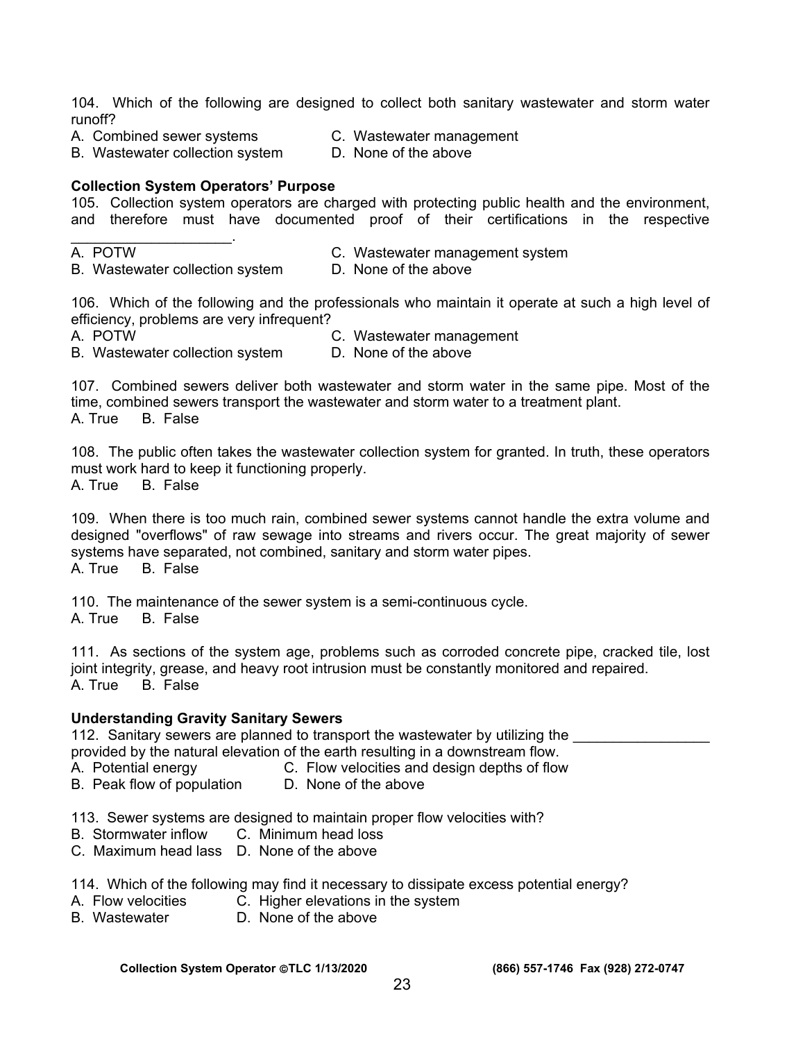104. Which of the following are designed to collect both sanitary wastewater and storm water runoff?

A. Combined sewer systems
B. Wastewater collection system
C. Wastewater management
D. None of the above

**Collection System Operators' Purpose**

105. Collection system operators are charged with protecting public health and the environment, and therefore must have documented proof of their certifications in the respective ____________________.

A. POTW
B. Wastewater collection system
C. Wastewater management system
D. None of the above

106. Which of the following and the professionals who maintain it operate at such a high level of efficiency, problems are very infrequent?

A. POTW
B. Wastewater collection system
C. Wastewater management
D. None of the above

107. Combined sewers deliver both wastewater and storm water in the same pipe. Most of the time, combined sewers transport the wastewater and storm water to a treatment plant.

A. True B. False

108. The public often takes the wastewater collection system for granted. In truth, these operators must work hard to keep it functioning properly.

A. True B. False

109. When there is too much rain, combined sewer systems cannot handle the extra volume and designed "overflows" of raw sewage into streams and rivers occur. The great majority of sewer systems have separated, not combined, sanitary and storm water pipes.

A. True B. False

110. The maintenance of the sewer system is a semi-continuous cycle.

A. True B. False

111. As sections of the system age, problems such as corroded concrete pipe, cracked tile, lost joint integrity, grease, and heavy root intrusion must be constantly monitored and repaired.

A. True B. False

**Understanding Gravity Sanitary Sewers**

112. Sanitary sewers are planned to transport the wastewater by utilizing the _________________ provided by the natural elevation of the earth resulting in a downstream flow.

A. Potential energy
B. Peak flow of population
C. Flow velocities and design depths of flow
D. None of the above

113. Sewer systems are designed to maintain proper flow velocities with?

B. Stormwater inflow
C. Maximum head lass
C. Minimum head loss
D. None of the above

114. Which of the following may find it necessary to dissipate excess potential energy?

A. Flow velocities
B. Wastewater
C. Higher elevations in the system
D. None of the above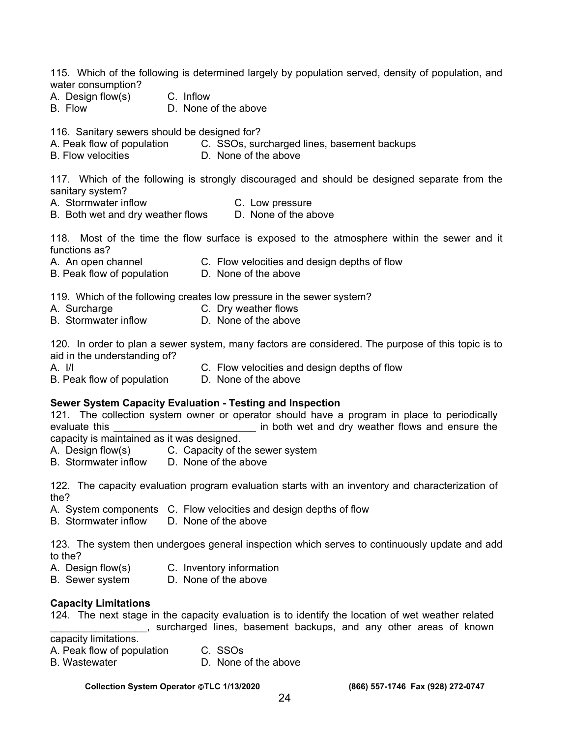115. Which of the following is determined largely by population served, density of population, and water consumption?

A. Design flow(s)    C. Inflow
B. Flow    D. None of the above

116. Sanitary sewers should be designed for?

A. Peak flow of population    C. SSOs, surcharged lines, basement backups
B. Flow velocities    D. None of the above

117. Which of the following is strongly discouraged and should be designed separate from the sanitary system?

A. Stormwater inflow    C. Low pressure
B. Both wet and dry weather flows    D. None of the above

118. Most of the time the flow surface is exposed to the atmosphere within the sewer and it functions as?

A. An open channel    C. Flow velocities and design depths of flow
B. Peak flow of population    D. None of the above

119. Which of the following creates low pressure in the sewer system?

A. Surcharge    C. Dry weather flows
B. Stormwater inflow    D. None of the above

120. In order to plan a sewer system, many factors are considered. The purpose of this topic is to aid in the understanding of?

A. I/I    C. Flow velocities and design depths of flow
B. Peak flow of population    D. None of the above

**Sewer System Capacity Evaluation - Testing and Inspection**

121. The collection system owner or operator should have a program in place to periodically evaluate this _________________________ in both wet and dry weather flows and ensure the capacity is maintained as it was designed.

A. Design flow(s)    C. Capacity of the sewer system
B. Stormwater inflow    D. None of the above

122. The capacity evaluation program evaluation starts with an inventory and characterization of the?

A. System components    C. Flow velocities and design depths of flow
B. Stormwater inflow    D. None of the above

123. The system then undergoes general inspection which serves to continuously update and add to the?

A. Design flow(s)    C. Inventory information
B. Sewer system    D. None of the above

**Capacity Limitations**

124. The next stage in the capacity evaluation is to identify the location of wet weather related _________________, surcharged lines, basement backups, and any other areas of known capacity limitations.

A. Peak flow of population    C. SSOs
B. Wastewater    D. None of the above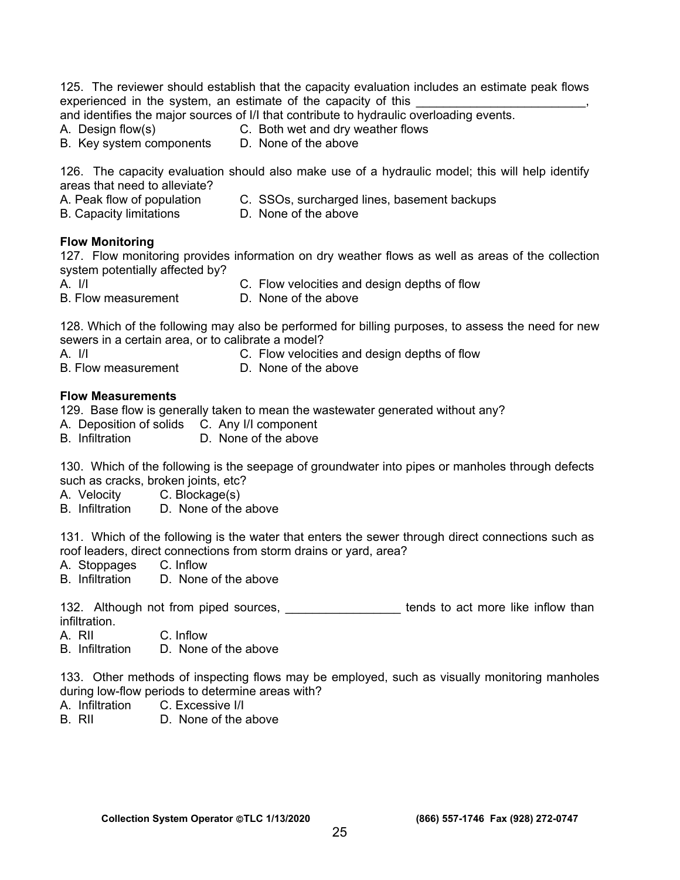125. The reviewer should establish that the capacity evaluation includes an estimate peak flows experienced in the system, an estimate of the capacity of this ________________________, and identifies the major sources of I/I that contribute to hydraulic overloading events.

A. Design flow(s)
B. Key system components
C. Both wet and dry weather flows
D. None of the above

126. The capacity evaluation should also make use of a hydraulic model; this will help identify areas that need to alleviate?

A. Peak flow of population
B. Capacity limitations
C. SSOs, surcharged lines, basement backups
D. None of the above

**Flow Monitoring**

127. Flow monitoring provides information on dry weather flows as well as areas of the collection system potentially affected by?

A. I/I
B. Flow measurement
C. Flow velocities and design depths of flow
D. None of the above

128. Which of the following may also be performed for billing purposes, to assess the need for new sewers in a certain area, or to calibrate a model?

A. I/I
B. Flow measurement
C. Flow velocities and design depths of flow
D. None of the above

**Flow Measurements**

129. Base flow is generally taken to mean the wastewater generated without any?

A. Deposition of solids
B. Infiltration
C. Any I/I component
D. None of the above

130. Which of the following is the seepage of groundwater into pipes or manholes through defects such as cracks, broken joints, etc?

A. Velocity
B. Infiltration
C. Blockage(s)
D. None of the above

131. Which of the following is the water that enters the sewer through direct connections such as roof leaders, direct connections from storm drains or yard, area?

A. Stoppages
B. Infiltration
C. Inflow
D. None of the above

132. Although not from piped sources, ________________ tends to act more like inflow than infiltration.

A. RII
B. Infiltration
C. Inflow
D. None of the above

133. Other methods of inspecting flows may be employed, such as visually monitoring manholes during low-flow periods to determine areas with?

A. Infiltration
B. RII
C. Excessive I/I
D. None of the above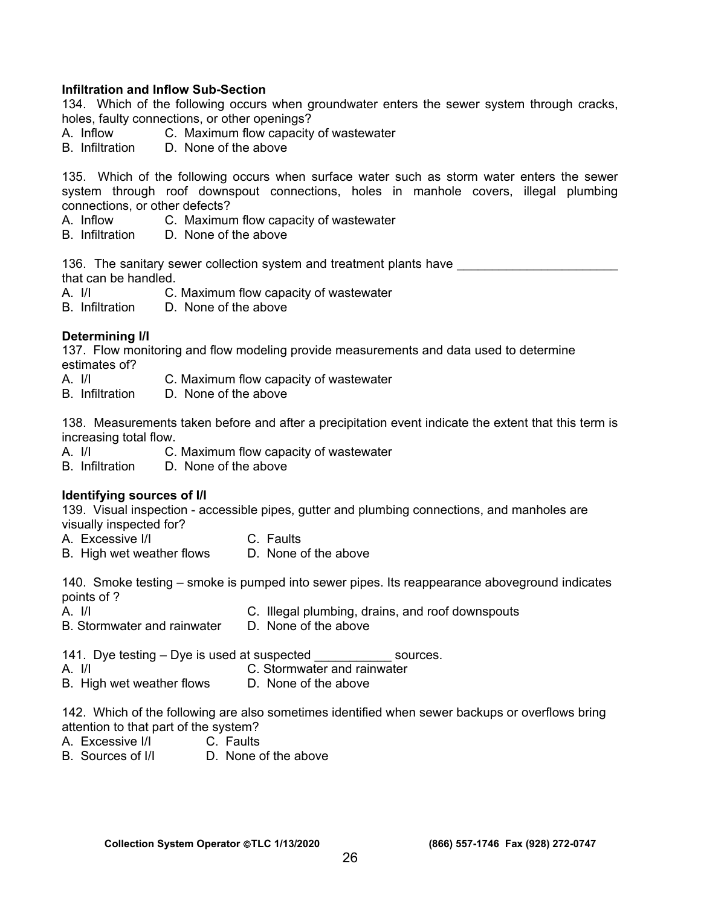**Infiltration and Inflow Sub-Section**

134. Which of the following occurs when groundwater enters the sewer system through cracks, holes, faulty connections, or other openings?

A. Inflow  
B. Infiltration  
C. Maximum flow capacity of wastewater  
D. None of the above

135. Which of the following occurs when surface water such as storm water enters the sewer system through roof downspout connections, holes in manhole covers, illegal plumbing connections, or other defects?

A. Inflow  
B. Infiltration  
C. Maximum flow capacity of wastewater  
D. None of the above

136. The sanitary sewer collection system and treatment plants have _______________________ that can be handled.

A. I/I  
B. Infiltration  
C. Maximum flow capacity of wastewater  
D. None of the above

**Determining I/I**

137. Flow monitoring and flow modeling provide measurements and data used to determine estimates of?

A. I/I  
B. Infiltration  
C. Maximum flow capacity of wastewater  
D. None of the above

138. Measurements taken before and after a precipitation event indicate the extent that this term is increasing total flow.

A. I/I  
B. Infiltration  
C. Maximum flow capacity of wastewater  
D. None of the above

**Identifying sources of I/I**

139. Visual inspection - accessible pipes, gutter and plumbing connections, and manholes are visually inspected for?

A. Excessive I/I  
B. High wet weather flows  
C. Faults  
D. None of the above

140. Smoke testing – smoke is pumped into sewer pipes. Its reappearance aboveground indicates points of ?

A. I/I  
B. Stormwater and rainwater  
C. Illegal plumbing, drains, and roof downspouts  
D. None of the above

141. Dye testing – Dye is used at suspected ___________ sources.

A. I/I  
B. High wet weather flows  
C. Stormwater and rainwater  
D. None of the above

142. Which of the following are also sometimes identified when sewer backups or overflows bring attention to that part of the system?

A. Excessive I/I  
B. Sources of I/I  
C. Faults  
D. None of the above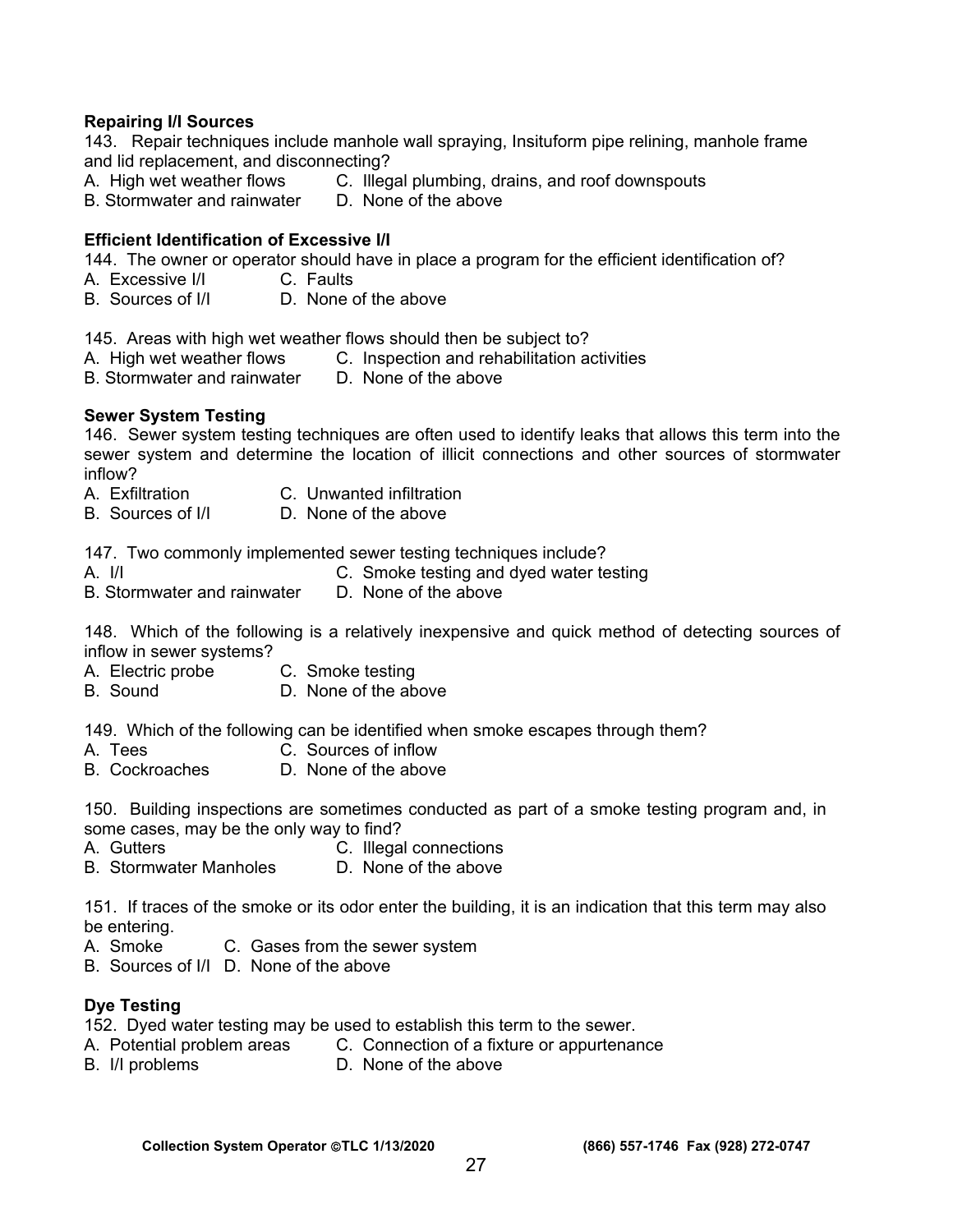**Repairing I/I Sources**

143. Repair techniques include manhole wall spraying, Insituform pipe relining, manhole frame and lid replacement, and disconnecting?

A. High wet weather flows  C. Illegal plumbing, drains, and roof downspouts
B. Stormwater and rainwater  D. None of the above

**Efficient Identification of Excessive I/I**

144. The owner or operator should have in place a program for the efficient identification of?

A. Excessive I/I  C. Faults
B. Sources of I/I  D. None of the above

145. Areas with high wet weather flows should then be subject to?

A. High wet weather flows  C. Inspection and rehabilitation activities
B. Stormwater and rainwater  D. None of the above

**Sewer System Testing**

146. Sewer system testing techniques are often used to identify leaks that allows this term into the sewer system and determine the location of illicit connections and other sources of stormwater inflow?

A. Exfiltration  C. Unwanted infiltration
B. Sources of I/I  D. None of the above

147. Two commonly implemented sewer testing techniques include?

A. I/I  C. Smoke testing and dyed water testing
B. Stormwater and rainwater  D. None of the above

148. Which of the following is a relatively inexpensive and quick method of detecting sources of inflow in sewer systems?

A. Electric probe  C. Smoke testing
B. Sound  D. None of the above

149. Which of the following can be identified when smoke escapes through them?

A. Tees  C. Sources of inflow
B. Cockroaches  D. None of the above

150. Building inspections are sometimes conducted as part of a smoke testing program and, in some cases, may be the only way to find?

A. Gutters  C. Illegal connections
B. Stormwater Manholes  D. None of the above

151. If traces of the smoke or its odor enter the building, it is an indication that this term may also be entering.

A. Smoke  C. Gases from the sewer system
B. Sources of I/I  D. None of the above

**Dye Testing**

152. Dyed water testing may be used to establish this term to the sewer.

A. Potential problem areas  C. Connection of a fixture or appurtenance
B. I/I problems  D. None of the above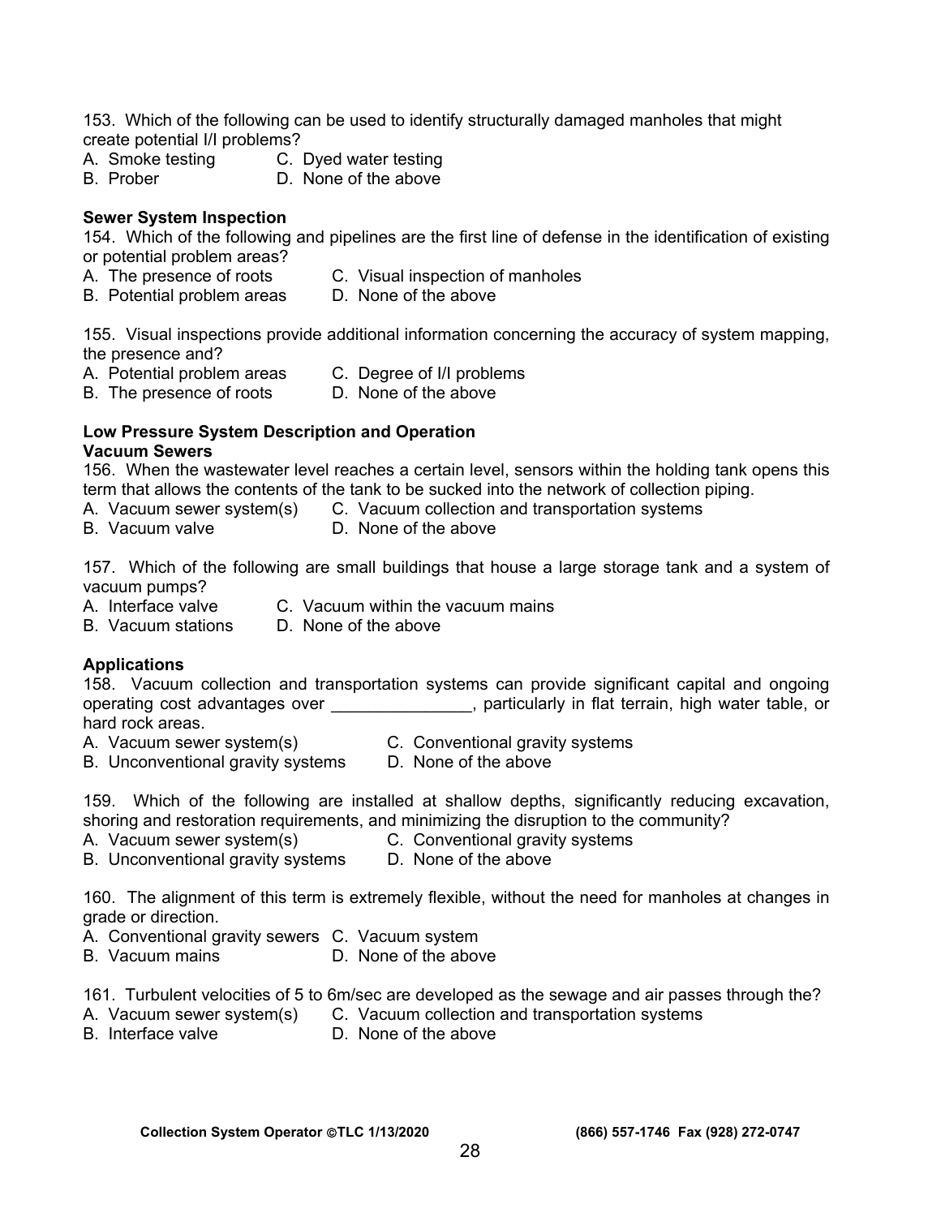153. Which of the following can be used to identify structurally damaged manholes that might create potential I/I problems?

A. Smoke testing  
B. Prober  
C. Dyed water testing  
D. None of the above

**Sewer System Inspection**

154. Which of the following and pipelines are the first line of defense in the identification of existing or potential problem areas?

A. The presence of roots  
B. Potential problem areas  
C. Visual inspection of manholes  
D. None of the above

155. Visual inspections provide additional information concerning the accuracy of system mapping, the presence and?

A. Potential problem areas  
B. The presence of roots  
C. Degree of I/I problems  
D. None of the above

**Low Pressure System Description and Operation**
**Vacuum Sewers**

156. When the wastewater level reaches a certain level, sensors within the holding tank opens this term that allows the contents of the tank to be sucked into the network of collection piping.

A. Vacuum sewer system(s)  
B. Vacuum valve  
C. Vacuum collection and transportation systems  
D. None of the above

157. Which of the following are small buildings that house a large storage tank and a system of vacuum pumps?

A. Interface valve  
B. Vacuum stations  
C. Vacuum within the vacuum mains  
D. None of the above

**Applications**

158. Vacuum collection and transportation systems can provide significant capital and ongoing operating cost advantages over _______________, particularly in flat terrain, high water table, or hard rock areas.

A. Vacuum sewer system(s)  
B. Unconventional gravity systems  
C. Conventional gravity systems  
D. None of the above

159. Which of the following are installed at shallow depths, significantly reducing excavation, shoring and restoration requirements, and minimizing the disruption to the community?

A. Vacuum sewer system(s)  
B. Unconventional gravity systems  
C. Conventional gravity systems  
D. None of the above

160. The alignment of this term is extremely flexible, without the need for manholes at changes in grade or direction.

A. Conventional gravity sewers  
B. Vacuum mains  
C. Vacuum system  
D. None of the above

161. Turbulent velocities of 5 to 6m/sec are developed as the sewage and air passes through the?

A. Vacuum sewer system(s)  
B. Interface valve  
C. Vacuum collection and transportation systems  
D. None of the above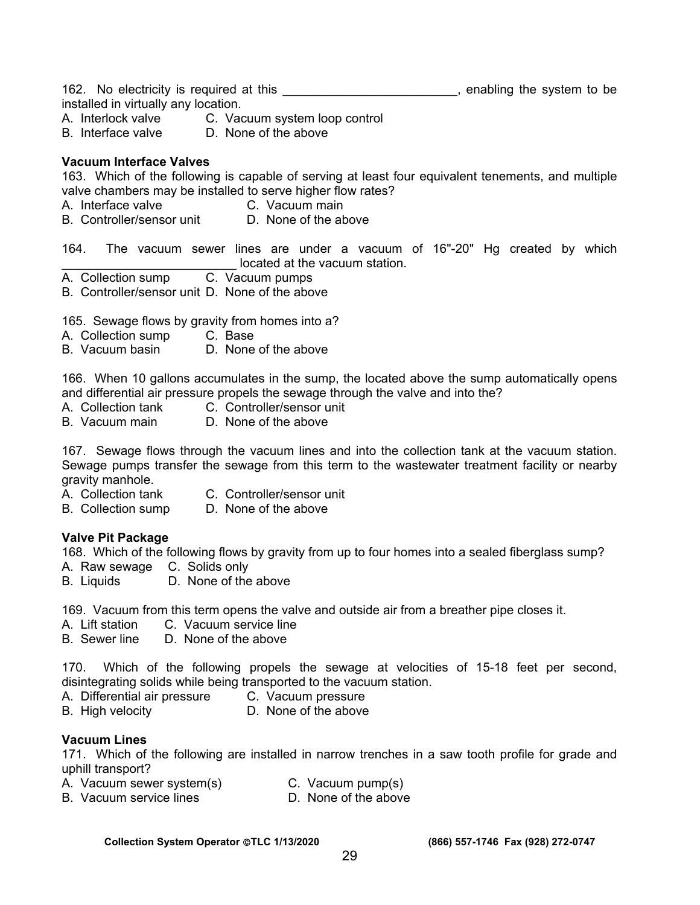162. No electricity is required at this _________________________, enabling the system to be installed in virtually any location.
A. Interlock valve C. Vacuum system loop control
B. Interface valve D. None of the above

**Vacuum Interface Valves**

163. Which of the following is capable of serving at least four equivalent tenements, and multiple valve chambers may be installed to serve higher flow rates?
A. Interface valve C. Vacuum main
B. Controller/sensor unit D. None of the above

164. The vacuum sewer lines are under a vacuum of 16"-20" Hg created by which _________________________ located at the vacuum station.
A. Collection sump C. Vacuum pumps
B. Controller/sensor unit D. None of the above

165. Sewage flows by gravity from homes into a?
A. Collection sump C. Base
B. Vacuum basin D. None of the above

166. When 10 gallons accumulates in the sump, the located above the sump automatically opens and differential air pressure propels the sewage through the valve and into the?
A. Collection tank C. Controller/sensor unit
B. Vacuum main D. None of the above

167. Sewage flows through the vacuum lines and into the collection tank at the vacuum station. Sewage pumps transfer the sewage from this term to the wastewater treatment facility or nearby gravity manhole.
A. Collection tank C. Controller/sensor unit
B. Collection sump D. None of the above

**Valve Pit Package**

168. Which of the following flows by gravity from up to four homes into a sealed fiberglass sump?
A. Raw sewage C. Solids only
B. Liquids D. None of the above

169. Vacuum from this term opens the valve and outside air from a breather pipe closes it.
A. Lift station C. Vacuum service line
B. Sewer line D. None of the above

170. Which of the following propels the sewage at velocities of 15-18 feet per second, disintegrating solids while being transported to the vacuum station.
A. Differential air pressure C. Vacuum pressure
B. High velocity D. None of the above

**Vacuum Lines**

171. Which of the following are installed in narrow trenches in a saw tooth profile for grade and uphill transport?
A. Vacuum sewer system(s) C. Vacuum pump(s)
B. Vacuum service lines D. None of the above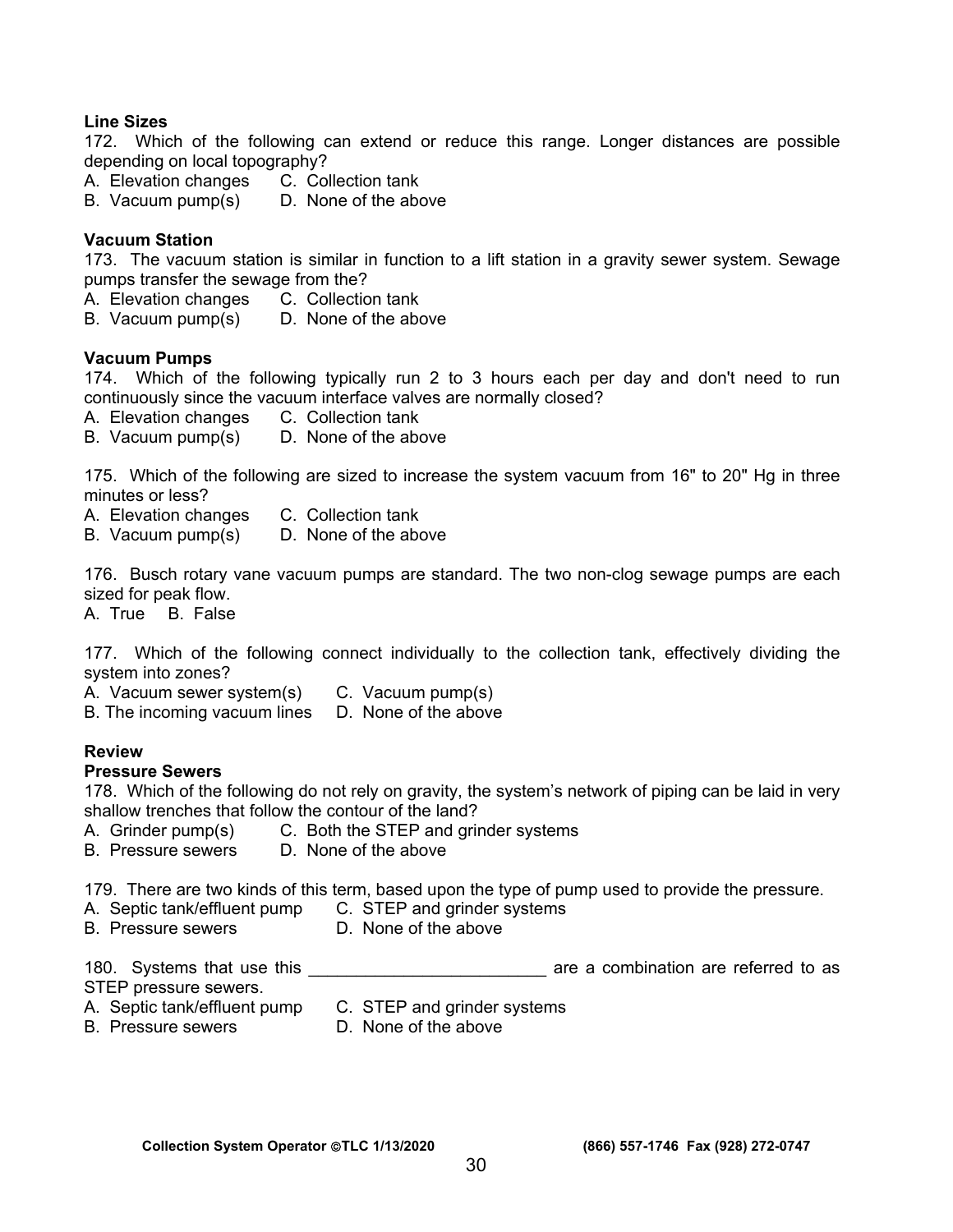**Line Sizes**

172. Which of the following can extend or reduce this range. Longer distances are possible depending on local topography?

A. Elevation changes C. Collection tank
B. Vacuum pump(s) D. None of the above

**Vacuum Station**

173. The vacuum station is similar in function to a lift station in a gravity sewer system. Sewage pumps transfer the sewage from the?

A. Elevation changes C. Collection tank
B. Vacuum pump(s) D. None of the above

**Vacuum Pumps**

174. Which of the following typically run 2 to 3 hours each per day and don't need to run continuously since the vacuum interface valves are normally closed?

A. Elevation changes C. Collection tank
B. Vacuum pump(s) D. None of the above

175. Which of the following are sized to increase the system vacuum from 16" to 20" Hg in three minutes or less?

A. Elevation changes C. Collection tank
B. Vacuum pump(s) D. None of the above

176. Busch rotary vane vacuum pumps are standard. The two non-clog sewage pumps are each sized for peak flow.

A. True B. False

177. Which of the following connect individually to the collection tank, effectively dividing the system into zones?

A. Vacuum sewer system(s) C. Vacuum pump(s)
B. The incoming vacuum lines D. None of the above

**Review**

**Pressure Sewers**

178. Which of the following do not rely on gravity, the system's network of piping can be laid in very shallow trenches that follow the contour of the land?

A. Grinder pump(s) C. Both the STEP and grinder systems
B. Pressure sewers D. None of the above

179. There are two kinds of this term, based upon the type of pump used to provide the pressure.

A. Septic tank/effluent pump C. STEP and grinder systems
B. Pressure sewers D. None of the above

180. Systems that use this ________________________ are a combination are referred to as STEP pressure sewers.

A. Septic tank/effluent pump C. STEP and grinder systems
B. Pressure sewers D. None of the above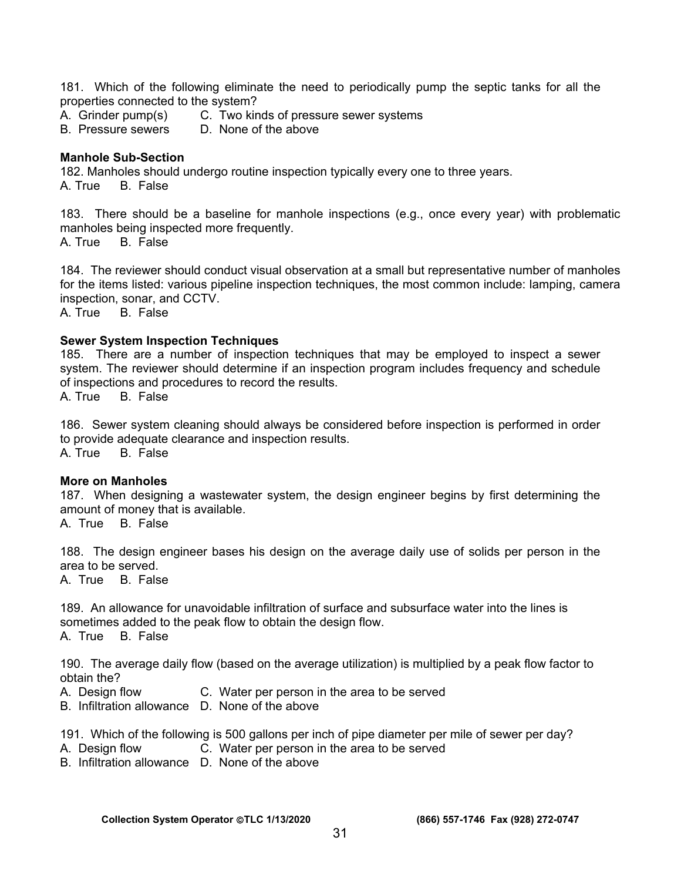181. Which of the following eliminate the need to periodically pump the septic tanks for all the properties connected to the system?

A. Grinder pump(s)  C. Two kinds of pressure sewer systems
B. Pressure sewers  D. None of the above

**Manhole Sub-Section**

182. Manholes should undergo routine inspection typically every one to three years.
A. True  B. False

183. There should be a baseline for manhole inspections (e.g., once every year) with problematic manholes being inspected more frequently.
A. True  B. False

184. The reviewer should conduct visual observation at a small but representative number of manholes for the items listed: various pipeline inspection techniques, the most common include: lamping, camera inspection, sonar, and CCTV.
A. True  B. False

**Sewer System Inspection Techniques**

185. There are a number of inspection techniques that may be employed to inspect a sewer system. The reviewer should determine if an inspection program includes frequency and schedule of inspections and procedures to record the results.
A. True  B. False

186. Sewer system cleaning should always be considered before inspection is performed in order to provide adequate clearance and inspection results.
A. True  B. False

**More on Manholes**

187. When designing a wastewater system, the design engineer begins by first determining the amount of money that is available.
A. True  B. False

188. The design engineer bases his design on the average daily use of solids per person in the area to be served.
A. True  B. False

189. An allowance for unavoidable infiltration of surface and subsurface water into the lines is sometimes added to the peak flow to obtain the design flow.
A. True  B. False

190. The average daily flow (based on the average utilization) is multiplied by a peak flow factor to obtain the?

A. Design flow  C. Water per person in the area to be served
B. Infiltration allowance  D. None of the above

191. Which of the following is 500 gallons per inch of pipe diameter per mile of sewer per day?

A. Design flow  C. Water per person in the area to be served
B. Infiltration allowance  D. None of the above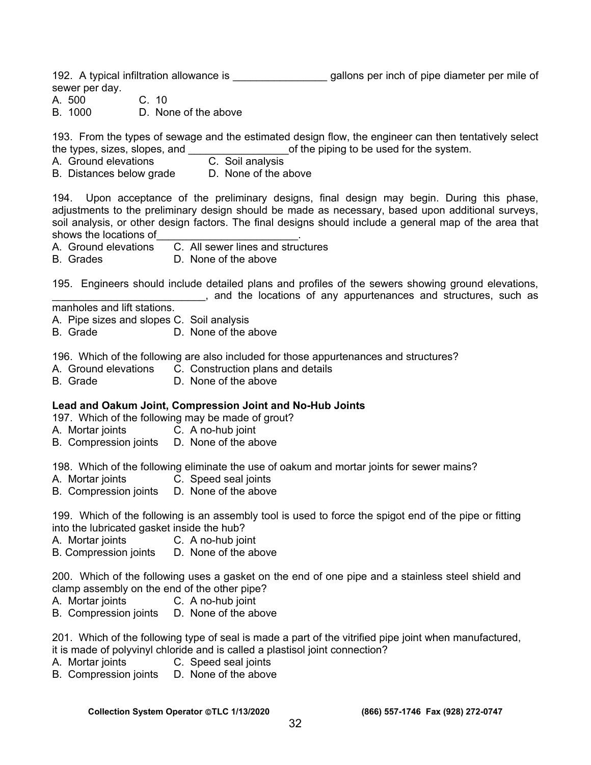192. A typical infiltration allowance is ________________ gallons per inch of pipe diameter per mile of sewer per day.
A. 500 C. 10
B. 1000 D. None of the above

193. From the types of sewage and the estimated design flow, the engineer can then tentatively select the types, sizes, slopes, and _________________of the piping to be used for the system.
A. Ground elevations C. Soil analysis
B. Distances below grade D. None of the above

194. Upon acceptance of the preliminary designs, final design may begin. During this phase, adjustments to the preliminary design should be made as necessary, based upon additional surveys, soil analysis, or other design factors. The final designs should include a general map of the area that shows the locations of________________________.
A. Ground elevations C. All sewer lines and structures
B. Grades D. None of the above

195. Engineers should include detailed plans and profiles of the sewers showing ground elevations, __________________________, and the locations of any appurtenances and structures, such as manholes and lift stations.
A. Pipe sizes and slopes C. Soil analysis
B. Grade D. None of the above

196. Which of the following are also included for those appurtenances and structures?
A. Ground elevations C. Construction plans and details
B. Grade D. None of the above

**Lead and Oakum Joint, Compression Joint and No-Hub Joints**

197. Which of the following may be made of grout?
A. Mortar joints C. A no-hub joint
B. Compression joints D. None of the above

198. Which of the following eliminate the use of oakum and mortar joints for sewer mains?
A. Mortar joints C. Speed seal joints
B. Compression joints D. None of the above

199. Which of the following is an assembly tool is used to force the spigot end of the pipe or fitting into the lubricated gasket inside the hub?
A. Mortar joints C. A no-hub joint
B. Compression joints D. None of the above

200. Which of the following uses a gasket on the end of one pipe and a stainless steel shield and clamp assembly on the end of the other pipe?
A. Mortar joints C. A no-hub joint
B. Compression joints D. None of the above

201. Which of the following type of seal is made a part of the vitrified pipe joint when manufactured, it is made of polyvinyl chloride and is called a plastisol joint connection?
A. Mortar joints C. Speed seal joints
B. Compression joints D. None of the above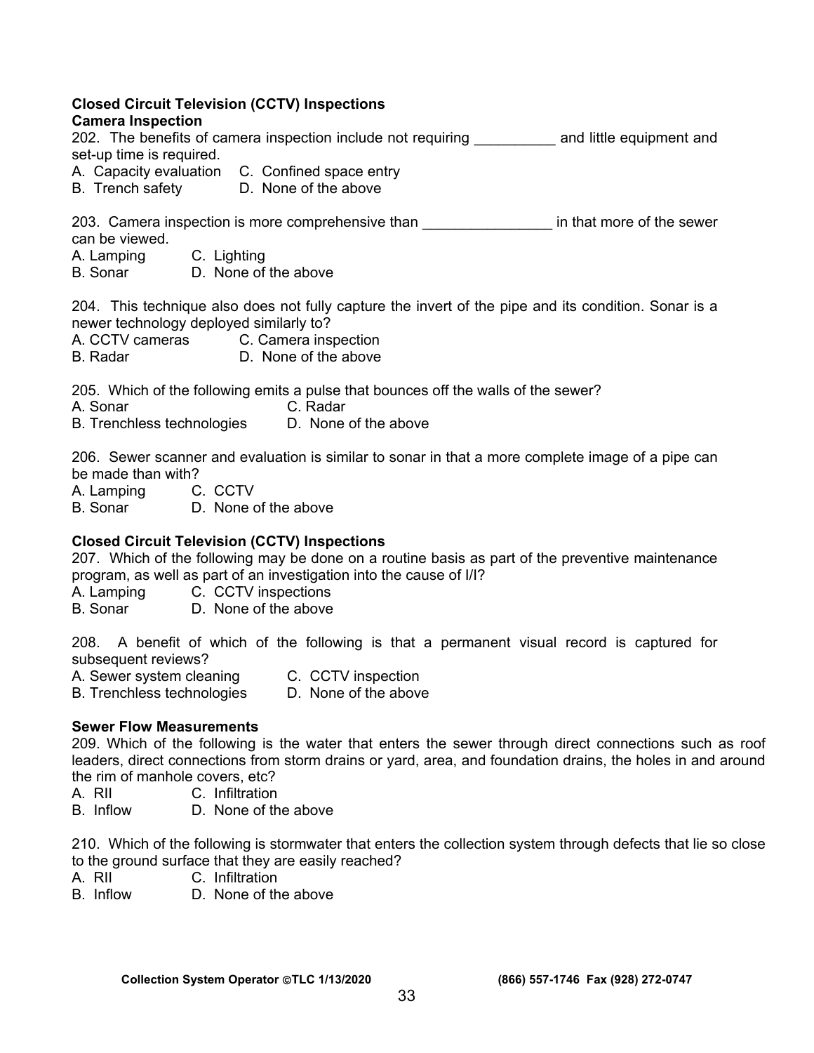**Closed Circuit Television (CCTV) Inspections**

**Camera Inspection**

202. The benefits of camera inspection include not requiring __________ and little equipment and set-up time is required.

A. Capacity evaluation
B. Trench safety
C. Confined space entry
D. None of the above

203. Camera inspection is more comprehensive than ________________ in that more of the sewer can be viewed.

A. Lamping
B. Sonar
C. Lighting
D. None of the above

204. This technique also does not fully capture the invert of the pipe and its condition. Sonar is a newer technology deployed similarly to?

A. CCTV cameras
B. Radar
C. Camera inspection
D. None of the above

205. Which of the following emits a pulse that bounces off the walls of the sewer?

A. Sonar
B. Trenchless technologies
C. Radar
D. None of the above

206. Sewer scanner and evaluation is similar to sonar in that a more complete image of a pipe can be made than with?

A. Lamping
B. Sonar
C. CCTV
D. None of the above

**Closed Circuit Television (CCTV) Inspections**

207. Which of the following may be done on a routine basis as part of the preventive maintenance program, as well as part of an investigation into the cause of I/I?

A. Lamping
B. Sonar
C. CCTV inspections
D. None of the above

208. A benefit of which of the following is that a permanent visual record is captured for subsequent reviews?

A. Sewer system cleaning
B. Trenchless technologies
C. CCTV inspection
D. None of the above

**Sewer Flow Measurements**

209. Which of the following is the water that enters the sewer through direct connections such as roof leaders, direct connections from storm drains or yard, area, and foundation drains, the holes in and around the rim of manhole covers, etc?

A. RII
B. Inflow
C. Infiltration
D. None of the above

210. Which of the following is stormwater that enters the collection system through defects that lie so close to the ground surface that they are easily reached?

A. RII
B. Inflow
C. Infiltration
D. None of the above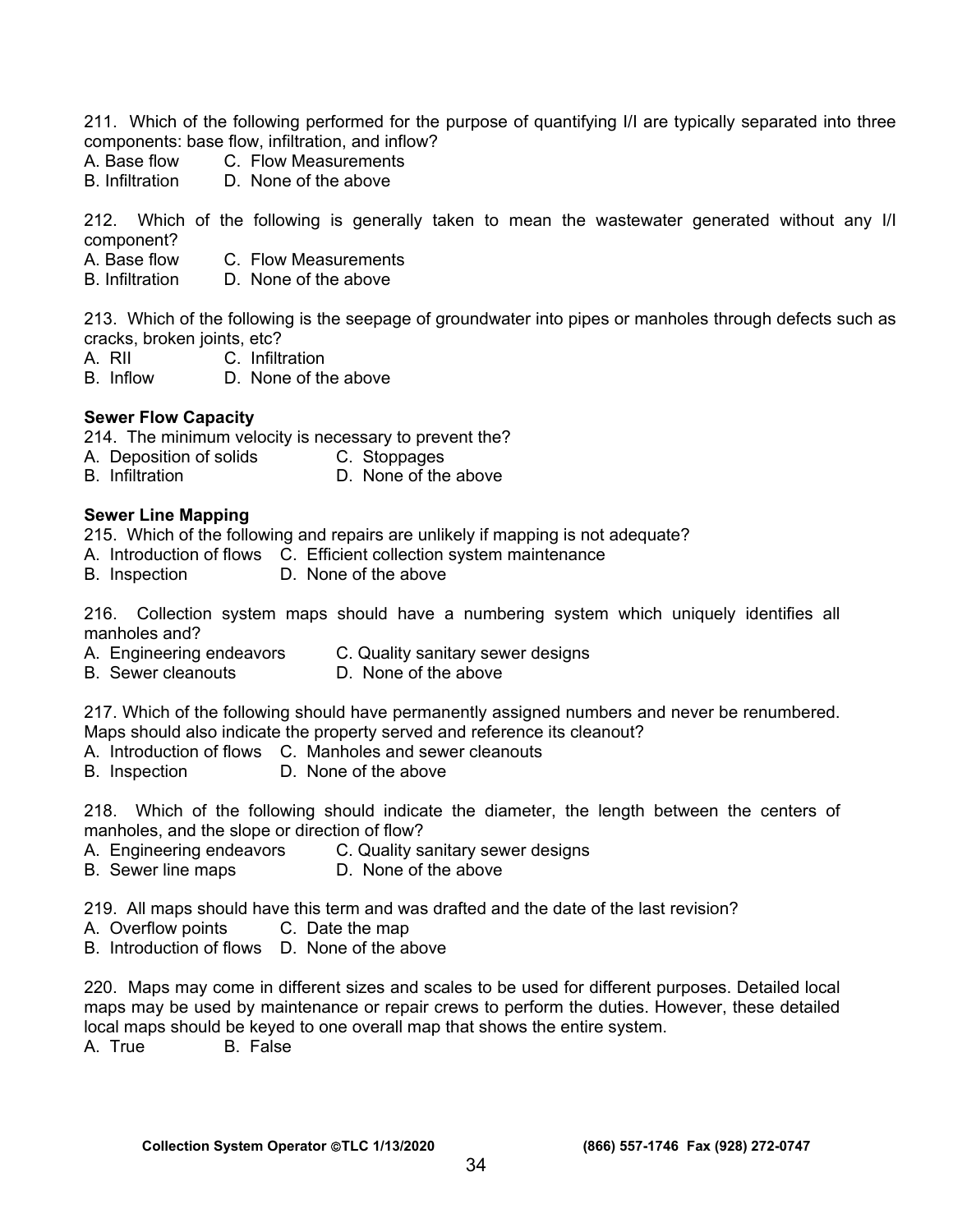211. Which of the following performed for the purpose of quantifying I/I are typically separated into three components: base flow, infiltration, and inflow?

A. Base flow C. Flow Measurements
B. Infiltration D. None of the above

212. Which of the following is generally taken to mean the wastewater generated without any I/I component?

A. Base flow C. Flow Measurements
B. Infiltration D. None of the above

213. Which of the following is the seepage of groundwater into pipes or manholes through defects such as cracks, broken joints, etc?

A. RII C. Infiltration
B. Inflow D. None of the above

**Sewer Flow Capacity**

214. The minimum velocity is necessary to prevent the?

A. Deposition of solids C. Stoppages
B. Infiltration D. None of the above

**Sewer Line Mapping**

215. Which of the following and repairs are unlikely if mapping is not adequate?

A. Introduction of flows C. Efficient collection system maintenance
B. Inspection D. None of the above

216. Collection system maps should have a numbering system which uniquely identifies all manholes and?

A. Engineering endeavors C. Quality sanitary sewer designs
B. Sewer cleanouts D. None of the above

217. Which of the following should have permanently assigned numbers and never be renumbered. Maps should also indicate the property served and reference its cleanout?

A. Introduction of flows C. Manholes and sewer cleanouts
B. Inspection D. None of the above

218. Which of the following should indicate the diameter, the length between the centers of manholes, and the slope or direction of flow?

A. Engineering endeavors C. Quality sanitary sewer designs
B. Sewer line maps D. None of the above

219. All maps should have this term and was drafted and the date of the last revision?

A. Overflow points C. Date the map
B. Introduction of flows D. None of the above

220. Maps may come in different sizes and scales to be used for different purposes. Detailed local maps may be used by maintenance or repair crews to perform the duties. However, these detailed local maps should be keyed to one overall map that shows the entire system.

A. True B. False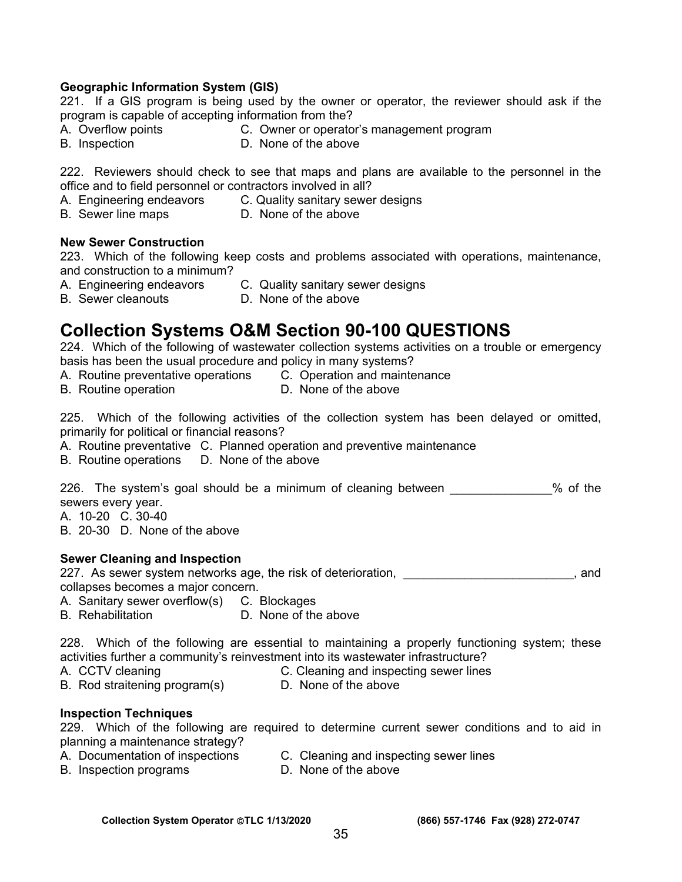**Geographic Information System (GIS)**

221. If a GIS program is being used by the owner or operator, the reviewer should ask if the program is capable of accepting information from the?

A. Overflow points C. Owner or operator's management program
B. Inspection D. None of the above

222. Reviewers should check to see that maps and plans are available to the personnel in the office and to field personnel or contractors involved in all?

A. Engineering endeavors C. Quality sanitary sewer designs
B. Sewer line maps D. None of the above

**New Sewer Construction**

223. Which of the following keep costs and problems associated with operations, maintenance, and construction to a minimum?

A. Engineering endeavors C. Quality sanitary sewer designs
B. Sewer cleanouts D. None of the above

# Collection Systems O&M Section 90-100 QUESTIONS

224. Which of the following of wastewater collection systems activities on a trouble or emergency basis has been the usual procedure and policy in many systems?

A. Routine preventative operations C. Operation and maintenance
B. Routine operation D. None of the above

225. Which of the following activities of the collection system has been delayed or omitted, primarily for political or financial reasons?

A. Routine preventative C. Planned operation and preventive maintenance
B. Routine operations D. None of the above

226. The system's goal should be a minimum of cleaning between _______________% of the sewers every year.

A. 10-20 C. 30-40
B. 20-30 D. None of the above

**Sewer Cleaning and Inspection**

227. As sewer system networks age, the risk of deterioration, _________________________, and collapses becomes a major concern.

A. Sanitary sewer overflow(s) C. Blockages
B. Rehabilitation D. None of the above

228. Which of the following are essential to maintaining a properly functioning system; these activities further a community's reinvestment into its wastewater infrastructure?

A. CCTV cleaning C. Cleaning and inspecting sewer lines
B. Rod straitening program(s) D. None of the above

**Inspection Techniques**

229. Which of the following are required to determine current sewer conditions and to aid in planning a maintenance strategy?

A. Documentation of inspections C. Cleaning and inspecting sewer lines
B. Inspection programs D. None of the above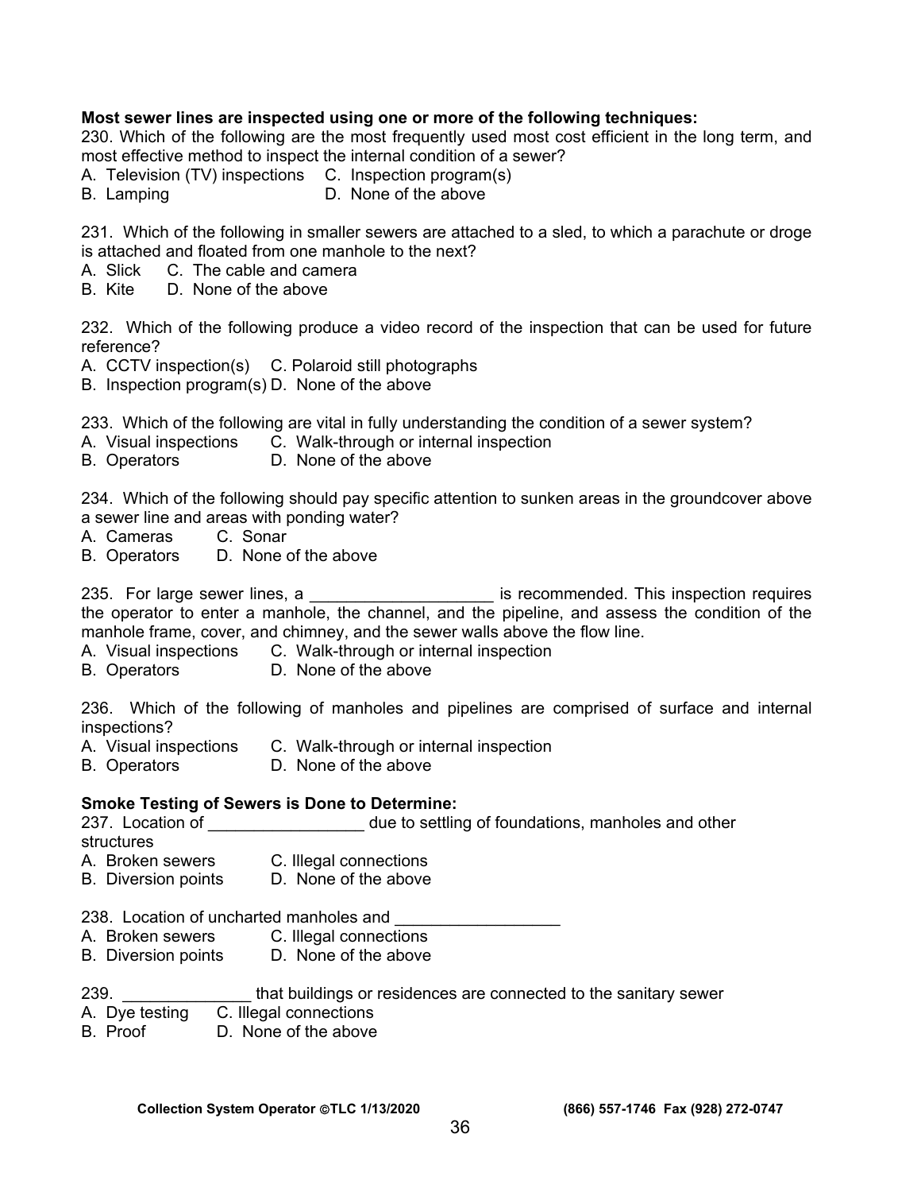**Most sewer lines are inspected using one or more of the following techniques:**

230. Which of the following are the most frequently used most cost efficient in the long term, and most effective method to inspect the internal condition of a sewer?

A. Television (TV) inspections  C. Inspection program(s)
B. Lamping  D. None of the above

231. Which of the following in smaller sewers are attached to a sled, to which a parachute or droge is attached and floated from one manhole to the next?

A. Slick  C. The cable and camera
B. Kite  D. None of the above

232. Which of the following produce a video record of the inspection that can be used for future reference?

A. CCTV inspection(s)  C. Polaroid still photographs
B. Inspection program(s) D. None of the above

233. Which of the following are vital in fully understanding the condition of a sewer system?

A. Visual inspections  C. Walk-through or internal inspection
B. Operators  D. None of the above

234. Which of the following should pay specific attention to sunken areas in the groundcover above a sewer line and areas with ponding water?

A. Cameras  C. Sonar
B. Operators  D. None of the above

235. For large sewer lines, a ____________________ is recommended. This inspection requires the operator to enter a manhole, the channel, and the pipeline, and assess the condition of the manhole frame, cover, and chimney, and the sewer walls above the flow line.

A. Visual inspections  C. Walk-through or internal inspection
B. Operators  D. None of the above

236. Which of the following of manholes and pipelines are comprised of surface and internal inspections?

A. Visual inspections  C. Walk-through or internal inspection
B. Operators  D. None of the above

**Smoke Testing of Sewers is Done to Determine:**

237. Location of _________________ due to settling of foundations, manholes and other structures

A. Broken sewers  C. Illegal connections
B. Diversion points  D. None of the above

238. Location of uncharted manholes and __________________

A. Broken sewers  C. Illegal connections
B. Diversion points  D. None of the above

239. ______________ that buildings or residences are connected to the sanitary sewer

A. Dye testing  C. Illegal connections
B. Proof  D. None of the above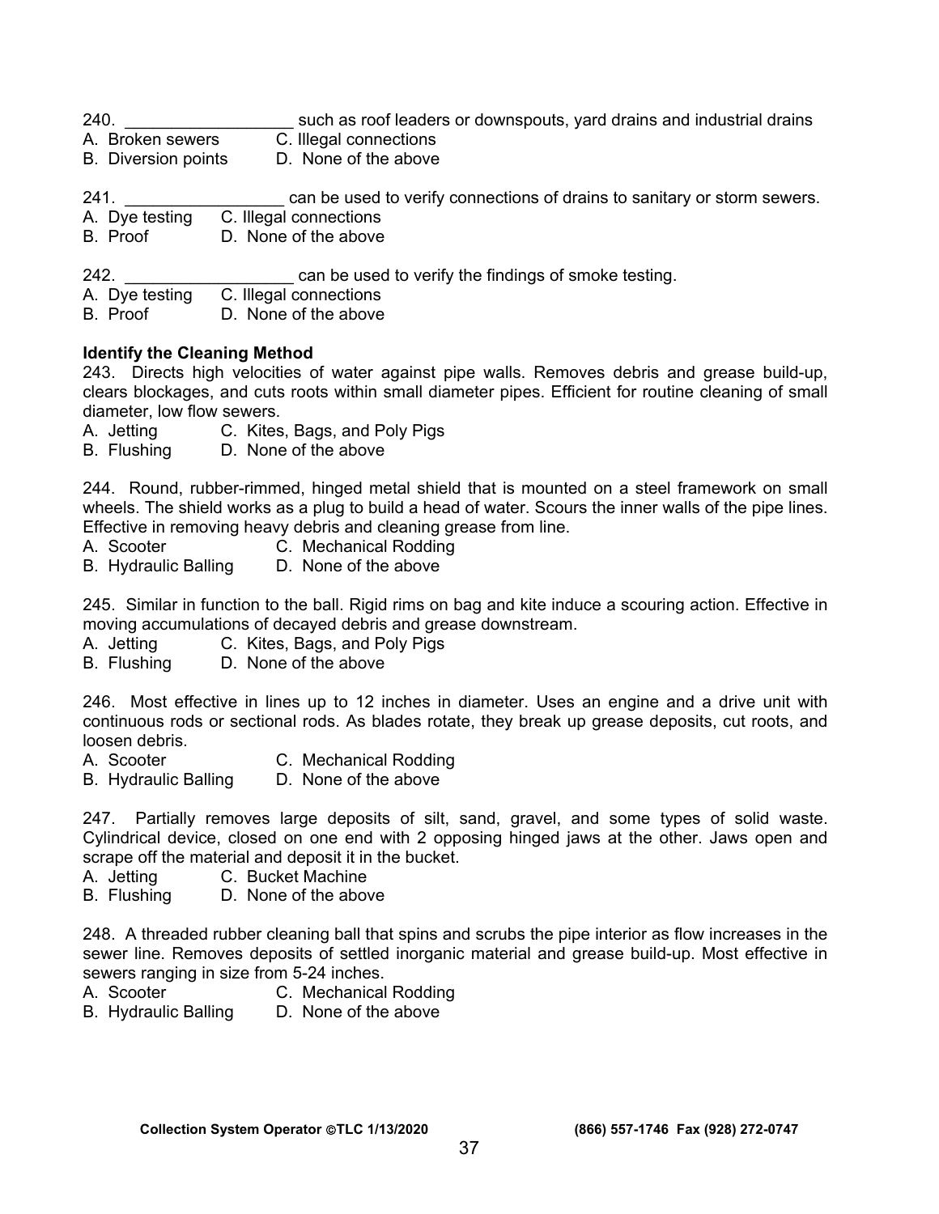240. __________________ such as roof leaders or downspouts, yard drains and industrial drains

A. Broken sewers C. Illegal connections  
B. Diversion points D. None of the above

241. _________________ can be used to verify connections of drains to sanitary or storm sewers.

A. Dye testing C. Illegal connections  
B. Proof D. None of the above

242. __________________ can be used to verify the findings of smoke testing.

A. Dye testing C. Illegal connections  
B. Proof D. None of the above

**Identify the Cleaning Method**

243. Directs high velocities of water against pipe walls. Removes debris and grease build-up, clears blockages, and cuts roots within small diameter pipes. Efficient for routine cleaning of small diameter, low flow sewers.

A. Jetting C. Kites, Bags, and Poly Pigs  
B. Flushing D. None of the above

244. Round, rubber-rimmed, hinged metal shield that is mounted on a steel framework on small wheels. The shield works as a plug to build a head of water. Scours the inner walls of the pipe lines. Effective in removing heavy debris and cleaning grease from line.

A. Scooter C. Mechanical Rodding  
B. Hydraulic Balling D. None of the above

245. Similar in function to the ball. Rigid rims on bag and kite induce a scouring action. Effective in moving accumulations of decayed debris and grease downstream.

A. Jetting C. Kites, Bags, and Poly Pigs  
B. Flushing D. None of the above

246. Most effective in lines up to 12 inches in diameter. Uses an engine and a drive unit with continuous rods or sectional rods. As blades rotate, they break up grease deposits, cut roots, and loosen debris.

A. Scooter C. Mechanical Rodding  
B. Hydraulic Balling D. None of the above

247. Partially removes large deposits of silt, sand, gravel, and some types of solid waste. Cylindrical device, closed on one end with 2 opposing hinged jaws at the other. Jaws open and scrape off the material and deposit it in the bucket.

A. Jetting C. Bucket Machine  
B. Flushing D. None of the above

248. A threaded rubber cleaning ball that spins and scrubs the pipe interior as flow increases in the sewer line. Removes deposits of settled inorganic material and grease build-up. Most effective in sewers ranging in size from 5-24 inches.

A. Scooter C. Mechanical Rodding  
B. Hydraulic Balling D. None of the above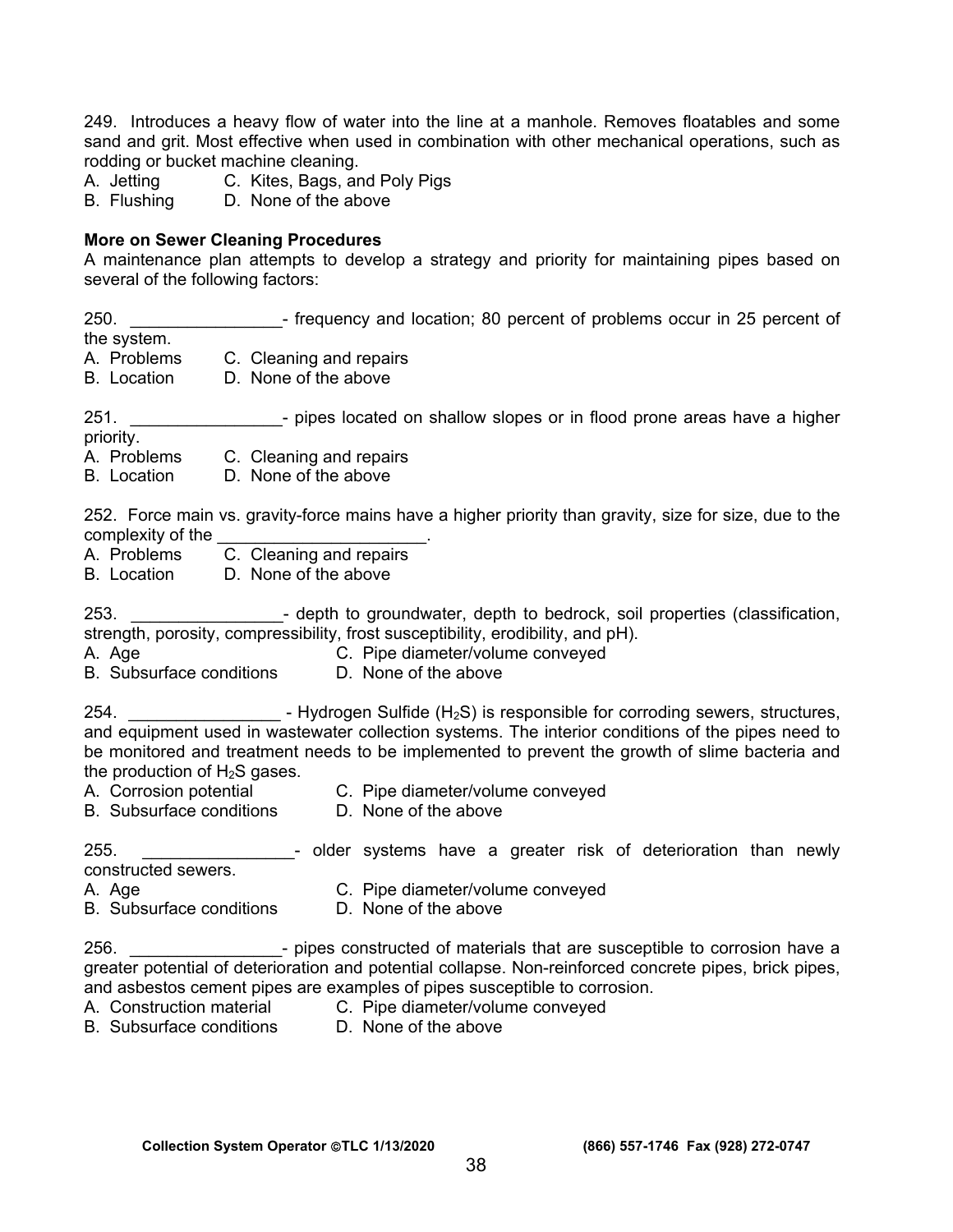249. Introduces a heavy flow of water into the line at a manhole. Removes floatables and some sand and grit. Most effective when used in combination with other mechanical operations, such as rodding or bucket machine cleaning.
A. Jetting C. Kites, Bags, and Poly Pigs
B. Flushing D. None of the above

**More on Sewer Cleaning Procedures**
A maintenance plan attempts to develop a strategy and priority for maintaining pipes based on several of the following factors:

250. ________________- frequency and location; 80 percent of problems occur in 25 percent of the system.
A. Problems C. Cleaning and repairs
B. Location D. None of the above

251. ________________- pipes located on shallow slopes or in flood prone areas have a higher priority.
A. Problems C. Cleaning and repairs
B. Location D. None of the above

252. Force main vs. gravity-force mains have a higher priority than gravity, size for size, due to the complexity of the ______________________.
A. Problems C. Cleaning and repairs
B. Location D. None of the above

253. ________________- depth to groundwater, depth to bedrock, soil properties (classification, strength, porosity, compressibility, frost susceptibility, erodibility, and pH).
A. Age C. Pipe diameter/volume conveyed
B. Subsurface conditions D. None of the above

254. ________________ - Hydrogen Sulfide ($H_2S$) is responsible for corroding sewers, structures, and equipment used in wastewater collection systems. The interior conditions of the pipes need to be monitored and treatment needs to be implemented to prevent the growth of slime bacteria and the production of $H_2S$ gases.
A. Corrosion potential C. Pipe diameter/volume conveyed
B. Subsurface conditions D. None of the above

255. ________________- older systems have a greater risk of deterioration than newly constructed sewers.
A. Age C. Pipe diameter/volume conveyed
B. Subsurface conditions D. None of the above

256. ________________- pipes constructed of materials that are susceptible to corrosion have a greater potential of deterioration and potential collapse. Non-reinforced concrete pipes, brick pipes, and asbestos cement pipes are examples of pipes susceptible to corrosion.
A. Construction material C. Pipe diameter/volume conveyed
B. Subsurface conditions D. None of the above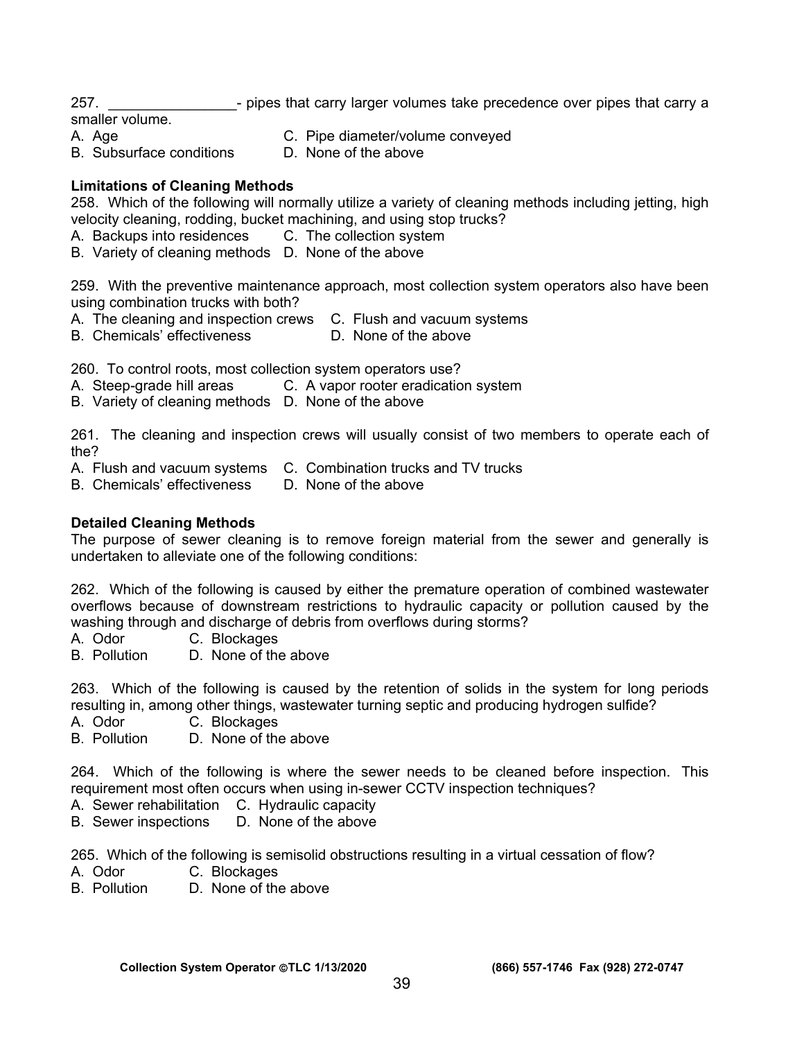257. ________________- pipes that carry larger volumes take precedence over pipes that carry a smaller volume.

A. Age  
B. Subsurface conditions  
C. Pipe diameter/volume conveyed  
D. None of the above

**Limitations of Cleaning Methods**

258. Which of the following will normally utilize a variety of cleaning methods including jetting, high velocity cleaning, rodding, bucket machining, and using stop trucks?

A. Backups into residences  
B. Variety of cleaning methods  
C. The collection system  
D. None of the above

259. With the preventive maintenance approach, most collection system operators also have been using combination trucks with both?

A. The cleaning and inspection crews  
B. Chemicals' effectiveness  
C. Flush and vacuum systems  
D. None of the above

260. To control roots, most collection system operators use?

A. Steep-grade hill areas  
B. Variety of cleaning methods  
C. A vapor rooter eradication system  
D. None of the above

261. The cleaning and inspection crews will usually consist of two members to operate each of the?

A. Flush and vacuum systems  
B. Chemicals' effectiveness  
C. Combination trucks and TV trucks  
D. None of the above

**Detailed Cleaning Methods**

The purpose of sewer cleaning is to remove foreign material from the sewer and generally is undertaken to alleviate one of the following conditions:

262. Which of the following is caused by either the premature operation of combined wastewater overflows because of downstream restrictions to hydraulic capacity or pollution caused by the washing through and discharge of debris from overflows during storms?

A. Odor  
B. Pollution  
C. Blockages  
D. None of the above

263. Which of the following is caused by the retention of solids in the system for long periods resulting in, among other things, wastewater turning septic and producing hydrogen sulfide?

A. Odor  
B. Pollution  
C. Blockages  
D. None of the above

264. Which of the following is where the sewer needs to be cleaned before inspection. This requirement most often occurs when using in-sewer CCTV inspection techniques?

A. Sewer rehabilitation  
B. Sewer inspections  
C. Hydraulic capacity  
D. None of the above

265. Which of the following is semisolid obstructions resulting in a virtual cessation of flow?

A. Odor  
B. Pollution  
C. Blockages  
D. None of the above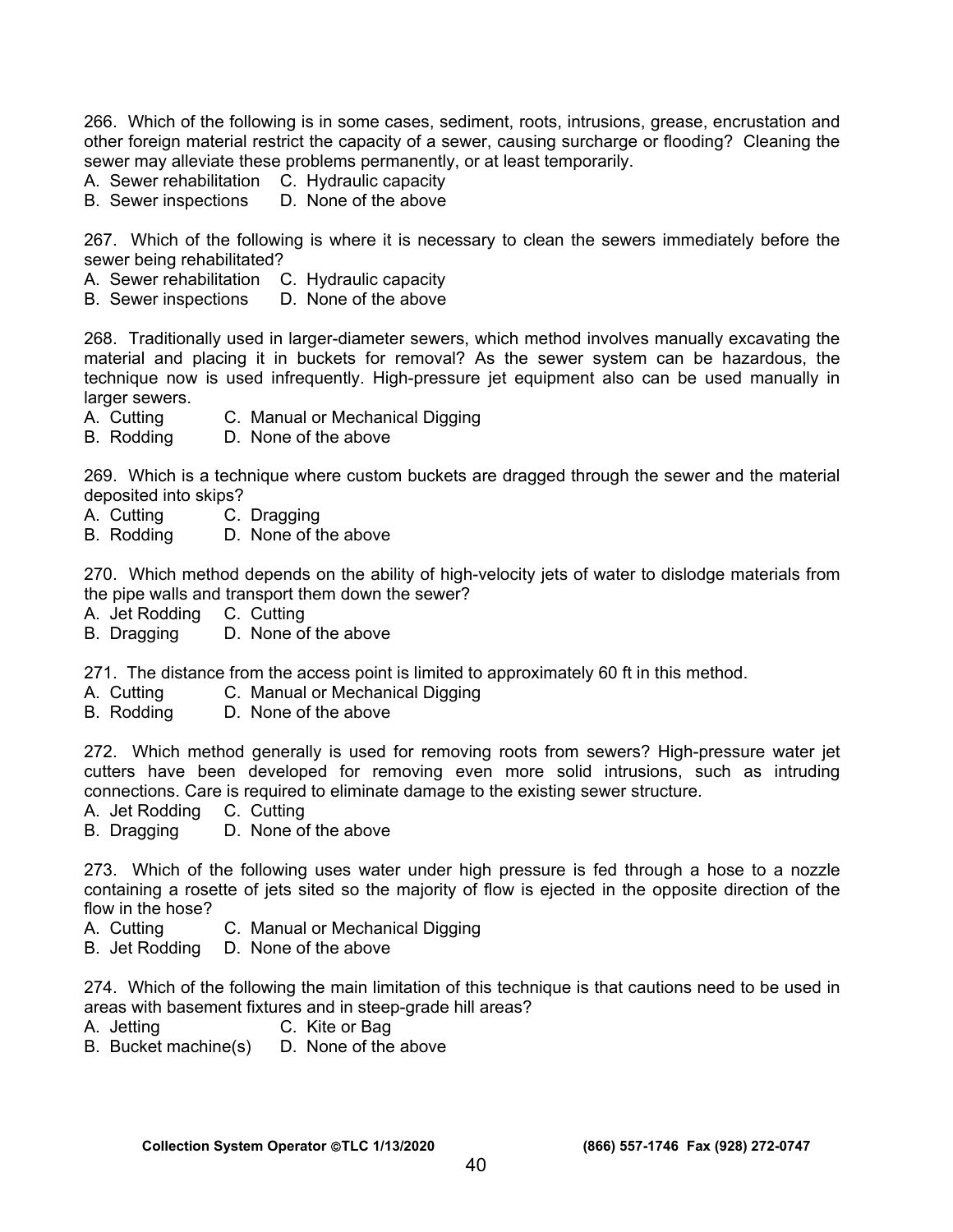266. Which of the following is in some cases, sediment, roots, intrusions, grease, encrustation and other foreign material restrict the capacity of a sewer, causing surcharge or flooding? Cleaning the sewer may alleviate these problems permanently, or at least temporarily.

A. Sewer rehabilitation C. Hydraulic capacity
B. Sewer inspections D. None of the above

267. Which of the following is where it is necessary to clean the sewers immediately before the sewer being rehabilitated?

A. Sewer rehabilitation C. Hydraulic capacity
B. Sewer inspections D. None of the above

268. Traditionally used in larger-diameter sewers, which method involves manually excavating the material and placing it in buckets for removal? As the sewer system can be hazardous, the technique now is used infrequently. High-pressure jet equipment also can be used manually in larger sewers.

A. Cutting C. Manual or Mechanical Digging
B. Rodding D. None of the above

269. Which is a technique where custom buckets are dragged through the sewer and the material deposited into skips?

A. Cutting C. Dragging
B. Rodding D. None of the above

270. Which method depends on the ability of high-velocity jets of water to dislodge materials from the pipe walls and transport them down the sewer?

A. Jet Rodding C. Cutting
B. Dragging D. None of the above

271. The distance from the access point is limited to approximately 60 ft in this method.

A. Cutting C. Manual or Mechanical Digging
B. Rodding D. None of the above

272. Which method generally is used for removing roots from sewers? High-pressure water jet cutters have been developed for removing even more solid intrusions, such as intruding connections. Care is required to eliminate damage to the existing sewer structure.

A. Jet Rodding C. Cutting
B. Dragging D. None of the above

273. Which of the following uses water under high pressure is fed through a hose to a nozzle containing a rosette of jets sited so the majority of flow is ejected in the opposite direction of the flow in the hose?

A. Cutting C. Manual or Mechanical Digging
B. Jet Rodding D. None of the above

274. Which of the following the main limitation of this technique is that cautions need to be used in areas with basement fixtures and in steep-grade hill areas?

A. Jetting C. Kite or Bag
B. Bucket machine(s) D. None of the above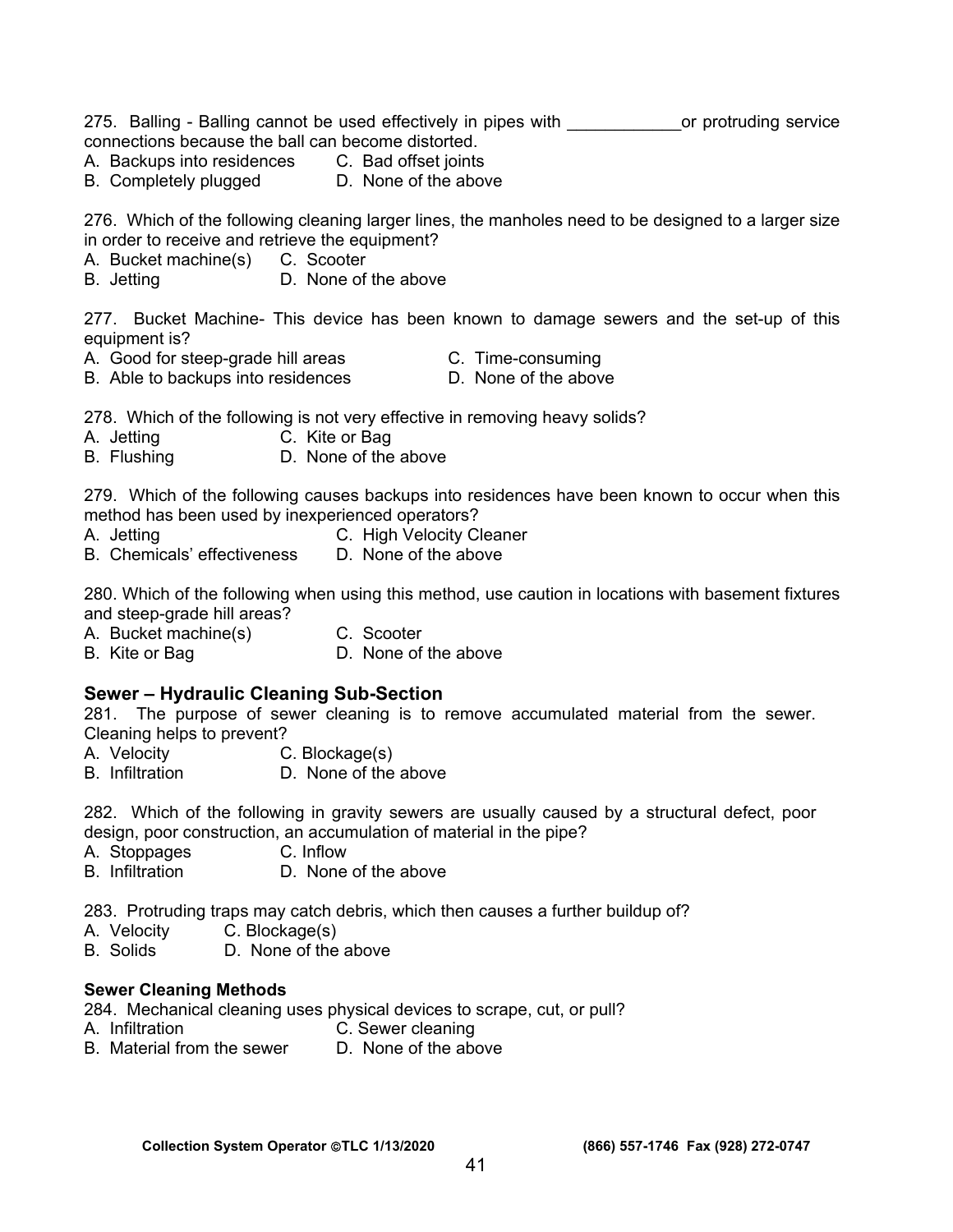275. Balling - Balling cannot be used effectively in pipes with ____________or protruding service connections because the ball can become distorted.

A. Backups into residences  C. Bad offset joints
B. Completely plugged  D. None of the above

276. Which of the following cleaning larger lines, the manholes need to be designed to a larger size in order to receive and retrieve the equipment?

A. Bucket machine(s)  C. Scooter
B. Jetting  D. None of the above

277. Bucket Machine- This device has been known to damage sewers and the set-up of this equipment is?

A. Good for steep-grade hill areas  C. Time-consuming
B. Able to backups into residences  D. None of the above

278. Which of the following is not very effective in removing heavy solids?

A. Jetting  C. Kite or Bag
B. Flushing  D. None of the above

279. Which of the following causes backups into residences have been known to occur when this method has been used by inexperienced operators?

A. Jetting  C. High Velocity Cleaner
B. Chemicals' effectiveness  D. None of the above

280. Which of the following when using this method, use caution in locations with basement fixtures and steep-grade hill areas?

A. Bucket machine(s)  C. Scooter
B. Kite or Bag  D. None of the above

## Sewer – Hydraulic Cleaning Sub-Section

281. The purpose of sewer cleaning is to remove accumulated material from the sewer. Cleaning helps to prevent?

A. Velocity  C. Blockage(s)
B. Infiltration  D. None of the above

282. Which of the following in gravity sewers are usually caused by a structural defect, poor design, poor construction, an accumulation of material in the pipe?

A. Stoppages  C. Inflow
B. Infiltration  D. None of the above

283. Protruding traps may catch debris, which then causes a further buildup of?

A. Velocity  C. Blockage(s)
B. Solids  D. None of the above

### Sewer Cleaning Methods

284. Mechanical cleaning uses physical devices to scrape, cut, or pull?

A. Infiltration  C. Sewer cleaning
B. Material from the sewer  D. None of the above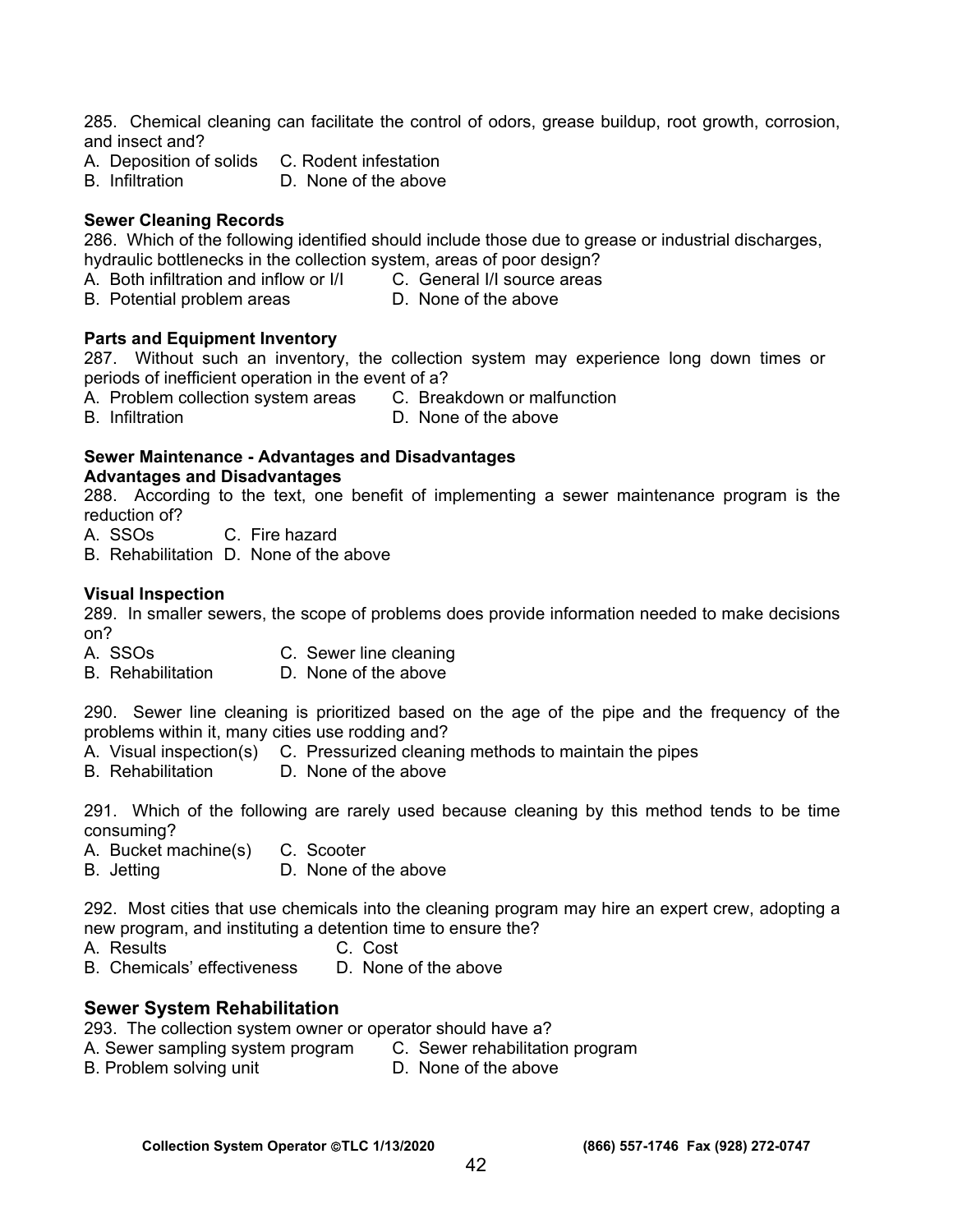285. Chemical cleaning can facilitate the control of odors, grease buildup, root growth, corrosion, and insect and?
A. Deposition of solids C. Rodent infestation
B. Infiltration D. None of the above

**Sewer Cleaning Records**

286. Which of the following identified should include those due to grease or industrial discharges, hydraulic bottlenecks in the collection system, areas of poor design?
A. Both infiltration and inflow or I/I C. General I/I source areas
B. Potential problem areas D. None of the above

**Parts and Equipment Inventory**

287. Without such an inventory, the collection system may experience long down times or periods of inefficient operation in the event of a?
A. Problem collection system areas C. Breakdown or malfunction
B. Infiltration D. None of the above

**Sewer Maintenance - Advantages and Disadvantages**

**Advantages and Disadvantages**

288. According to the text, one benefit of implementing a sewer maintenance program is the reduction of?
A. SSOs C. Fire hazard
B. Rehabilitation D. None of the above

**Visual Inspection**

289. In smaller sewers, the scope of problems does provide information needed to make decisions on?
A. SSOs C. Sewer line cleaning
B. Rehabilitation D. None of the above

290. Sewer line cleaning is prioritized based on the age of the pipe and the frequency of the problems within it, many cities use rodding and?
A. Visual inspection(s) C. Pressurized cleaning methods to maintain the pipes
B. Rehabilitation D. None of the above

291. Which of the following are rarely used because cleaning by this method tends to be time consuming?
A. Bucket machine(s) C. Scooter
B. Jetting D. None of the above

292. Most cities that use chemicals into the cleaning program may hire an expert crew, adopting a new program, and instituting a detention time to ensure the?
A. Results C. Cost
B. Chemicals' effectiveness D. None of the above

## Sewer System Rehabilitation

293. The collection system owner or operator should have a?
A. Sewer sampling system program C. Sewer rehabilitation program
B. Problem solving unit D. None of the above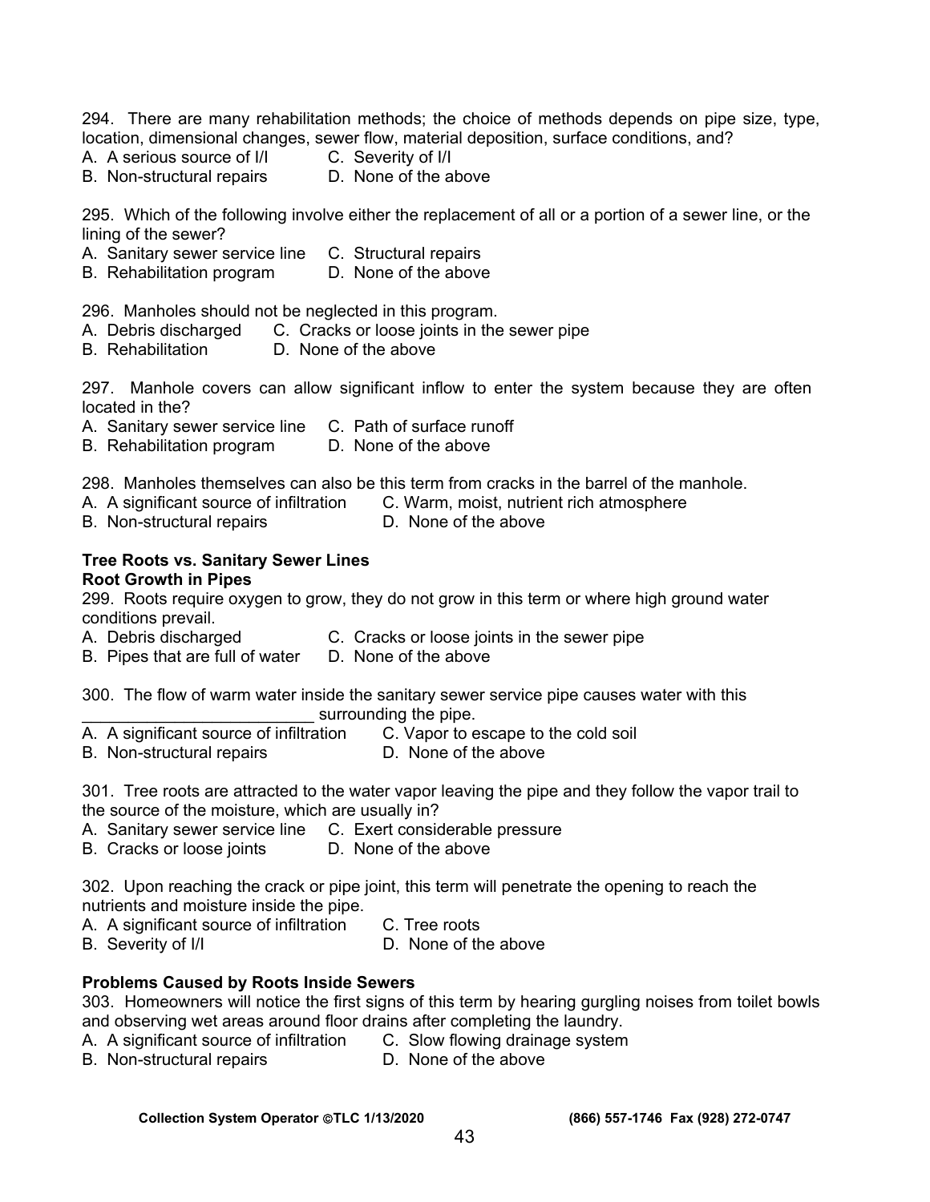294. There are many rehabilitation methods; the choice of methods depends on pipe size, type, location, dimensional changes, sewer flow, material deposition, surface conditions, and?

A. A serious source of I/I  
B. Non-structural repairs  
C. Severity of I/I  
D. None of the above

295. Which of the following involve either the replacement of all or a portion of a sewer line, or the lining of the sewer?

A. Sanitary sewer service line  
B. Rehabilitation program  
C. Structural repairs  
D. None of the above

296. Manholes should not be neglected in this program.

A. Debris discharged  
B. Rehabilitation  
C. Cracks or loose joints in the sewer pipe  
D. None of the above

297. Manhole covers can allow significant inflow to enter the system because they are often located in the?

A. Sanitary sewer service line  
B. Rehabilitation program  
C. Path of surface runoff  
D. None of the above

298. Manholes themselves can also be this term from cracks in the barrel of the manhole.

A. A significant source of infiltration  
B. Non-structural repairs  
C. Warm, moist, nutrient rich atmosphere  
D. None of the above

**Tree Roots vs. Sanitary Sewer Lines**
**Root Growth in Pipes**

299. Roots require oxygen to grow, they do not grow in this term or where high ground water conditions prevail.

A. Debris discharged  
B. Pipes that are full of water  
C. Cracks or loose joints in the sewer pipe  
D. None of the above

300. The flow of warm water inside the sanitary sewer service pipe causes water with this ________________________ surrounding the pipe.

A. A significant source of infiltration  
B. Non-structural repairs  
C. Vapor to escape to the cold soil  
D. None of the above

301. Tree roots are attracted to the water vapor leaving the pipe and they follow the vapor trail to the source of the moisture, which are usually in?

A. Sanitary sewer service line  
B. Cracks or loose joints  
C. Exert considerable pressure  
D. None of the above

302. Upon reaching the crack or pipe joint, this term will penetrate the opening to reach the nutrients and moisture inside the pipe.

A. A significant source of infiltration  
B. Severity of I/I  
C. Tree roots  
D. None of the above

**Problems Caused by Roots Inside Sewers**

303. Homeowners will notice the first signs of this term by hearing gurgling noises from toilet bowls and observing wet areas around floor drains after completing the laundry.

A. A significant source of infiltration  
B. Non-structural repairs  
C. Slow flowing drainage system  
D. None of the above

Collection System Operator ©TLC 1/13/2020 (866) 557-1746 Fax (928) 272-0747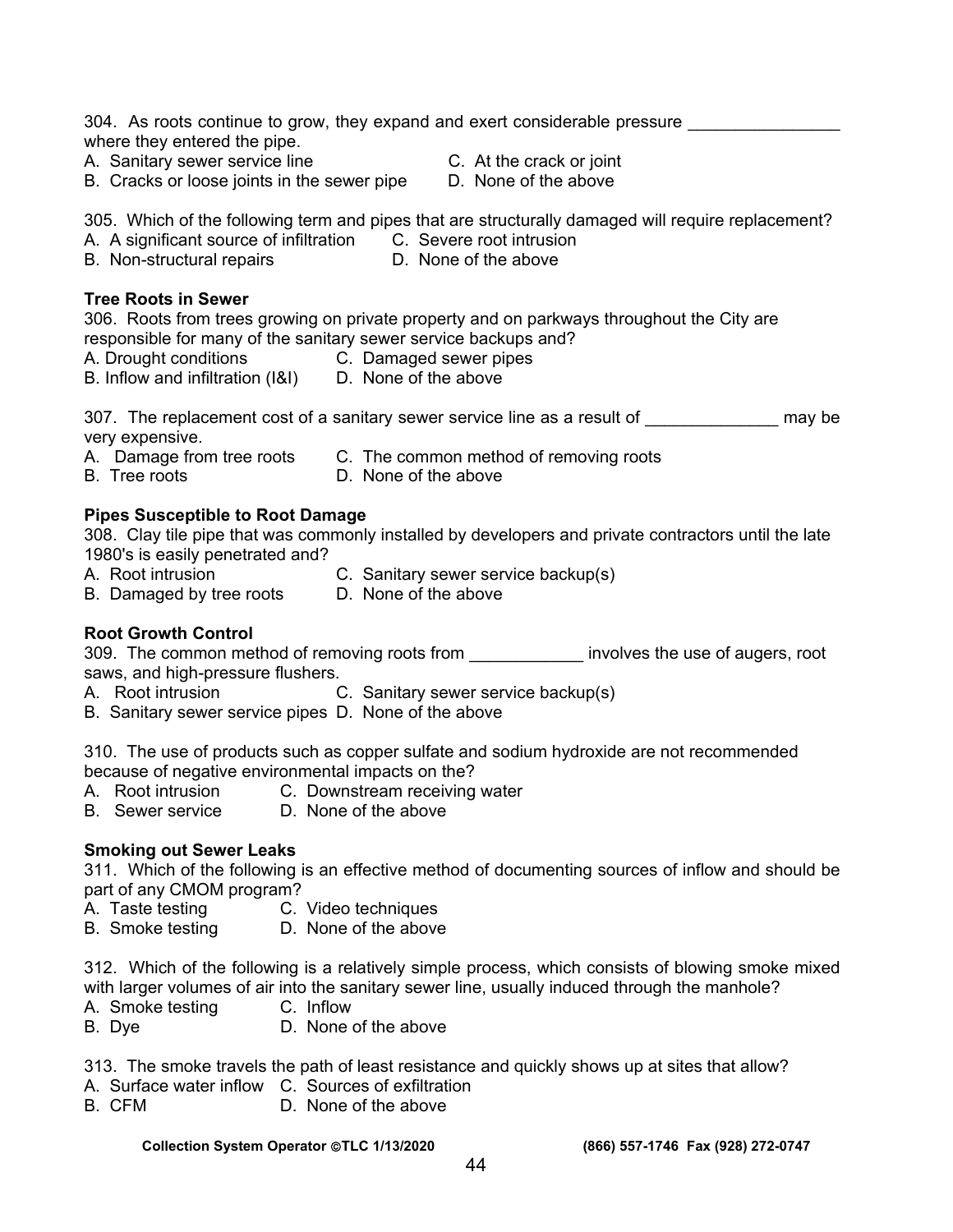304. As roots continue to grow, they expand and exert considerable pressure ________________ where they entered the pipe.

A. Sanitary sewer service line
B. Cracks or loose joints in the sewer pipe
C. At the crack or joint
D. None of the above

305. Which of the following term and pipes that are structurally damaged will require replacement?

A. A significant source of infiltration
B. Non-structural repairs
C. Severe root intrusion
D. None of the above

**Tree Roots in Sewer**

306. Roots from trees growing on private property and on parkways throughout the City are responsible for many of the sanitary sewer service backups and?

A. Drought conditions
B. Inflow and infiltration (I&I)
C. Damaged sewer pipes
D. None of the above

307. The replacement cost of a sanitary sewer service line as a result of ______________ may be very expensive.

A. Damage from tree roots
B. Tree roots
C. The common method of removing roots
D. None of the above

**Pipes Susceptible to Root Damage**

308. Clay tile pipe that was commonly installed by developers and private contractors until the late 1980's is easily penetrated and?

A. Root intrusion
B. Damaged by tree roots
C. Sanitary sewer service backup(s)
D. None of the above

**Root Growth Control**

309. The common method of removing roots from ____________ involves the use of augers, root saws, and high-pressure flushers.

A. Root intrusion
B. Sanitary sewer service pipes
C. Sanitary sewer service backup(s)
D. None of the above

310. The use of products such as copper sulfate and sodium hydroxide are not recommended because of negative environmental impacts on the?

A. Root intrusion
B. Sewer service
C. Downstream receiving water
D. None of the above

**Smoking out Sewer Leaks**

311. Which of the following is an effective method of documenting sources of inflow and should be part of any CMOM program?

A. Taste testing
B. Smoke testing
C. Video techniques
D. None of the above

312. Which of the following is a relatively simple process, which consists of blowing smoke mixed with larger volumes of air into the sanitary sewer line, usually induced through the manhole?

A. Smoke testing
B. Dye
C. Inflow
D. None of the above

313. The smoke travels the path of least resistance and quickly shows up at sites that allow?

A. Surface water inflow
B. CFM
C. Sources of exfiltration
D. None of the above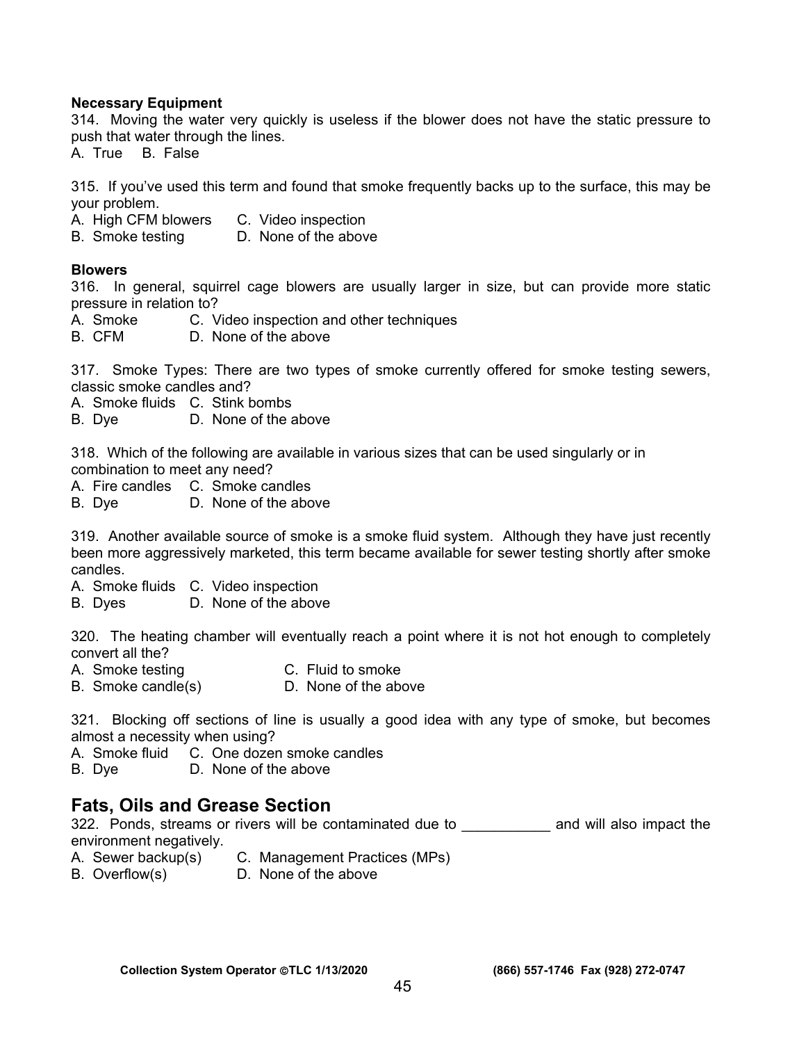**Necessary Equipment**

314. Moving the water very quickly is useless if the blower does not have the static pressure to push that water through the lines.
A. True B. False

315. If you've used this term and found that smoke frequently backs up to the surface, this may be your problem.
A. High CFM blowers C. Video inspection
B. Smoke testing D. None of the above

**Blowers**

316. In general, squirrel cage blowers are usually larger in size, but can provide more static pressure in relation to?
A. Smoke C. Video inspection and other techniques
B. CFM D. None of the above

317. Smoke Types: There are two types of smoke currently offered for smoke testing sewers, classic smoke candles and?
A. Smoke fluids C. Stink bombs
B. Dye D. None of the above

318. Which of the following are available in various sizes that can be used singularly or in combination to meet any need?
A. Fire candles C. Smoke candles
B. Dye D. None of the above

319. Another available source of smoke is a smoke fluid system. Although they have just recently been more aggressively marketed, this term became available for sewer testing shortly after smoke candles.
A. Smoke fluids C. Video inspection
B. Dyes D. None of the above

320. The heating chamber will eventually reach a point where it is not hot enough to completely convert all the?
A. Smoke testing C. Fluid to smoke
B. Smoke candle(s) D. None of the above

321. Blocking off sections of line is usually a good idea with any type of smoke, but becomes almost a necessity when using?
A. Smoke fluid C. One dozen smoke candles
B. Dye D. None of the above

## Fats, Oils and Grease Section

322. Ponds, streams or rivers will be contaminated due to ___________ and will also impact the environment negatively.
A. Sewer backup(s) C. Management Practices (MPs)
B. Overflow(s) D. None of the above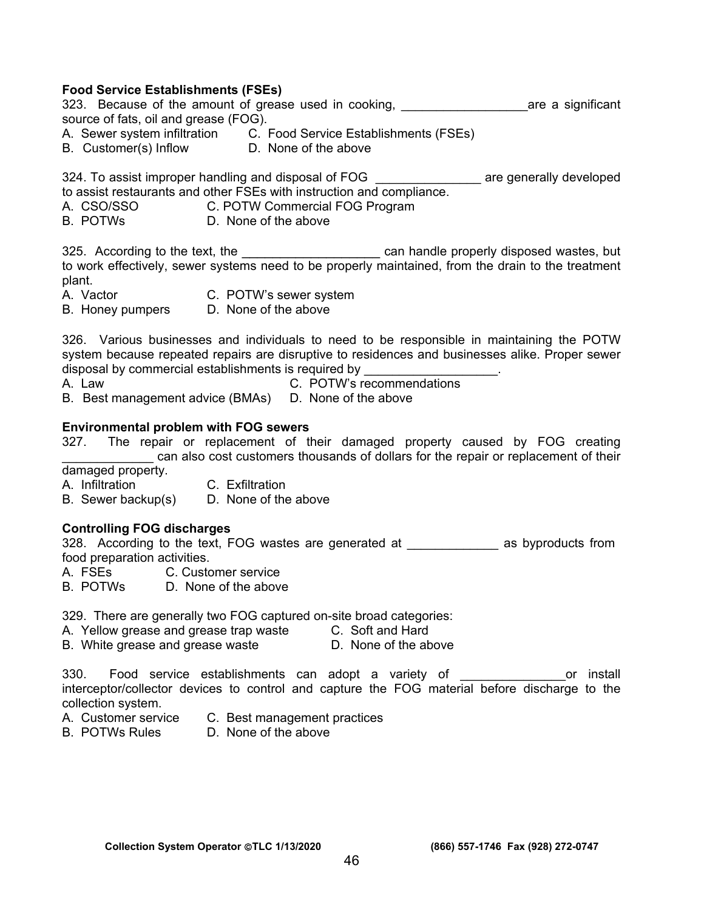**Food Service Establishments (FSEs)**

323. Because of the amount of grease used in cooking, __________________are a significant source of fats, oil and grease (FOG).

A. Sewer system infiltration
B. Customer(s) Inflow
C. Food Service Establishments (FSEs)
D. None of the above

324. To assist improper handling and disposal of FOG _______________ are generally developed to assist restaurants and other FSEs with instruction and compliance.

A. CSO/SSO
B. POTWs
C. POTW Commercial FOG Program
D. None of the above

325. According to the text, the ___________________ can handle properly disposed wastes, but to work effectively, sewer systems need to be properly maintained, from the drain to the treatment plant.

A. Vactor
B. Honey pumpers
C. POTW's sewer system
D. None of the above

326. Various businesses and individuals to need to be responsible in maintaining the POTW system because repeated repairs are disruptive to residences and businesses alike. Proper sewer disposal by commercial establishments is required by ___________________.

A. Law
B. Best management advice (BMAs)
C. POTW's recommendations
D. None of the above

**Environmental problem with FOG sewers**

327. The repair or replacement of their damaged property caused by FOG creating _____________ can also cost customers thousands of dollars for the repair or replacement of their damaged property.

A. Infiltration
B. Sewer backup(s)
C. Exfiltration
D. None of the above

**Controlling FOG discharges**

328. According to the text, FOG wastes are generated at _____________ as byproducts from food preparation activities.

A. FSEs
B. POTWs
C. Customer service
D. None of the above

329. There are generally two FOG captured on-site broad categories:

A. Yellow grease and grease trap waste
B. White grease and grease waste
C. Soft and Hard
D. None of the above

330. Food service establishments can adopt a variety of _______________or install interceptor/collector devices to control and capture the FOG material before discharge to the collection system.

A. Customer service
B. POTWs Rules
C. Best management practices
D. None of the above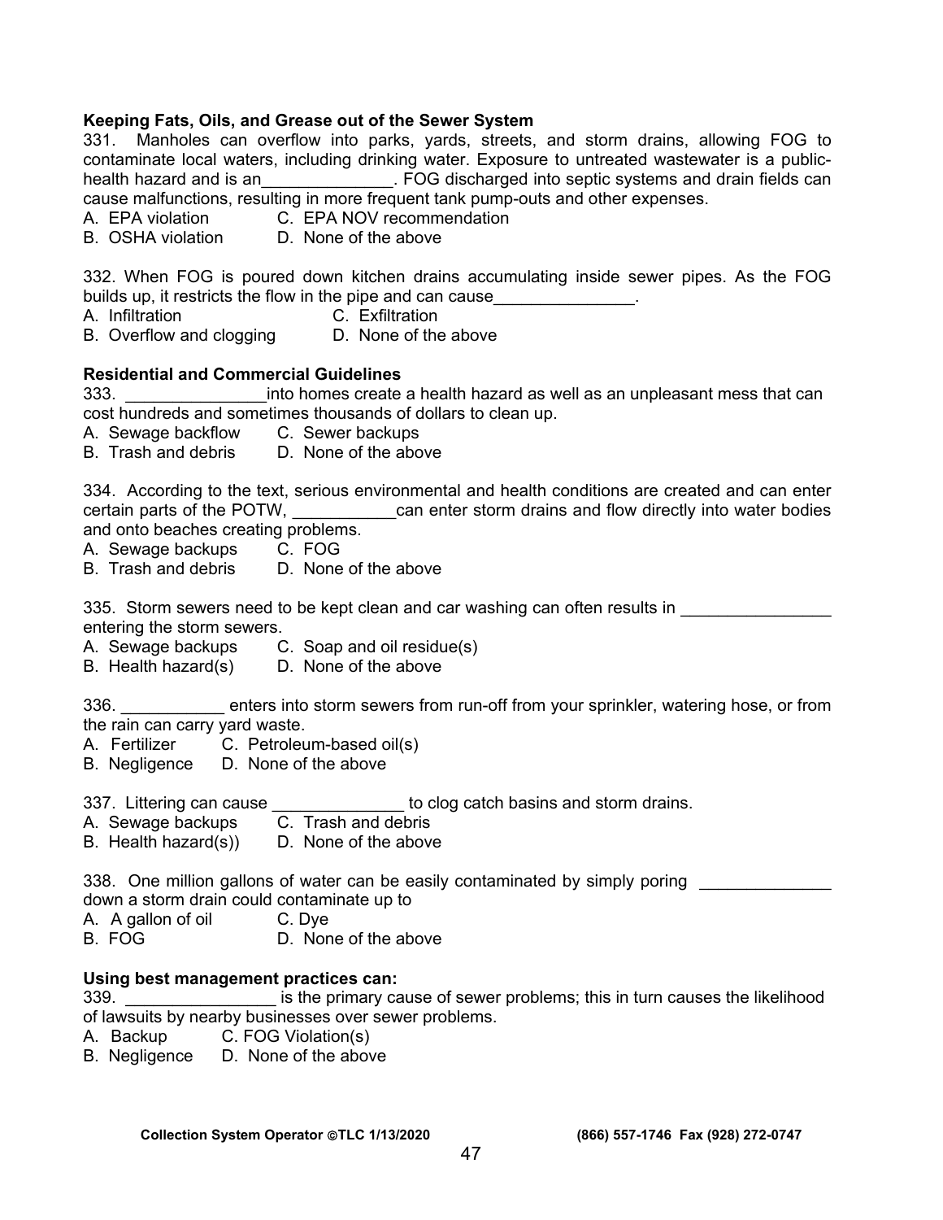**Keeping Fats, Oils, and Grease out of the Sewer System**

331. Manholes can overflow into parks, yards, streets, and storm drains, allowing FOG to contaminate local waters, including drinking water. Exposure to untreated wastewater is a public-health hazard and is an______________. FOG discharged into septic systems and drain fields can cause malfunctions, resulting in more frequent tank pump-outs and other expenses.

A. EPA violation C. EPA NOV recommendation
B. OSHA violation D. None of the above

332. When FOG is poured down kitchen drains accumulating inside sewer pipes. As the FOG builds up, it restricts the flow in the pipe and can cause_______________.

A. Infiltration C. Exfiltration
B. Overflow and clogging D. None of the above

**Residential and Commercial Guidelines**

333. _______________into homes create a health hazard as well as an unpleasant mess that can cost hundreds and sometimes thousands of dollars to clean up.

A. Sewage backflow C. Sewer backups
B. Trash and debris D. None of the above

334. According to the text, serious environmental and health conditions are created and can enter certain parts of the POTW, ___________can enter storm drains and flow directly into water bodies and onto beaches creating problems.

A. Sewage backups C. FOG
B. Trash and debris D. None of the above

335. Storm sewers need to be kept clean and car washing can often results in ________________ entering the storm sewers.

A. Sewage backups C. Soap and oil residue(s)
B. Health hazard(s) D. None of the above

336. ___________ enters into storm sewers from run-off from your sprinkler, watering hose, or from the rain can carry yard waste.

A. Fertilizer C. Petroleum-based oil(s)
B. Negligence D. None of the above

337. Littering can cause ______________ to clog catch basins and storm drains.

A. Sewage backups C. Trash and debris
B. Health hazard(s)) D. None of the above

338. One million gallons of water can be easily contaminated by simply poring ______________ down a storm drain could contaminate up to

A. A gallon of oil C. Dye
B. FOG D. None of the above

**Using best management practices can:**

339. ________________ is the primary cause of sewer problems; this in turn causes the likelihood of lawsuits by nearby businesses over sewer problems.

A. Backup C. FOG Violation(s)
B. Negligence D. None of the above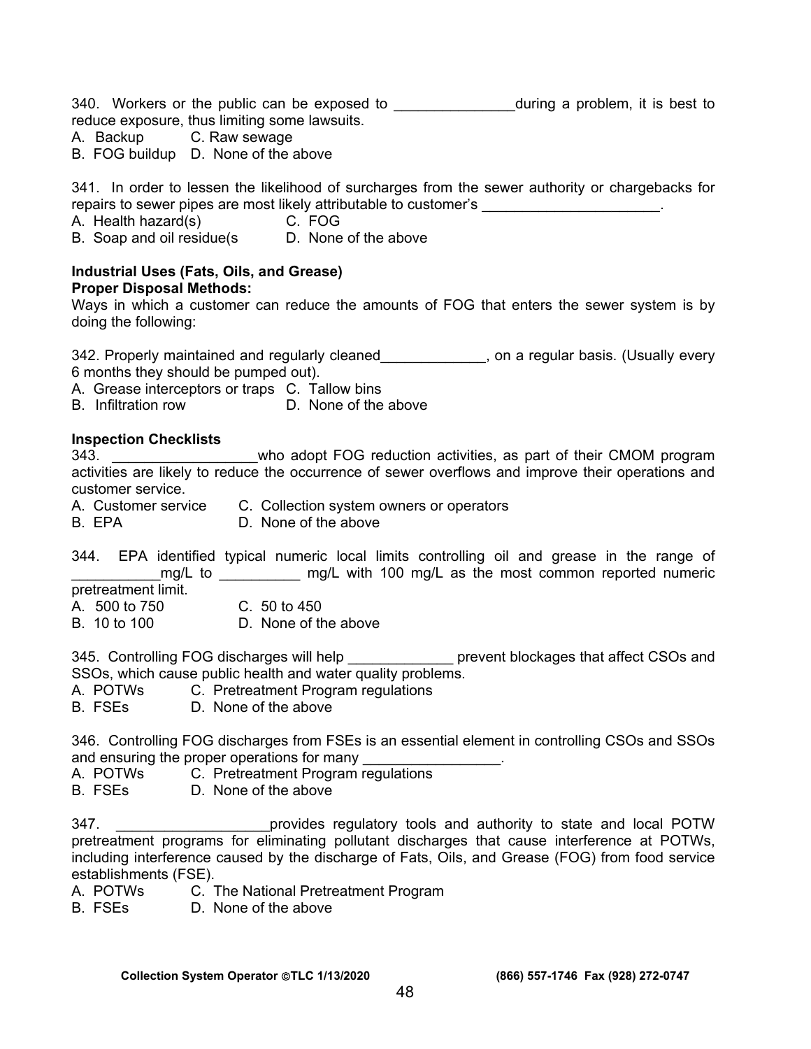340. Workers or the public can be exposed to _______________during a problem, it is best to reduce exposure, thus limiting some lawsuits.
A. Backup  C. Raw sewage
B. FOG buildup  D. None of the above

341. In order to lessen the likelihood of surcharges from the sewer authority or chargebacks for repairs to sewer pipes are most likely attributable to customer's ______________________.
A. Health hazard(s)  C. FOG
B. Soap and oil residue(s  D. None of the above

**Industrial Uses (Fats, Oils, and Grease)**
**Proper Disposal Methods:**
Ways in which a customer can reduce the amounts of FOG that enters the sewer system is by doing the following:

342. Properly maintained and regularly cleaned_____________, on a regular basis. (Usually every 6 months they should be pumped out).
A. Grease interceptors or traps  C. Tallow bins
B. Infiltration row  D. None of the above

**Inspection Checklists**
343. __________________who adopt FOG reduction activities, as part of their CMOM program activities are likely to reduce the occurrence of sewer overflows and improve their operations and customer service.
A. Customer service  C. Collection system owners or operators
B. EPA  D. None of the above

344. EPA identified typical numeric local limits controlling oil and grease in the range of ___________mg/L to __________ mg/L with 100 mg/L as the most common reported numeric pretreatment limit.
A. 500 to 750  C. 50 to 450
B. 10 to 100  D. None of the above

345. Controlling FOG discharges will help _____________ prevent blockages that affect CSOs and SSOs, which cause public health and water quality problems.
A. POTWs  C. Pretreatment Program regulations
B. FSEs  D. None of the above

346. Controlling FOG discharges from FSEs is an essential element in controlling CSOs and SSOs and ensuring the proper operations for many _________________.
A. POTWs  C. Pretreatment Program regulations
B. FSEs  D. None of the above

347. ___________________provides regulatory tools and authority to state and local POTW pretreatment programs for eliminating pollutant discharges that cause interference at POTWs, including interference caused by the discharge of Fats, Oils, and Grease (FOG) from food service establishments (FSE).
A. POTWs  C. The National Pretreatment Program
B. FSEs  D. None of the above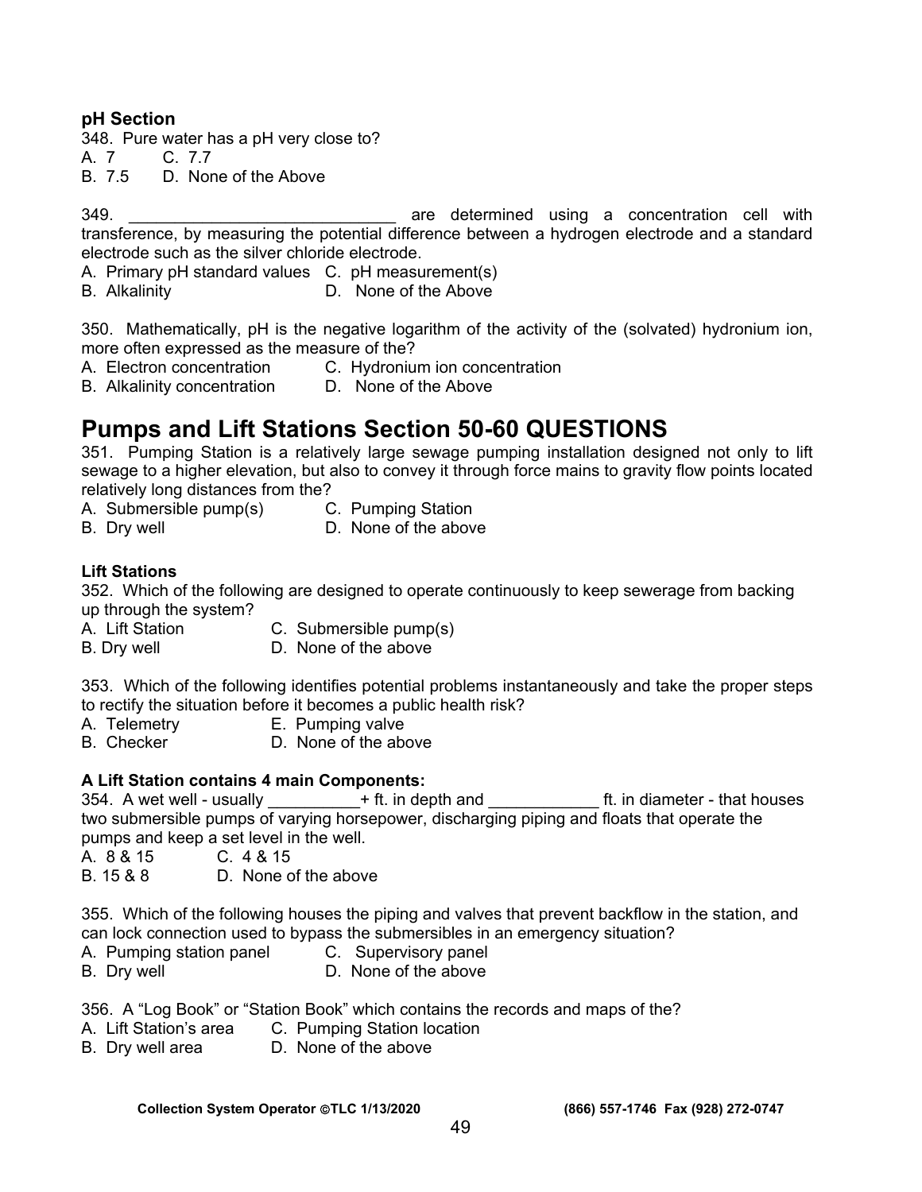**pH Section**

348. Pure water has a pH very close to?

A. 7        C. 7.7
B. 7.5      D. None of the Above

349. ____________________________ are determined using a concentration cell with transference, by measuring the potential difference between a hydrogen electrode and a standard electrode such as the silver chloride electrode.

A. Primary pH standard values   C. pH measurement(s)
B. Alkalinity                   D. None of the Above

350. Mathematically, pH is the negative logarithm of the activity of the (solvated) hydronium ion, more often expressed as the measure of the?

A. Electron concentration       C. Hydronium ion concentration
B. Alkalinity concentration     D. None of the Above

# Pumps and Lift Stations Section 50-60 QUESTIONS

351. Pumping Station is a relatively large sewage pumping installation designed not only to lift sewage to a higher elevation, but also to convey it through force mains to gravity flow points located relatively long distances from the?

A. Submersible pump(s)      C. Pumping Station
B. Dry well                 D. None of the above

**Lift Stations**

352. Which of the following are designed to operate continuously to keep sewerage from backing up through the system?

A. Lift Station             C. Submersible pump(s)
B. Dry well                 D. None of the above

353. Which of the following identifies potential problems instantaneously and take the proper steps to rectify the situation before it becomes a public health risk?

A. Telemetry                E. Pumping valve
B. Checker                  D. None of the above

**A Lift Station contains 4 main Components:**

354. A wet well - usually __________+ ft. in depth and ____________ ft. in diameter - that houses two submersible pumps of varying horsepower, discharging piping and floats that operate the pumps and keep a set level in the well.

A. 8 & 15       C. 4 & 15
B. 15 & 8       D. None of the above

355. Which of the following houses the piping and valves that prevent backflow in the station, and can lock connection used to bypass the submersibles in an emergency situation?

A. Pumping station panel        C. Supervisory panel
B. Dry well                     D. None of the above

356. A "Log Book" or "Station Book" which contains the records and maps of the?

A. Lift Station's area      C. Pumping Station location
B. Dry well area            D. None of the above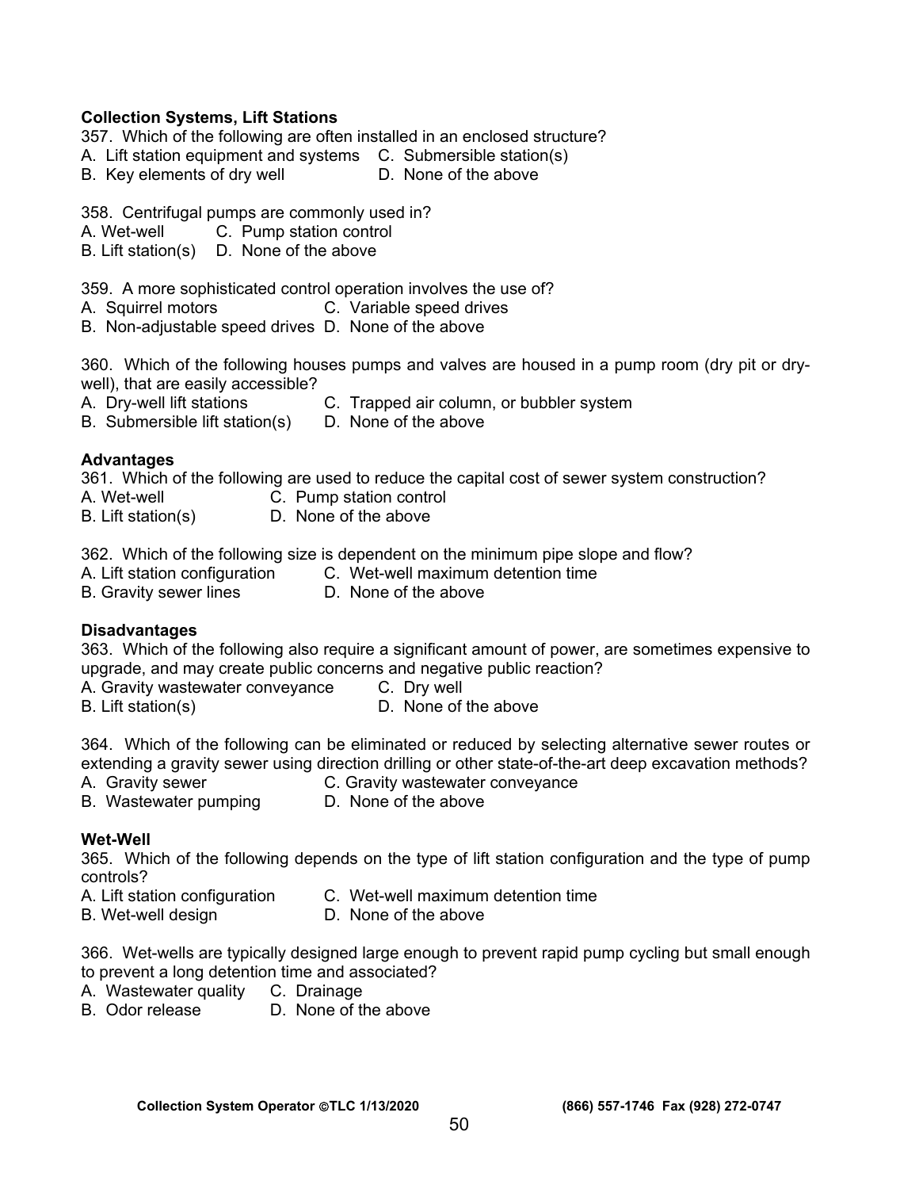**Collection Systems, Lift Stations**

357. Which of the following are often installed in an enclosed structure?
A. Lift station equipment and systems
B. Key elements of dry well
C. Submersible station(s)
D. None of the above

358. Centrifugal pumps are commonly used in?
A. Wet-well
B. Lift station(s)
C. Pump station control
D. None of the above

359. A more sophisticated control operation involves the use of?
A. Squirrel motors
B. Non-adjustable speed drives
C. Variable speed drives
D. None of the above

360. Which of the following houses pumps and valves are housed in a pump room (dry pit or dry-well), that are easily accessible?
A. Dry-well lift stations
B. Submersible lift station(s)
C. Trapped air column, or bubbler system
D. None of the above

**Advantages**

361. Which of the following are used to reduce the capital cost of sewer system construction?
A. Wet-well
B. Lift station(s)
C. Pump station control
D. None of the above

362. Which of the following size is dependent on the minimum pipe slope and flow?
A. Lift station configuration
B. Gravity sewer lines
C. Wet-well maximum detention time
D. None of the above

**Disadvantages**

363. Which of the following also require a significant amount of power, are sometimes expensive to upgrade, and may create public concerns and negative public reaction?
A. Gravity wastewater conveyance
B. Lift station(s)
C. Dry well
D. None of the above

364. Which of the following can be eliminated or reduced by selecting alternative sewer routes or extending a gravity sewer using direction drilling or other state-of-the-art deep excavation methods?
A. Gravity sewer
B. Wastewater pumping
C. Gravity wastewater conveyance
D. None of the above

**Wet-Well**

365. Which of the following depends on the type of lift station configuration and the type of pump controls?
A. Lift station configuration
B. Wet-well design
C. Wet-well maximum detention time
D. None of the above

366. Wet-wells are typically designed large enough to prevent rapid pump cycling but small enough to prevent a long detention time and associated?
A. Wastewater quality
B. Odor release
C. Drainage
D. None of the above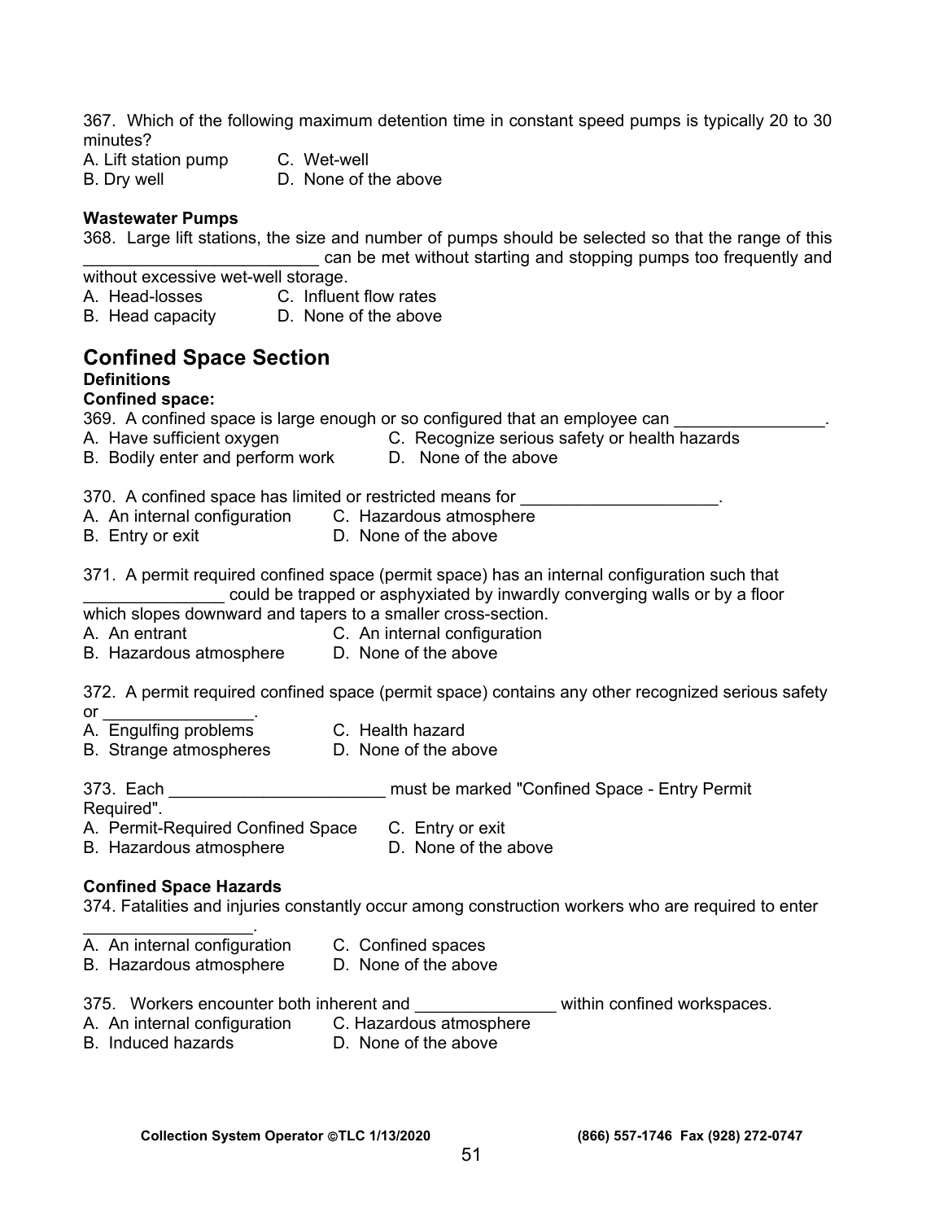367. Which of the following maximum detention time in constant speed pumps is typically 20 to 30 minutes?

A. Lift station pump   C. Wet-well
B. Dry well   D. None of the above

**Wastewater Pumps**

368. Large lift stations, the size and number of pumps should be selected so that the range of this _________________________ can be met without starting and stopping pumps too frequently and without excessive wet-well storage.

A. Head-losses   C. Influent flow rates
B. Head capacity   D. None of the above

## Confined Space Section

**Definitions**

**Confined space:**

369. A confined space is large enough or so configured that an employee can ________________.

A. Have sufficient oxygen   C. Recognize serious safety or health hazards
B. Bodily enter and perform work   D. None of the above

370. A confined space has limited or restricted means for _____________________.

A. An internal configuration   C. Hazardous atmosphere
B. Entry or exit   D. None of the above

371. A permit required confined space (permit space) has an internal configuration such that _______________ could be trapped or asphyxiated by inwardly converging walls or by a floor which slopes downward and tapers to a smaller cross-section.

A. An entrant   C. An internal configuration
B. Hazardous atmosphere   D. None of the above

372. A permit required confined space (permit space) contains any other recognized serious safety or ________________.

A. Engulfing problems   C. Health hazard
B. Strange atmospheres   D. None of the above

373. Each _______________________ must be marked "Confined Space - Entry Permit Required".

A. Permit-Required Confined Space   C. Entry or exit
B. Hazardous atmosphere   D. None of the above

**Confined Space Hazards**

374. Fatalities and injuries constantly occur among construction workers who are required to enter __________________.

A. An internal configuration   C. Confined spaces
B. Hazardous atmosphere   D. None of the above

375. Workers encounter both inherent and _______________ within confined workspaces.

A. An internal configuration   C. Hazardous atmosphere
B. Induced hazards   D. None of the above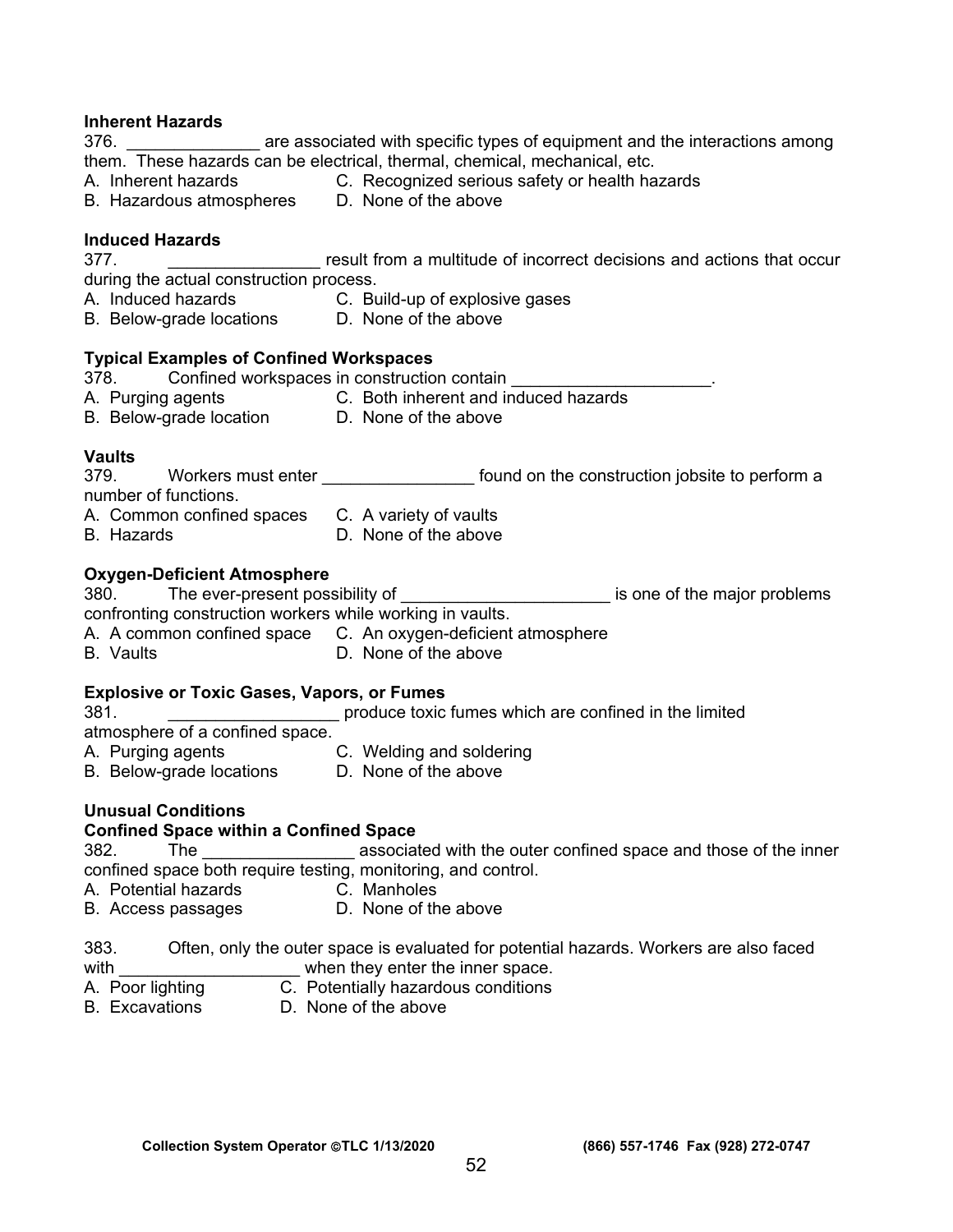**Inherent Hazards**

376. ______________ are associated with specific types of equipment and the interactions among them. These hazards can be electrical, thermal, chemical, mechanical, etc.

A. Inherent hazards C. Recognized serious safety or health hazards
B. Hazardous atmospheres D. None of the above

**Induced Hazards**

377. ________________ result from a multitude of incorrect decisions and actions that occur during the actual construction process.

A. Induced hazards C. Build-up of explosive gases
B. Below-grade locations D. None of the above

**Typical Examples of Confined Workspaces**

378. Confined workspaces in construction contain _____________________.

A. Purging agents C. Both inherent and induced hazards
B. Below-grade location D. None of the above

**Vaults**

379. Workers must enter ________________ found on the construction jobsite to perform a number of functions.

A. Common confined spaces C. A variety of vaults
B. Hazards D. None of the above

**Oxygen-Deficient Atmosphere**

380. The ever-present possibility of ______________________ is one of the major problems confronting construction workers while working in vaults.

A. A common confined space C. An oxygen-deficient atmosphere
B. Vaults D. None of the above

**Explosive or Toxic Gases, Vapors, or Fumes**

381. __________________ produce toxic fumes which are confined in the limited atmosphere of a confined space.

A. Purging agents C. Welding and soldering
B. Below-grade locations D. None of the above

**Unusual Conditions**

**Confined Space within a Confined Space**

382. The ________________ associated with the outer confined space and those of the inner confined space both require testing, monitoring, and control.

A. Potential hazards C. Manholes
B. Access passages D. None of the above

383. Often, only the outer space is evaluated for potential hazards. Workers are also faced with ___________________ when they enter the inner space.

A. Poor lighting C. Potentially hazardous conditions
B. Excavations D. None of the above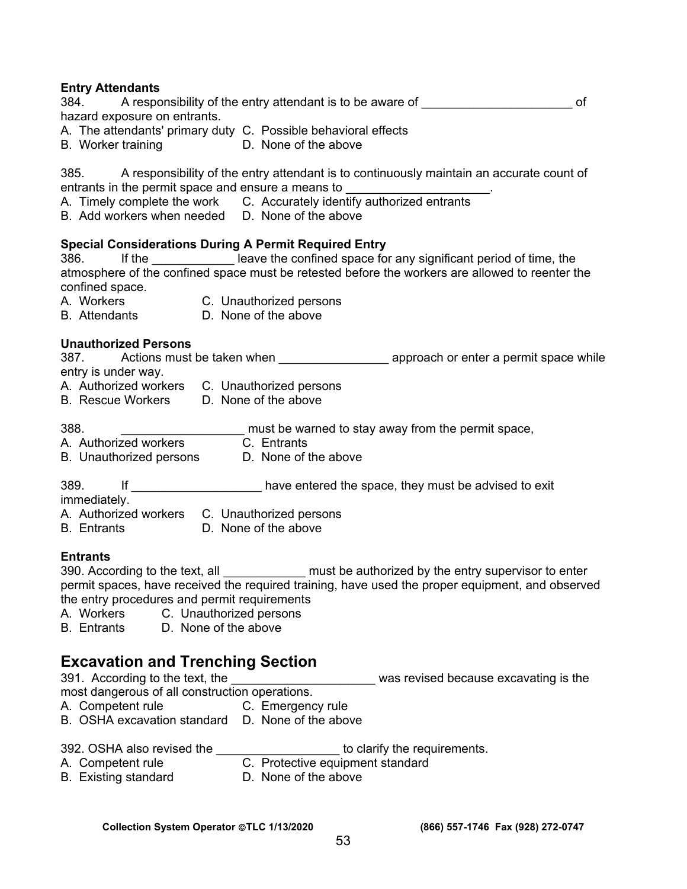**Entry Attendants**

384. A responsibility of the entry attendant is to be aware of ______________________ of hazard exposure on entrants.

A. The attendants' primary duty C. Possible behavioral effects
B. Worker training D. None of the above

385. A responsibility of the entry attendant is to continuously maintain an accurate count of entrants in the permit space and ensure a means to _____________________.

A. Timely complete the work C. Accurately identify authorized entrants
B. Add workers when needed D. None of the above

**Special Considerations During A Permit Required Entry**

386. If the ____________ leave the confined space for any significant period of time, the atmosphere of the confined space must be retested before the workers are allowed to reenter the confined space.

A. Workers C. Unauthorized persons
B. Attendants D. None of the above

**Unauthorized Persons**

387. Actions must be taken when ________________ approach or enter a permit space while entry is under way.

A. Authorized workers C. Unauthorized persons
B. Rescue Workers D. None of the above

388. __________________ must be warned to stay away from the permit space,

A. Authorized workers C. Entrants
B. Unauthorized persons D. None of the above

389. If ___________________ have entered the space, they must be advised to exit immediately.

A. Authorized workers C. Unauthorized persons
B. Entrants D. None of the above

**Entrants**

390. According to the text, all ____________ must be authorized by the entry supervisor to enter permit spaces, have received the required training, have used the proper equipment, and observed the entry procedures and permit requirements

A. Workers C. Unauthorized persons
B. Entrants D. None of the above

## Excavation and Trenching Section

391. According to the text, the _____________________ was revised because excavating is the most dangerous of all construction operations.

A. Competent rule C. Emergency rule
B. OSHA excavation standard D. None of the above

392. OSHA also revised the __________________ to clarify the requirements.

A. Competent rule C. Protective equipment standard
B. Existing standard D. None of the above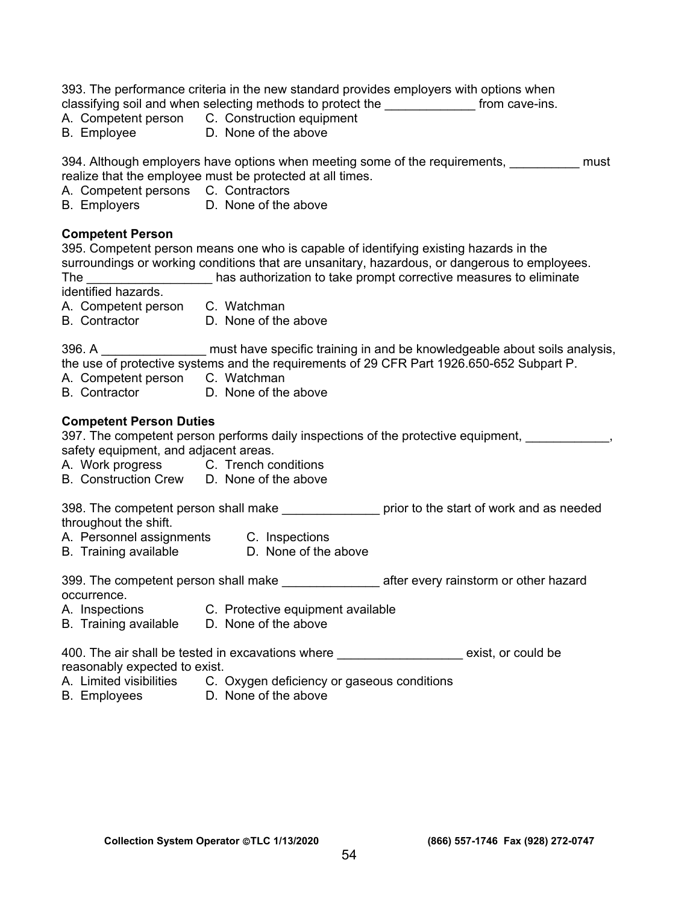393. The performance criteria in the new standard provides employers with options when classifying soil and when selecting methods to protect the _____________ from cave-ins.
A. Competent person C. Construction equipment
B. Employee D. None of the above

394. Although employers have options when meeting some of the requirements, __________ must realize that the employee must be protected at all times.
A. Competent persons C. Contractors
B. Employers D. None of the above

**Competent Person**
395. Competent person means one who is capable of identifying existing hazards in the surroundings or working conditions that are unsanitary, hazardous, or dangerous to employees. The __________________ has authorization to take prompt corrective measures to eliminate identified hazards.
A. Competent person C. Watchman
B. Contractor D. None of the above

396. A _______________ must have specific training in and be knowledgeable about soils analysis, the use of protective systems and the requirements of 29 CFR Part 1926.650-652 Subpart P.
A. Competent person C. Watchman
B. Contractor D. None of the above

**Competent Person Duties**
397. The competent person performs daily inspections of the protective equipment, ____________, safety equipment, and adjacent areas.
A. Work progress C. Trench conditions
B. Construction Crew D. None of the above

398. The competent person shall make ______________ prior to the start of work and as needed throughout the shift.
A. Personnel assignments C. Inspections
B. Training available D. None of the above

399. The competent person shall make ______________ after every rainstorm or other hazard occurrence.
A. Inspections C. Protective equipment available
B. Training available D. None of the above

400. The air shall be tested in excavations where __________________ exist, or could be reasonably expected to exist.
A. Limited visibilities C. Oxygen deficiency or gaseous conditions
B. Employees D. None of the above